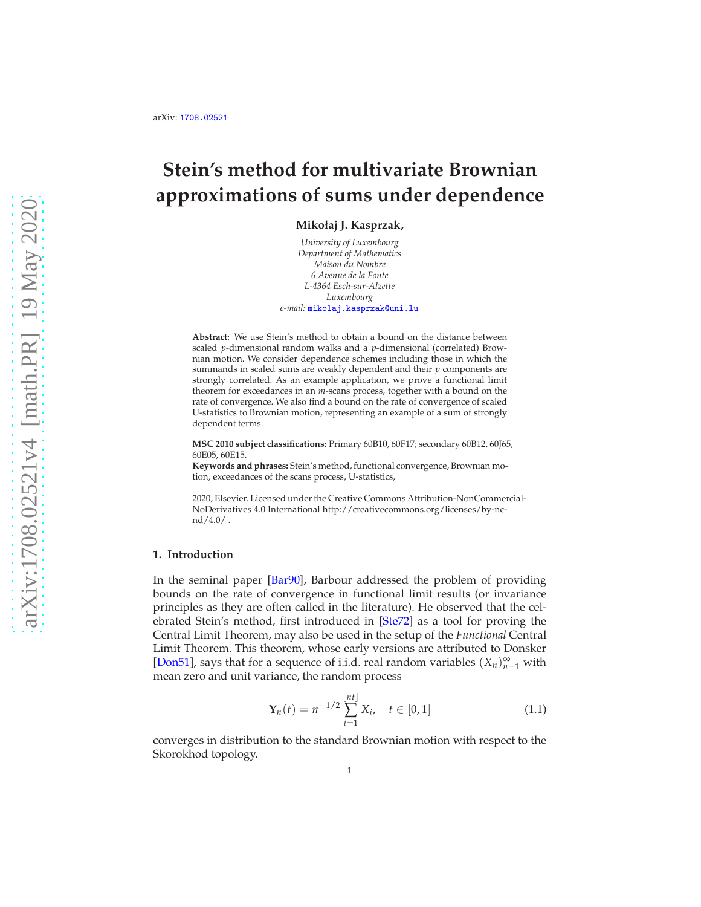arXiv: 1708.02521

# Stein's method for multivariate Brownian approximations of sums under dependence

**Mikołaj J. Kasprzak,**

*University of Luxembourg*
*Department of Mathematics*
*Maison du Nombre*
*6 Avenue de la Fonte*
*L-4364 Esch-sur-Alzette*
*Luxembourg*
*e-mail:* mikolaj.kasprzak@uni.lu

**Abstract:** We use Stein's method to obtain a bound on the distance between scaled $p$-dimensional random walks and a $p$-dimensional (correlated) Brownian motion. We consider dependence schemes including those in which the summands in scaled sums are weakly dependent and their $p$ components are strongly correlated. As an example application, we prove a functional limit theorem for exceedances in an $m$-scans process, together with a bound on the rate of convergence. We also find a bound on the rate of convergence of scaled U-statistics to Brownian motion, representing an example of a sum of strongly dependent terms.

**MSC 2010 subject classifications:** Primary 60B10, 60F17; secondary 60B12, 60J65, 60E05, 60E15.

**Keywords and phrases:** Stein's method, functional convergence, Brownian motion, exceedances of the scans process, U-statistics,

2020, Elsevier. Licensed under the Creative Commons Attribution-NonCommercial-NoDerivatives 4.0 International http://creativecommons.org/licenses/by-nc-nd/4.0/ .

## 1. Introduction

In the seminal paper [Bar90], Barbour addressed the problem of providing bounds on the rate of convergence in functional limit results (or invariance principles as they are often called in the literature). He observed that the celebrated Stein's method, first introduced in [Ste72] as a tool for proving the Central Limit Theorem, may also be used in the setup of the *Functional* Central Limit Theorem. This theorem, whose early versions are attributed to Donsker [Don51], says that for a sequence of i.i.d. real random variables $(X_n)_{n=1}^{\infty}$ with mean zero and unit variance, the random process

$$\mathbf{Y}_n(t) = n^{-1/2} \sum_{i=1}^{\lfloor nt \rfloor} X_i, \quad t \in [0,1] \tag{1.1}$$

converges in distribution to the standard Brownian motion with respect to the Skorokhod topology.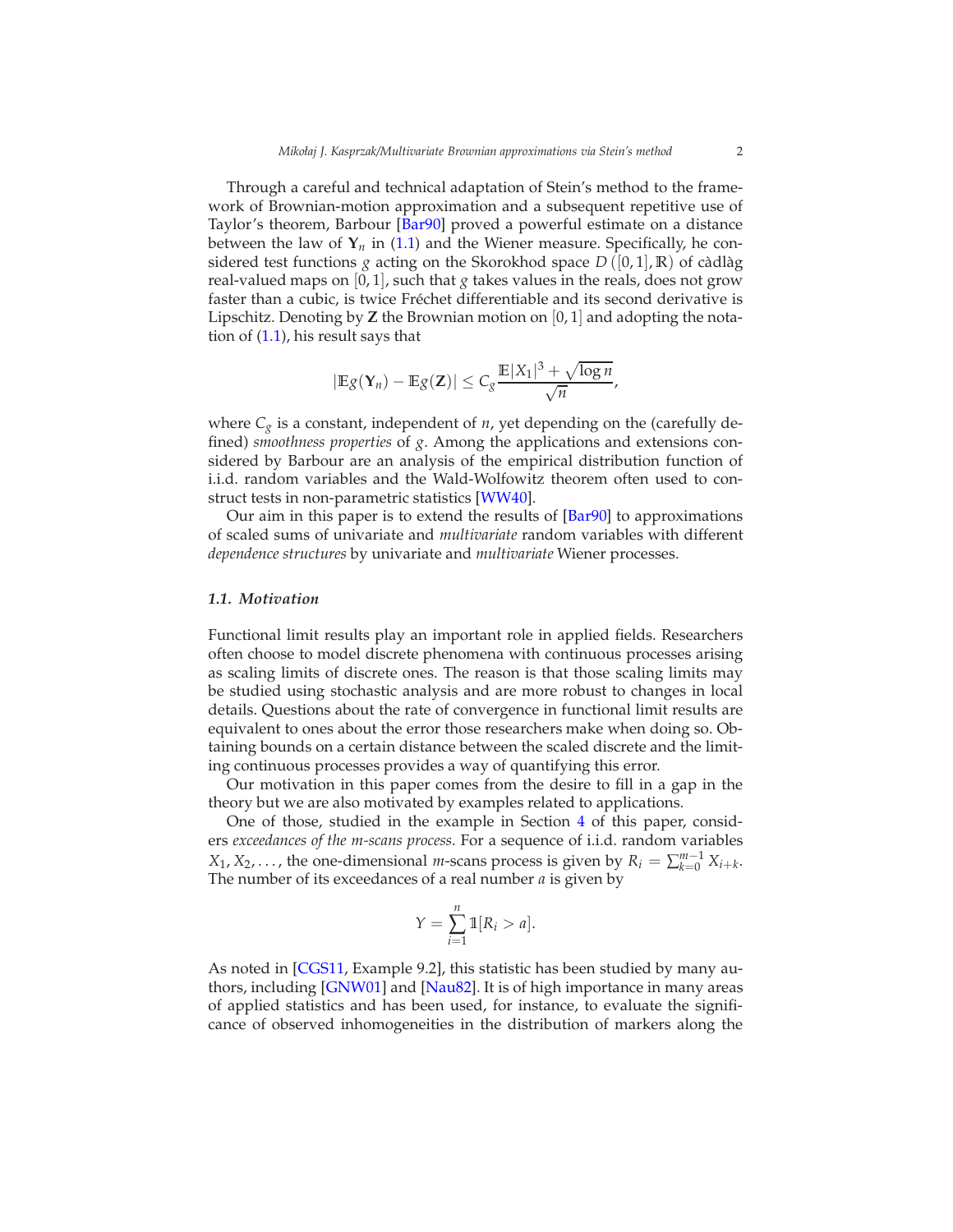Through a careful and technical adaptation of Stein's method to the framework of Brownian-motion approximation and a subsequent repetitive use of Taylor's theorem, Barbour [Bar90] proved a powerful estimate on a distance between the law of $\mathbf{Y}_n$ in (1.1) and the Wiener measure. Specifically, he considered test functions $g$ acting on the Skorokhod space $D([0,1],\mathbb{R})$ of càdlàg real-valued maps on $[0,1]$, such that $g$ takes values in the reals, does not grow faster than a cubic, is twice Fréchet differentiable and its second derivative is Lipschitz. Denoting by $\mathbf{Z}$ the Brownian motion on $[0,1]$ and adopting the notation of (1.1), his result says that

$$|\mathbb{E}g(\mathbf{Y}_n) - \mathbb{E}g(\mathbf{Z})| \leq C_g \frac{\mathbb{E}|X_1|^3 + \sqrt{\log n}}{\sqrt{n}},$$

where $C_g$ is a constant, independent of $n$, yet depending on the (carefully defined) *smoothness properties* of $g$. Among the applications and extensions considered by Barbour are an analysis of the empirical distribution function of i.i.d. random variables and the Wald-Wolfowitz theorem often used to construct tests in non-parametric statistics [WW40].

Our aim in this paper is to extend the results of [Bar90] to approximations of scaled sums of univariate and *multivariate* random variables with different *dependence structures* by univariate and *multivariate* Wiener processes.

### 1.1. Motivation

Functional limit results play an important role in applied fields. Researchers often choose to model discrete phenomena with continuous processes arising as scaling limits of discrete ones. The reason is that those scaling limits may be studied using stochastic analysis and are more robust to changes in local details. Questions about the rate of convergence in functional limit results are equivalent to ones about the error those researchers make when doing so. Obtaining bounds on a certain distance between the scaled discrete and the limiting continuous processes provides a way of quantifying this error.

Our motivation in this paper comes from the desire to fill in a gap in the theory but we are also motivated by examples related to applications.

One of those, studied in the example in Section 4 of this paper, considers *exceedances of the m-scans process*. For a sequence of i.i.d. random variables $X_1, X_2, \ldots$, the one-dimensional $m$-scans process is given by $R_i = \sum_{k=0}^{m-1} X_{i+k}$. The number of its exceedances of a real number $a$ is given by

$$Y = \sum_{i=1}^{n} \mathbb{1}[R_i > a].$$

As noted in [CGS11, Example 9.2], this statistic has been studied by many authors, including [GNW01] and [Nau82]. It is of high importance in many areas of applied statistics and has been used, for instance, to evaluate the significance of observed inhomogeneities in the distribution of markers along the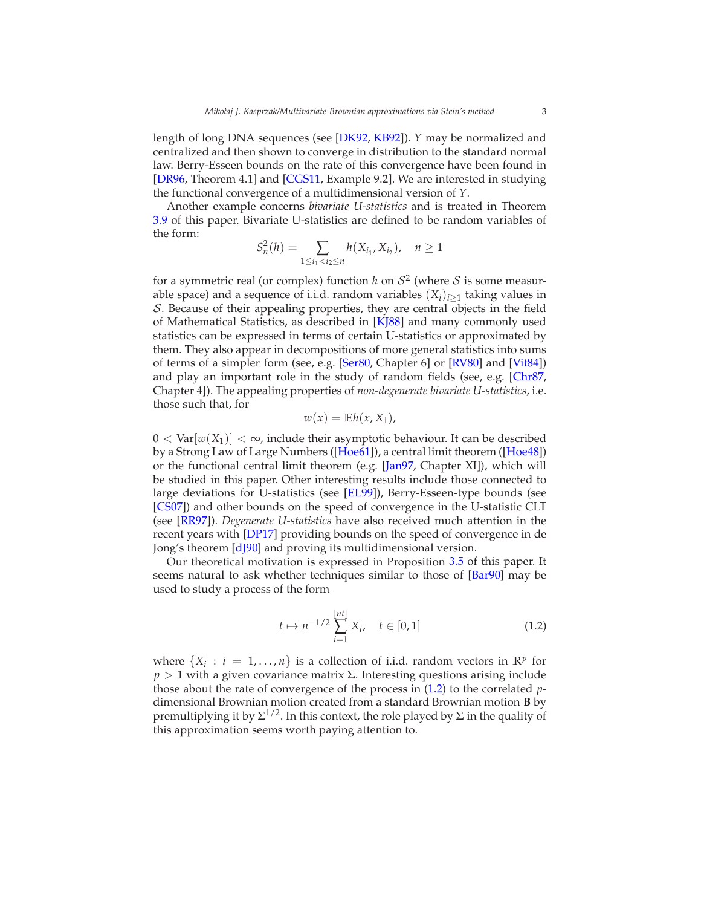length of long DNA sequences (see [DK92, KB92]). $Y$ may be normalized and centralized and then shown to converge in distribution to the standard normal law. Berry-Esseen bounds on the rate of this convergence have been found in [DR96, Theorem 4.1] and [CGS11, Example 9.2]. We are interested in studying the functional convergence of a multidimensional version of $Y$.

Another example concerns *bivariate U-statistics* and is treated in Theorem 3.9 of this paper. Bivariate U-statistics are defined to be random variables of the form:

$$S_n^2(h) = \sum_{1\leq i_1<i_2\leq n} h(X_{i_1}, X_{i_2}), \quad n \geq 1$$

for a symmetric real (or complex) function $h$ on $\mathcal{S}^2$ (where $\mathcal{S}$ is some measurable space) and a sequence of i.i.d. random variables $(X_i)_{i\geq 1}$ taking values in $\mathcal{S}$. Because of their appealing properties, they are central objects in the field of Mathematical Statistics, as described in [KJ88] and many commonly used statistics can be expressed in terms of certain U-statistics or approximated by them. They also appear in decompositions of more general statistics into sums of terms of a simpler form (see, e.g. [Ser80, Chapter 6] or [RV80] and [Vit84]) and play an important role in the study of random fields (see, e.g. [Chr87, Chapter 4]). The appealing properties of *non-degenerate bivariate U-statistics*, i.e. those such that, for

$$w(x) = \mathbb{E}h(x, X_1),$$

$0 < \text{Var}[w(X_1)] < \infty$, include their asymptotic behaviour. It can be described by a Strong Law of Large Numbers ([Hoe61]), a central limit theorem ([Hoe48]) or the functional central limit theorem (e.g. [Jan97, Chapter XI]), which will be studied in this paper. Other interesting results include those connected to large deviations for U-statistics (see [EL99]), Berry-Esseen-type bounds (see [CS07]) and other bounds on the speed of convergence in the U-statistic CLT (see [RR97]). *Degenerate U-statistics* have also received much attention in the recent years with [DP17] providing bounds on the speed of convergence in de Jong's theorem [dJ90] and proving its multidimensional version.

Our theoretical motivation is expressed in Proposition 3.5 of this paper. It seems natural to ask whether techniques similar to those of [Bar90] may be used to study a process of the form

$$t \mapsto n^{-1/2} \sum_{i=1}^{\lfloor nt \rfloor} X_i, \quad t \in [0,1] \tag{1.2}$$

where $\{X_i : i = 1, \ldots, n\}$ is a collection of i.i.d. random vectors in $\mathbb{R}^p$ for $p > 1$ with a given covariance matrix $\Sigma$. Interesting questions arising include those about the rate of convergence of the process in (1.2) to the correlated $p$-dimensional Brownian motion created from a standard Brownian motion $\mathbf{B}$ by premultiplying it by $\Sigma^{1/2}$. In this context, the role played by $\Sigma$ in the quality of this approximation seems worth paying attention to.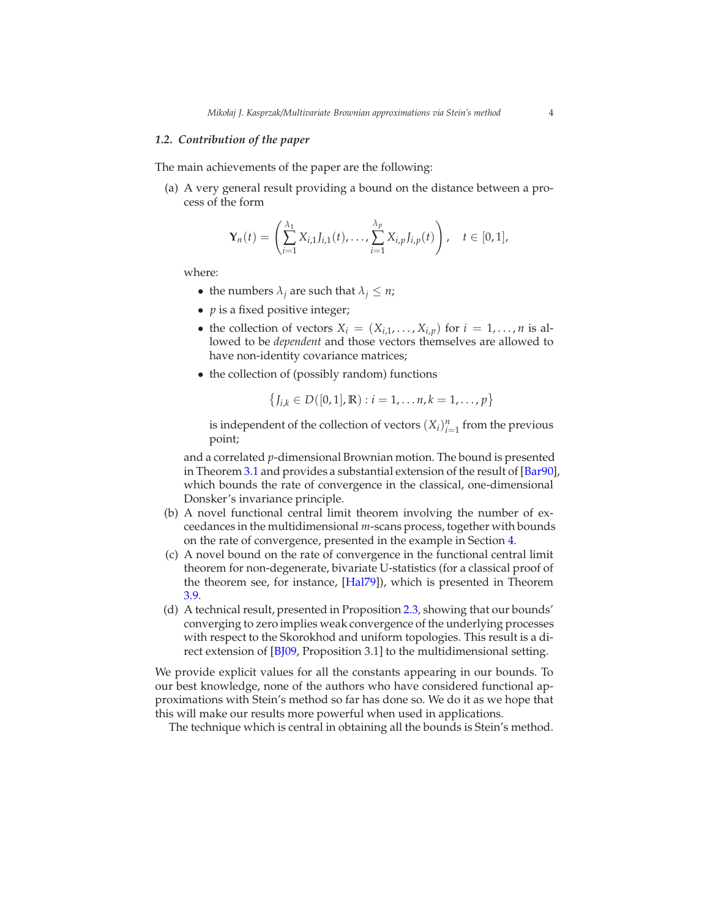### 1.2. Contribution of the paper

The main achievements of the paper are the following:

(a) A very general result providing a bound on the distance between a process of the form

$$\mathbf{Y}_n(t) = \left( \sum_{i=1}^{\lambda_1} X_{i,1} J_{i,1}(t), \ldots, \sum_{i=1}^{\lambda_p} X_{i,p} J_{i,p}(t) \right), \quad t \in [0,1],$$

where:

- the numbers $\lambda_j$ are such that $\lambda_j \leq n$;
- $p$ is a fixed positive integer;
- the collection of vectors $X_i = (X_{i,1}, \ldots, X_{i,p})$ for $i = 1, \ldots, n$ is allowed to be *dependent* and those vectors themselves are allowed to have non-identity covariance matrices;
- the collection of (possibly random) functions

$$\left\{ J_{i,k} \in D([0,1], \mathbb{R}) : i = 1, \ldots n, k = 1, \ldots, p \right\}$$

is independent of the collection of vectors $(X_i)_{i=1}^n$ from the previous point;

and a correlated $p$-dimensional Brownian motion. The bound is presented in Theorem 3.1 and provides a substantial extension of the result of [Bar90], which bounds the rate of convergence in the classical, one-dimensional Donsker's invariance principle.

(b) A novel functional central limit theorem involving the number of exceedances in the multidimensional $m$-scans process, together with bounds on the rate of convergence, presented in the example in Section 4.

(c) A novel bound on the rate of convergence in the functional central limit theorem for non-degenerate, bivariate U-statistics (for a classical proof of the theorem see, for instance, [Hal79]), which is presented in Theorem 3.9.

(d) A technical result, presented in Proposition 2.3, showing that our bounds' converging to zero implies weak convergence of the underlying processes with respect to the Skorokhod and uniform topologies. This result is a direct extension of [BJ09, Proposition 3.1] to the multidimensional setting.

We provide explicit values for all the constants appearing in our bounds. To our best knowledge, none of the authors who have considered functional approximations with Stein's method so far has done so. We do it as we hope that this will make our results more powerful when used in applications.

The technique which is central in obtaining all the bounds is Stein's method.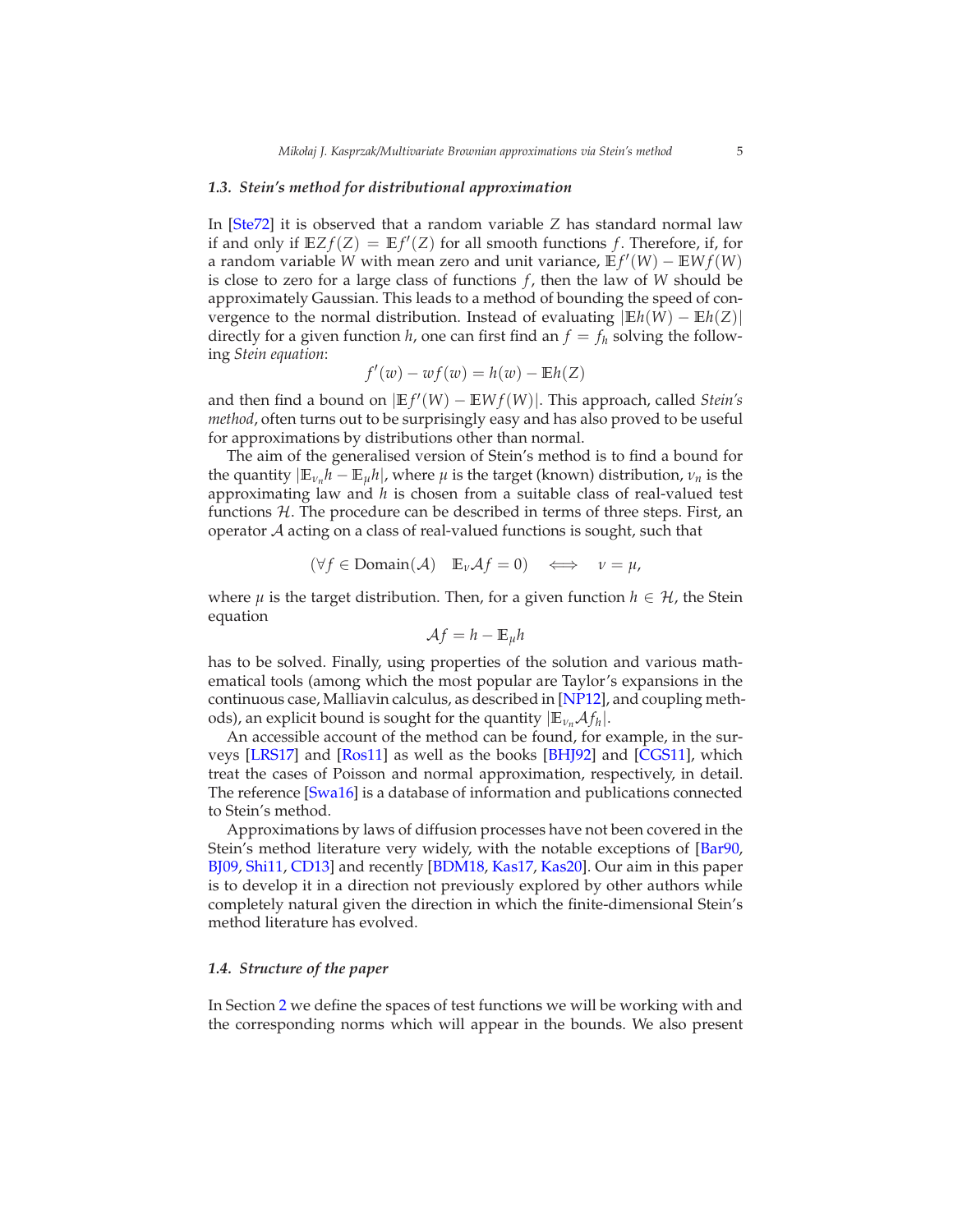### 1.3. Stein's method for distributional approximation

In [Ste72] it is observed that a random variable $Z$ has standard normal law if and only if $\mathbb{E}Zf(Z) = \mathbb{E}f'(Z)$ for all smooth functions $f$. Therefore, if, for a random variable $W$ with mean zero and unit variance, $\mathbb{E}f'(W) - \mathbb{E}Wf(W)$ is close to zero for a large class of functions $f$, then the law of $W$ should be approximately Gaussian. This leads to a method of bounding the speed of convergence to the normal distribution. Instead of evaluating $|\mathbb{E}h(W) - \mathbb{E}h(Z)|$ directly for a given function $h$, one can first find an $f = f_h$ solving the following *Stein equation*:

$$f'(w) - wf(w) = h(w) - \mathbb{E}h(Z)$$

and then find a bound on $|\mathbb{E}f'(W) - \mathbb{E}Wf(W)|$. This approach, called *Stein's method*, often turns out to be surprisingly easy and has also proved to be useful for approximations by distributions other than normal.

The aim of the generalised version of Stein's method is to find a bound for the quantity $|\mathbb{E}_{\nu_n}h - \mathbb{E}_{\mu}h|$, where $\mu$ is the target (known) distribution, $\nu_n$ is the approximating law and $h$ is chosen from a suitable class of real-valued test functions $\mathcal{H}$. The procedure can be described in terms of three steps. First, an operator $\mathcal{A}$ acting on a class of real-valued functions is sought, such that

$$(\forall f \in \text{Domain}(\mathcal{A}) \quad \mathbb{E}_{\nu}\mathcal{A}f = 0) \quad \Longleftrightarrow \quad \nu = \mu,$$

where $\mu$ is the target distribution. Then, for a given function $h \in \mathcal{H}$, the Stein equation

$$\mathcal{A}f = h - \mathbb{E}_{\mu}h$$

has to be solved. Finally, using properties of the solution and various mathematical tools (among which the most popular are Taylor's expansions in the continuous case, Malliavin calculus, as described in [NP12], and coupling methods), an explicit bound is sought for the quantity $|\mathbb{E}_{\nu_n}\mathcal{A}f_h|$.

An accessible account of the method can be found, for example, in the surveys [LRS17] and [Ros11] as well as the books [BHJ92] and [CGS11], which treat the cases of Poisson and normal approximation, respectively, in detail. The reference [Swa16] is a database of information and publications connected to Stein's method.

Approximations by laws of diffusion processes have not been covered in the Stein's method literature very widely, with the notable exceptions of [Bar90, BJ09, Shi11, CD13] and recently [BDM18, Kas17, Kas20]. Our aim in this paper is to develop it in a direction not previously explored by other authors while completely natural given the direction in which the finite-dimensional Stein's method literature has evolved.

### 1.4. Structure of the paper

In Section 2 we define the spaces of test functions we will be working with and the corresponding norms which will appear in the bounds. We also present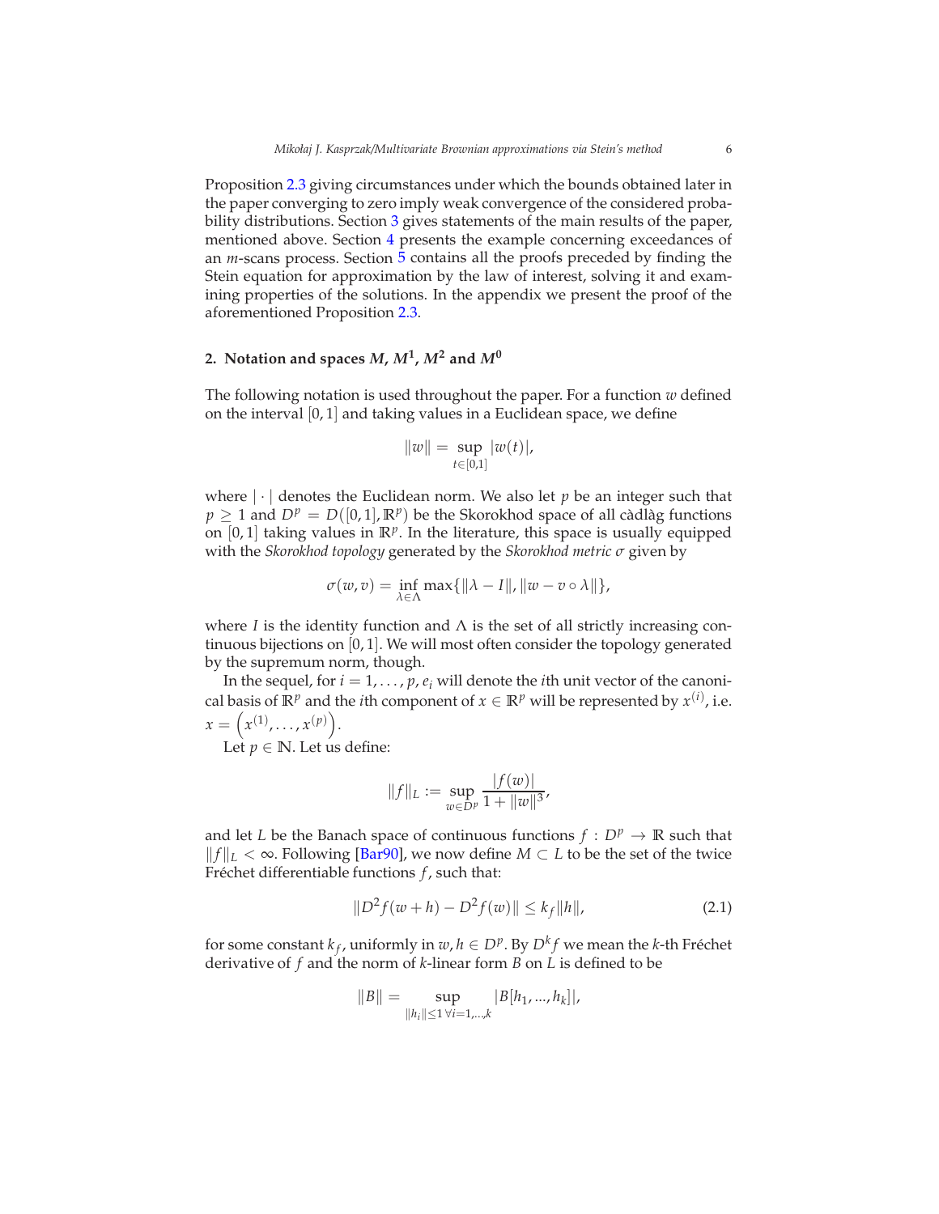Proposition 2.3 giving circumstances under which the bounds obtained later in the paper converging to zero imply weak convergence of the considered probability distributions. Section 3 gives statements of the main results of the paper, mentioned above. Section 4 presents the example concerning exceedances of an $m$-scans process. Section 5 contains all the proofs preceded by finding the Stein equation for approximation by the law of interest, solving it and examining properties of the solutions. In the appendix we present the proof of the aforementioned Proposition 2.3.

## 2. Notation and spaces $M$, $M^1$, $M^2$ and $M^0$

The following notation is used throughout the paper. For a function $w$ defined on the interval $[0,1]$ and taking values in a Euclidean space, we define

$$\|w\| = \sup_{t\in[0,1]} |w(t)|,$$

where $|\cdot|$ denotes the Euclidean norm. We also let $p$ be an integer such that $p \geq 1$ and $D^p = D([0,1], \mathbb{R}^p)$ be the Skorokhod space of all càdlàg functions on $[0,1]$ taking values in $\mathbb{R}^p$. In the literature, this space is usually equipped with the *Skorokhod topology* generated by the *Skorokhod metric* $\sigma$ given by

$$\sigma(w,v) = \inf_{\lambda\in\Lambda} \max\{\|\lambda - I\|, \|w - v\circ\lambda\|\},$$

where $I$ is the identity function and $\Lambda$ is the set of all strictly increasing continuous bijections on $[0,1]$. We will most often consider the topology generated by the supremum norm, though.

In the sequel, for $i = 1,\dots,p$, $e_i$ will denote the $i$th unit vector of the canonical basis of $\mathbb{R}^p$ and the $i$th component of $x \in \mathbb{R}^p$ will be represented by $x^{(i)}$, i.e. $x = \left(x^{(1)},\dots,x^{(p)}\right)$.

Let $p \in \mathbb{N}$. Let us define:

$$\|f\|_L := \sup_{w\in D^p} \frac{|f(w)|}{1+\|w\|^3},$$

and let $L$ be the Banach space of continuous functions $f : D^p \to \mathbb{R}$ such that $\|f\|_L < \infty$. Following [Bar90], we now define $M \subset L$ to be the set of the twice Fréchet differentiable functions $f$, such that:

$$\|D^2 f(w+h) - D^2 f(w)\| \leq k_f \|h\|, \tag{2.1}$$

for some constant $k_f$, uniformly in $w, h \in D^p$. By $D^k f$ we mean the $k$-th Fréchet derivative of $f$ and the norm of $k$-linear form $B$ on $L$ is defined to be

$$\|B\| = \sup_{\|h_i\|\leq 1\ \forall i=1,\dots,k} |B[h_1,\dots,h_k]|,$$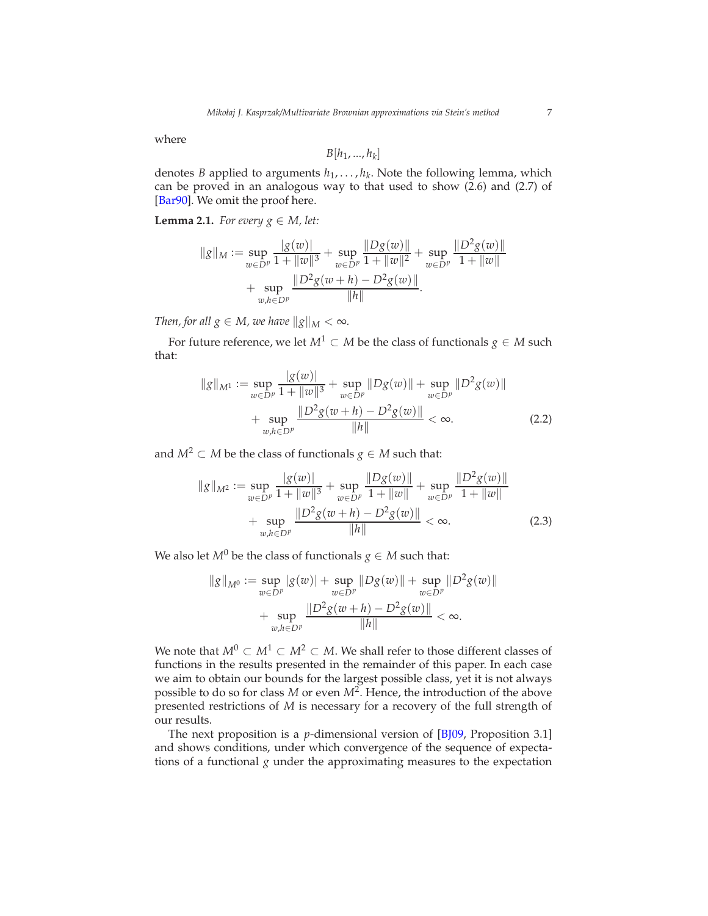where

$$B[h_1, ..., h_k]$$

denotes $B$ applied to arguments $h_1, \dots, h_k$. Note the following lemma, which can be proved in an analogous way to that used to show (2.6) and (2.7) of [Bar90]. We omit the proof here.

**Lemma 2.1.** *For every $g \in M$, let:*

$$\|g\|_M := \sup_{w \in D^p} \frac{|g(w)|}{1+\|w\|^3} + \sup_{w \in D^p} \frac{\|Dg(w)\|}{1+\|w\|^2} + \sup_{w \in D^p} \frac{\|D^2g(w)\|}{1+\|w\|} + \sup_{w,h \in D^p} \frac{\|D^2g(w+h) - D^2g(w)\|}{\|h\|}.$$

*Then, for all $g \in M$, we have $\|g\|_M < \infty$.*

For future reference, we let $M^1 \subset M$ be the class of functionals $g \in M$ such that:

$$\|g\|_{M^1} := \sup_{w \in D^p} \frac{|g(w)|}{1+\|w\|^3} + \sup_{w \in D^p} \|Dg(w)\| + \sup_{w \in D^p} \|D^2g(w)\| + \sup_{w,h \in D^p} \frac{\|D^2g(w+h) - D^2g(w)\|}{\|h\|} < \infty. \tag{2.2}$$

and $M^2 \subset M$ be the class of functionals $g \in M$ such that:

$$\|g\|_{M^2} := \sup_{w \in D^p} \frac{|g(w)|}{1+\|w\|^3} + \sup_{w \in D^p} \frac{\|Dg(w)\|}{1+\|w\|} + \sup_{w \in D^p} \frac{\|D^2g(w)\|}{1+\|w\|} + \sup_{w,h \in D^p} \frac{\|D^2g(w+h) - D^2g(w)\|}{\|h\|} < \infty. \tag{2.3}$$

We also let $M^0$ be the class of functionals $g \in M$ such that:

$$\|g\|_{M^0} := \sup_{w \in D^p} |g(w)| + \sup_{w \in D^p} \|Dg(w)\| + \sup_{w \in D^p} \|D^2g(w)\| + \sup_{w,h \in D^p} \frac{\|D^2g(w+h) - D^2g(w)\|}{\|h\|} < \infty.$$

We note that $M^0 \subset M^1 \subset M^2 \subset M$. We shall refer to those different classes of functions in the results presented in the remainder of this paper. In each case we aim to obtain our bounds for the largest possible class, yet it is not always possible to do so for class $M$ or even $M^2$. Hence, the introduction of the above presented restrictions of $M$ is necessary for a recovery of the full strength of our results.

The next proposition is a $p$-dimensional version of [BJ09, Proposition 3.1] and shows conditions, under which convergence of the sequence of expectations of a functional $g$ under the approximating measures to the expectation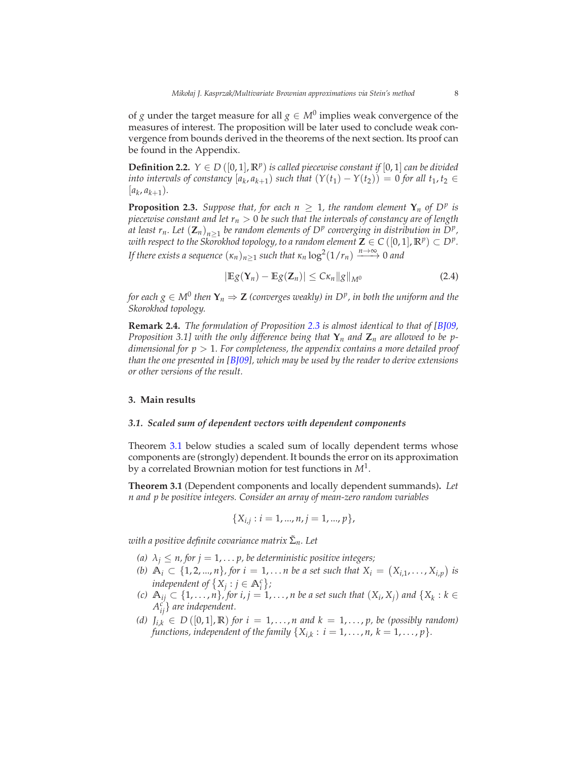of $g$ under the target measure for all $g \in M^0$ implies weak convergence of the measures of interest. The proposition will be later used to conclude weak convergence from bounds derived in the theorems of the next section. Its proof can be found in the Appendix.

**Definition 2.2.** *$Y \in D([0,1], \mathbb{R}^p)$ is called piecewise constant if $[0,1]$ can be divided into intervals of constancy $[a_k, a_{k+1})$ such that $(Y(t_1) - Y(t_2)) = 0$ for all $t_1, t_2 \in [a_k, a_{k+1})$.*

**Proposition 2.3.** *Suppose that, for each $n \geq 1$, the random element $\mathbf{Y}_n$ of $D^p$ is piecewise constant and let $r_n > 0$ be such that the intervals of constancy are of length at least $r_n$. Let $(\mathbf{Z}_n)_{n \geq 1}$ be random elements of $D^p$ converging in distribution in $D^p$, with respect to the Skorokhod topology, to a random element $\mathbf{Z} \in C([0,1], \mathbb{R}^p) \subset D^p$. If there exists a sequence $(\kappa_n)_{n \geq 1}$ such that $\kappa_n \log^2(1/r_n) \xrightarrow{n \to \infty} 0$ and*

$$|\mathbb{E}g(\mathbf{Y}_n) - \mathbb{E}g(\mathbf{Z}_n)| \leq C\kappa_n \|g\|_{M^0} \tag{2.4}$$

*for each $g \in M^0$ then $\mathbf{Y}_n \Rightarrow \mathbf{Z}$ (converges weakly) in $D^p$, in both the uniform and the Skorokhod topology.*

**Remark 2.4.** *The formulation of Proposition 2.3 is almost identical to that of [BJ09, Proposition 3.1] with the only difference being that $\mathbf{Y}_n$ and $\mathbf{Z}_n$ are allowed to be $p$-dimensional for $p > 1$. For completeness, the appendix contains a more detailed proof than the one presented in [BJ09], which may be used by the reader to derive extensions or other versions of the result.*

## 3. Main results

### 3.1. Scaled sum of dependent vectors with dependent components

Theorem 3.1 below studies a scaled sum of locally dependent terms whose components are (strongly) dependent. It bounds the error on its approximation by a correlated Brownian motion for test functions in $M^1$.

**Theorem 3.1** (Dependent components and locally dependent summands)**.** *Let $n$ and $p$ be positive integers. Consider an array of mean-zero random variables*

$$\{X_{i,j} : i = 1, ..., n, j = 1, ..., p\},$$

*with a positive definite covariance matrix $\tilde{\Sigma}_n$. Let*

*(a) $\lambda_j \leq n$, for $j = 1, \dots p$, be deterministic positive integers;*

*(b) $\mathbb{A}_i \subset \{1, 2, ..., n\}$, for $i = 1, \dots n$ be a set such that $X_i = (X_{i,1}, \dots, X_{i,p})$ is independent of $\{X_j : j \in \mathbb{A}_i^c\}$;*

*(c) $\mathbb{A}_{ij} \subset \{1, \dots, n\}$, for $i, j = 1, \dots, n$ be a set such that $(X_i, X_j)$ and $\{X_k : k \in A_{ij}^c\}$ are independent.*

*(d) $J_{i,k} \in D([0,1], \mathbb{R})$ for $i = 1, \dots, n$ and $k = 1, \dots, p$, be (possibly random) functions, independent of the family $\{X_{i,k} : i = 1, \dots, n, k = 1, \dots, p\}$.*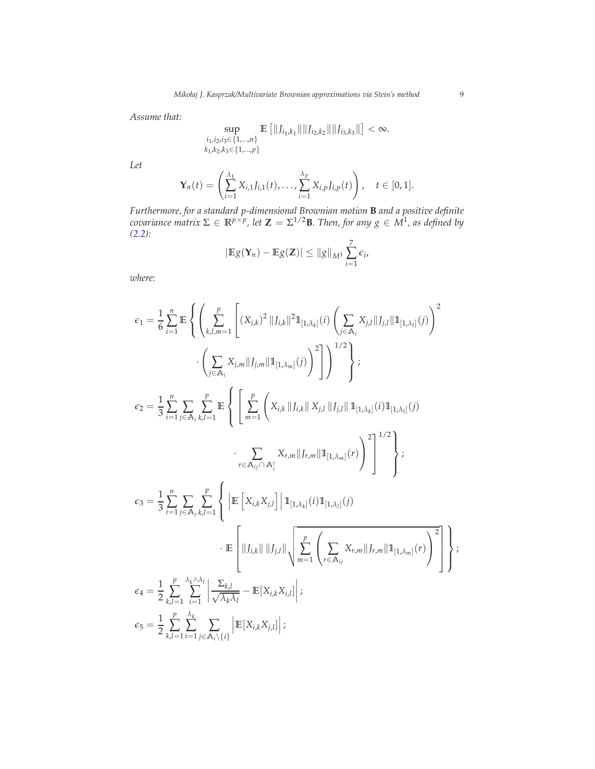*Assume that:*

$$\sup_{\substack{i_1,i_2,i_3\in\{1,\dots,n\}\\ k_1,k_2,k_3\in\{1,\dots,p\}}} \mathbb{E}\left[\|J_{i_1,k_1}\|\|J_{i_2,k_2}\|\|J_{i_3,k_3}\|\right] < \infty.$$

*Let*

$$\mathbf{Y}_n(t) = \left(\sum_{i=1}^{\lambda_1} X_{i,1}J_{i,1}(t), \dots, \sum_{i=1}^{\lambda_p} X_{i,p}J_{i,p}(t)\right), \quad t\in[0,1].$$

*Furthermore, for a standard $p$-dimensional Brownian motion $\mathbf{B}$ and a positive definite covariance matrix $\Sigma \in \mathbb{R}^{p\times p}$, let $\mathbf{Z} = \Sigma^{1/2}\mathbf{B}$. Then, for any $g\in M^1$, as defined by (2.2):*

$$|\mathbb{E}g(\mathbf{Y}_n) - \mathbb{E}g(\mathbf{Z})| \le \|g\|_{M^1}\sum_{i=1}^{7}\epsilon_i,$$

*where:*

$$\epsilon_1 = \frac{1}{6}\sum_{i=1}^n \mathbb{E}\left\{\left(\sum_{k,l,m=1}^p\left[(X_{i,k})^2\,\|J_{i,k}\|^2\mathbb{1}_{[1,\lambda_k]}(i)\left(\sum_{j\in\mathbb{A}_i}X_{j,l}\|J_{j,l}\|\mathbb{1}_{[1,\lambda_l]}(j)\right)^2 \cdot\left(\sum_{j\in\mathbb{A}_i}X_{j,m}\|J_{j,m}\|\mathbb{1}_{[1,\lambda_m]}(j)\right)^2\right]\right)^{1/2}\right\};$$

$$\epsilon_2 = \frac{1}{3}\sum_{i=1}^n\sum_{j\in\mathbb{A}_i}\sum_{k,l=1}^p \mathbb{E}\left\{\left[\sum_{m=1}^p\left(X_{i,k}\,\|J_{i,k}\|\,X_{j,l}\,\|J_{j,l}\|\,\mathbb{1}_{[1,\lambda_k]}(i)\mathbb{1}_{[1,\lambda_l]}(j) \cdot\sum_{r\in\mathbb{A}_{ij}\cap\mathbb{A}_i^c}X_{r,m}\|J_{r,m}\|\mathbb{1}_{[1,\lambda_m]}(r)\right)^2\right]^{1/2}\right\};$$

$$\epsilon_3 = \frac{1}{3}\sum_{i=1}^n\sum_{j\in\mathbb{A}_i}\sum_{k,l=1}^p\left\{\left|\mathbb{E}\left[X_{i,k}X_{j,l}\right]\right|\mathbb{1}_{[1,\lambda_k]}(i)\mathbb{1}_{[1,\lambda_l]}(j) \cdot\mathbb{E}\left[\|J_{i,k}\|\,\|J_{j,l}\|\sqrt{\sum_{m=1}^p\left(\sum_{r\in\mathbb{A}_{ij}}X_{r,m}\|J_{r,m}\|\mathbb{1}_{[1,\lambda_m]}(r)\right)^2}\right]\right\};$$

$$\epsilon_4 = \frac{1}{2}\sum_{k,l=1}^p\sum_{i=1}^{\lambda_k\wedge\lambda_l}\left|\frac{\Sigma_{k,l}}{\sqrt{\lambda_k\lambda_l}} - \mathbb{E}[X_{i,k}X_{i,l}]\right|;$$

$$\epsilon_5 = \frac{1}{2}\sum_{k,l=1}^p\sum_{i=1}^{\lambda_k}\sum_{j\in\mathbb{A}_i\setminus\{i\}}\left|\mathbb{E}[X_{i,k}X_{j,l}]\right|;$$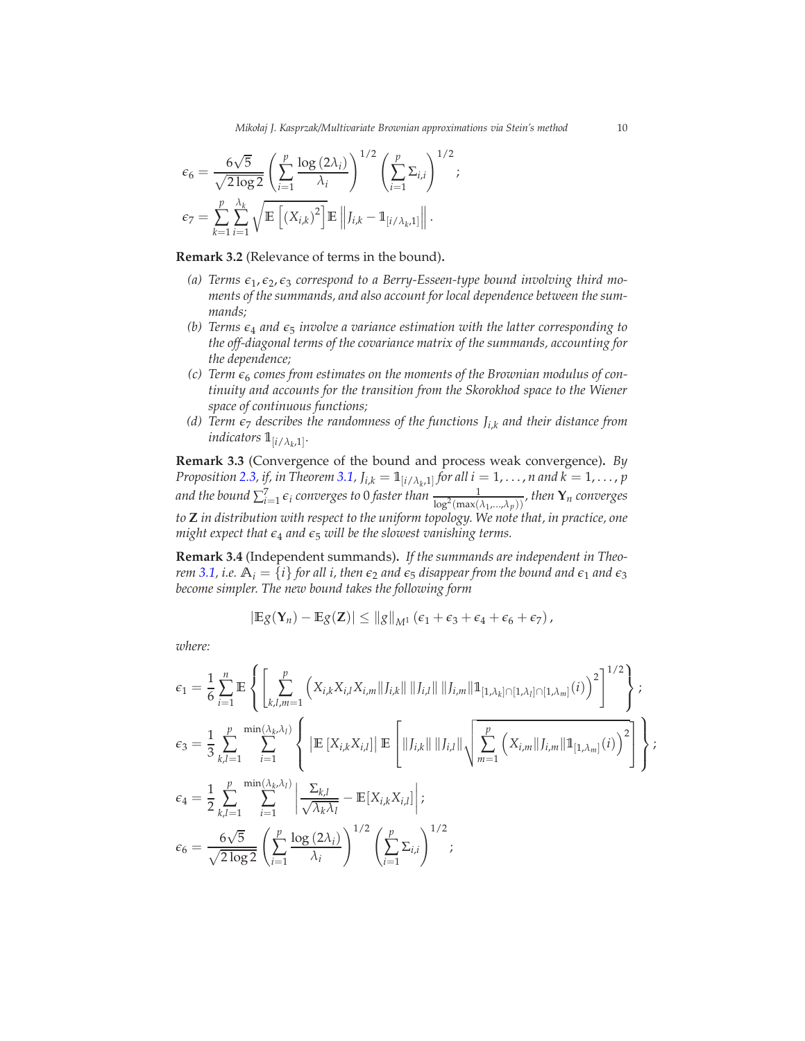$$\epsilon_6 = \frac{6\sqrt{5}}{\sqrt{2\log 2}} \left( \sum_{i=1}^{p} \frac{\log(2\lambda_i)}{\lambda_i} \right)^{1/2} \left( \sum_{i=1}^{p} \Sigma_{i,i} \right)^{1/2};$$

$$\epsilon_7 = \sum_{k=1}^{p} \sum_{i=1}^{\lambda_k} \sqrt{\mathbb{E}\left[ (X_{i,k})^2 \right] \mathbb{E}\left\| J_{i,k} - \mathbb{1}_{[i/\lambda_k, 1]} \right\|}.$$

**Remark 3.2** (Relevance of terms in the bound)**.**

*(a) Terms $\epsilon_1, \epsilon_2, \epsilon_3$ correspond to a Berry-Esseen-type bound involving third moments of the summands, and also account for local dependence between the summands;*

*(b) Terms $\epsilon_4$ and $\epsilon_5$ involve a variance estimation with the latter corresponding to the off-diagonal terms of the covariance matrix of the summands, accounting for the dependence;*

*(c) Term $\epsilon_6$ comes from estimates on the moments of the Brownian modulus of continuity and accounts for the transition from the Skorokhod space to the Wiener space of continuous functions;*

*(d) Term $\epsilon_7$ describes the randomness of the functions $J_{i,k}$ and their distance from indicators $\mathbb{1}_{[i/\lambda_k, 1]}$.*

**Remark 3.3** (Convergence of the bound and process weak convergence)**.** *By Proposition 2.3, if, in Theorem 3.1, $J_{i,k} = \mathbb{1}_{[i/\lambda_k, 1]}$ for all $i = 1, \ldots, n$ and $k = 1, \ldots, p$ and the bound $\sum_{i=1}^{7} \epsilon_i$ converges to 0 faster than $\frac{1}{\log^2(\max(\lambda_1, \ldots, \lambda_p))}$, then $\mathbf{Y}_n$ converges to $\mathbf{Z}$ in distribution with respect to the uniform topology. We note that, in practice, one might expect that $\epsilon_4$ and $\epsilon_5$ will be the slowest vanishing terms.*

**Remark 3.4** (Independent summands)**.** *If the summands are independent in Theorem 3.1, i.e. $\mathbb{A}_i = \{i\}$ for all $i$, then $\epsilon_2$ and $\epsilon_5$ disappear from the bound and $\epsilon_1$ and $\epsilon_3$ become simpler. The new bound takes the following form*

$$|\mathbb{E} g(\mathbf{Y}_n) - \mathbb{E} g(\mathbf{Z})| \leq \|g\|_{M^1} (\epsilon_1 + \epsilon_3 + \epsilon_4 + \epsilon_6 + \epsilon_7),$$

*where:*

$$\epsilon_1 = \frac{1}{6} \sum_{i=1}^{n} \mathbb{E} \left\{ \left[ \sum_{k,l,m=1}^{p} \left( X_{i,k} X_{i,l} X_{i,m} \|J_{i,k}\| \, \|J_{i,l}\| \, \|J_{i,m}\| \mathbb{1}_{[1,\lambda_k] \cap [1,\lambda_l] \cap [1,\lambda_m]}(i) \right)^2 \right]^{1/2} \right\};$$

$$\epsilon_3 = \frac{1}{3} \sum_{k,l=1}^{p} \sum_{i=1}^{\min(\lambda_k, \lambda_l)} \left\{ \left| \mathbb{E}\left[ X_{i,k} X_{i,l} \right] \right| \mathbb{E} \left[ \|J_{i,k}\| \, \|J_{i,l}\| \sqrt{\sum_{m=1}^{p} \left( X_{i,m} \|J_{i,m}\| \mathbb{1}_{[1,\lambda_m]}(i) \right)^2} \right] \right\};$$

$$\epsilon_4 = \frac{1}{2} \sum_{k,l=1}^{p} \sum_{i=1}^{\min(\lambda_k, \lambda_l)} \left| \frac{\Sigma_{k,l}}{\sqrt{\lambda_k \lambda_l}} - \mathbb{E}[X_{i,k} X_{i,l}] \right|;$$

$$\epsilon_6 = \frac{6\sqrt{5}}{\sqrt{2\log 2}} \left( \sum_{i=1}^{p} \frac{\log(2\lambda_i)}{\lambda_i} \right)^{1/2} \left( \sum_{i=1}^{p} \Sigma_{i,i} \right)^{1/2};$$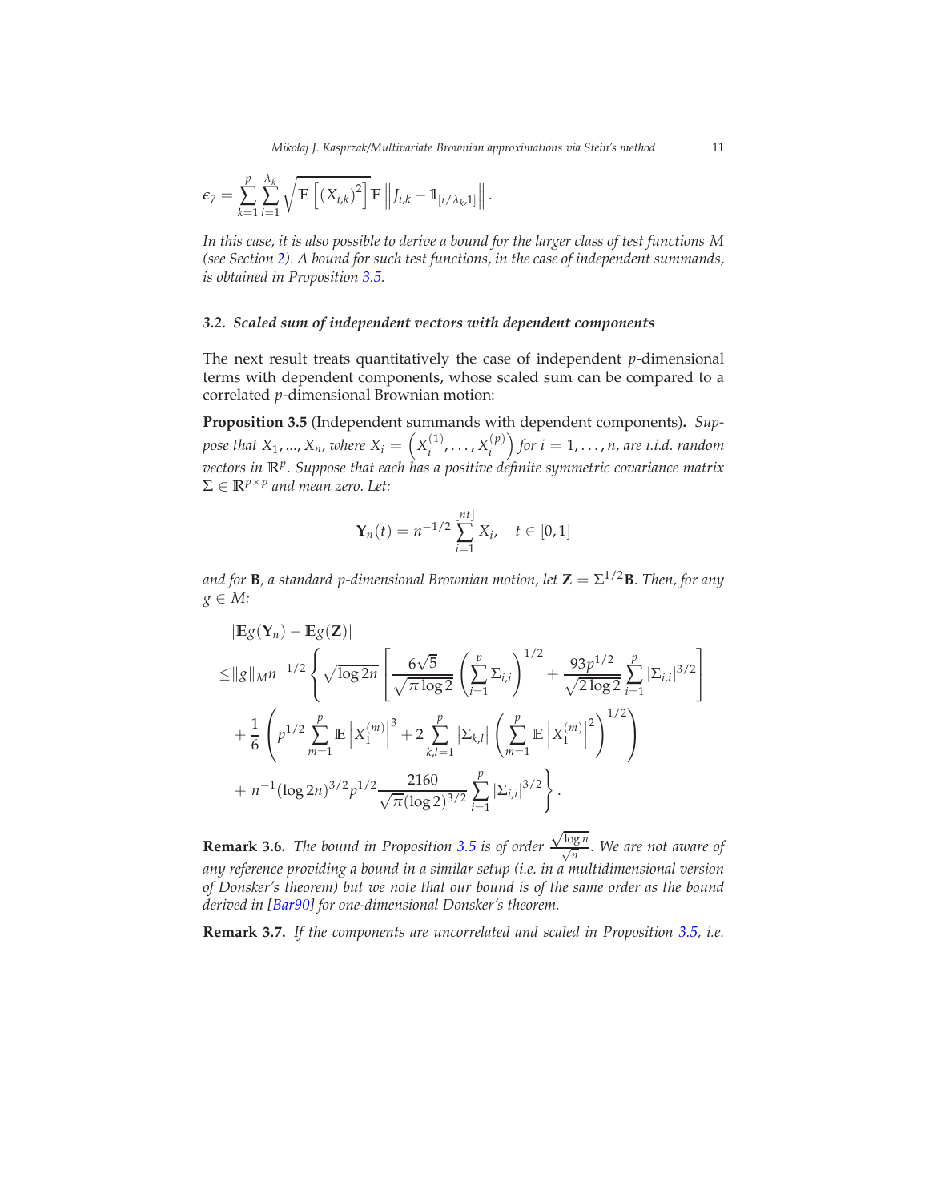$$\epsilon_7 = \sum_{k=1}^{p} \sum_{i=1}^{\lambda_k} \sqrt{\mathbb{E}\left[(X_{i,k})^2\right]} \mathbb{E}\left\| J_{i,k} - \mathbb{1}_{[i/\lambda_k, 1]} \right\|.$$

*In this case, it is also possible to derive a bound for the larger class of test functions $M$ (see Section 2). A bound for such test functions, in the case of independent summands, is obtained in Proposition 3.5.*

### 3.2. Scaled sum of independent vectors with dependent components

The next result treats quantitatively the case of independent $p$-dimensional terms with dependent components, whose scaled sum can be compared to a correlated $p$-dimensional Brownian motion:

**Proposition 3.5** (Independent summands with dependent components)**.** *Suppose that $X_1, ..., X_n$, where $X_i = \left(X_i^{(1)}, \ldots, X_i^{(p)}\right)$ for $i = 1, \ldots, n$, are i.i.d. random vectors in $\mathbb{R}^p$. Suppose that each has a positive definite symmetric covariance matrix $\Sigma \in \mathbb{R}^{p \times p}$ and mean zero. Let:*

$$\mathbf{Y}_n(t) = n^{-1/2} \sum_{i=1}^{\lfloor nt \rfloor} X_i, \quad t \in [0,1]$$

*and for $\mathbf{B}$, a standard $p$-dimensional Brownian motion, let $\mathbf{Z} = \Sigma^{1/2}\mathbf{B}$. Then, for any $g \in M$:*

$$\begin{aligned}
&|\mathbb{E}g(\mathbf{Y}_n) - \mathbb{E}g(\mathbf{Z})| \\
\leq &\|g\|_M n^{-1/2} \left\{ \sqrt{\log 2n} \left[ \frac{6\sqrt{5}}{\sqrt{\pi \log 2}} \left( \sum_{i=1}^{p} \Sigma_{i,i} \right)^{1/2} + \frac{93 p^{1/2}}{\sqrt{2 \log 2}} \sum_{i=1}^{p} |\Sigma_{i,i}|^{3/2} \right] \right. \\
&+ \frac{1}{6} \left( p^{1/2} \sum_{m=1}^{p} \mathbb{E}\left| X_1^{(m)} \right|^3 + 2 \sum_{k,l=1}^{p} |\Sigma_{k,l}| \left( \sum_{m=1}^{p} \mathbb{E}\left| X_1^{(m)} \right|^2 \right)^{1/2} \right) \\
&\left. + n^{-1} (\log 2n)^{3/2} p^{1/2} \frac{2160}{\sqrt{\pi} (\log 2)^{3/2}} \sum_{i=1}^{p} |\Sigma_{i,i}|^{3/2} \right\}.
\end{aligned}$$

**Remark 3.6.** *The bound in Proposition 3.5 is of order $\frac{\sqrt{\log n}}{\sqrt{n}}$. We are not aware of any reference providing a bound in a similar setup (i.e. in a multidimensional version of Donsker's theorem) but we note that our bound is of the same order as the bound derived in [Bar90] for one-dimensional Donsker's theorem.*

**Remark 3.7.** *If the components are uncorrelated and scaled in Proposition 3.5, i.e.*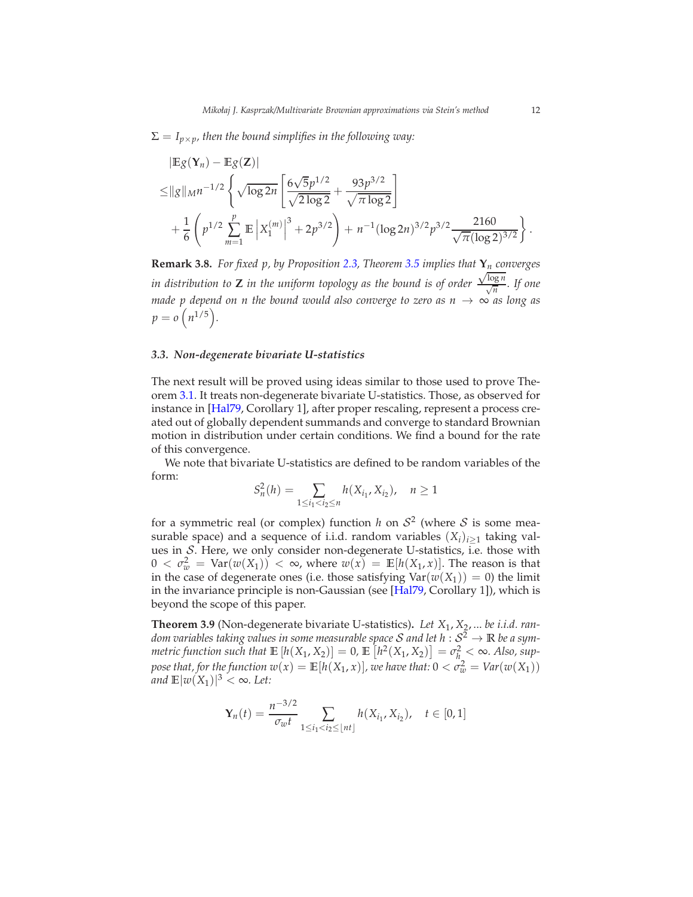$\Sigma = I_{p\times p}$, *then the bound simplifies in the following way:*

$$
\begin{aligned}
&|\mathbb{E}g(\mathbf{Y}_n) - \mathbb{E}g(\mathbf{Z})| \\
\leq &\|g\|_M n^{-1/2}\left\{\sqrt{\log 2n}\left[\frac{6\sqrt{5}p^{1/2}}{\sqrt{2\log 2}} + \frac{93p^{3/2}}{\sqrt{\pi\log 2}}\right]\right.\\
&\left. + \frac{1}{6}\left(p^{1/2}\sum_{m=1}^{p}\mathbb{E}\left|X_1^{(m)}\right|^3 + 2p^{3/2}\right) + n^{-1}(\log 2n)^{3/2}p^{3/2}\frac{2160}{\sqrt{\pi}(\log 2)^{3/2}}\right\}.
\end{aligned}
$$

**Remark 3.8.** *For fixed $p$, by Proposition 2.3, Theorem 3.5 implies that $\mathbf{Y}_n$ converges in distribution to $\mathbf{Z}$ in the uniform topology as the bound is of order $\frac{\sqrt{\log n}}{\sqrt{n}}$. If one made $p$ depend on $n$ the bound would also converge to zero as $n \to \infty$ as long as $p = o\left(n^{1/5}\right)$.*

### 3.3. Non-degenerate bivariate U-statistics

The next result will be proved using ideas similar to those used to prove Theorem 3.1. It treats non-degenerate bivariate U-statistics. Those, as observed for instance in [Hal79, Corollary 1], after proper rescaling, represent a process created out of globally dependent summands and converge to standard Brownian motion in distribution under certain conditions. We find a bound for the rate of this convergence.

We note that bivariate U-statistics are defined to be random variables of the form:

$$
S_n^2(h) = \sum_{1\leq i_1 < i_2 \leq n} h(X_{i_1}, X_{i_2}), \quad n \geq 1
$$

for a symmetric real (or complex) function $h$ on $\mathcal{S}^2$ (where $\mathcal{S}$ is some measurable space) and a sequence of i.i.d. random variables $(X_i)_{i\geq 1}$ taking values in $\mathcal{S}$. Here, we only consider non-degenerate U-statistics, i.e. those with $0 < \sigma_w^2 = \text{Var}(w(X_1)) < \infty$, where $w(x) = \mathbb{E}[h(X_1, x)]$. The reason is that in the case of degenerate ones (i.e. those satisfying $\text{Var}(w(X_1)) = 0$) the limit in the invariance principle is non-Gaussian (see [Hal79, Corollary 1]), which is beyond the scope of this paper.

**Theorem 3.9** (Non-degenerate bivariate U-statistics)**.** *Let $X_1, X_2, ...$ be i.i.d. random variables taking values in some measurable space $\mathcal{S}$ and let $h : \mathcal{S}^2 \to \mathbb{R}$ be a symmetric function such that $\mathbb{E}\left[h(X_1, X_2)\right] = 0$, $\mathbb{E}\left[h^2(X_1, X_2)\right] = \sigma_h^2 < \infty$. Also, suppose that, for the function $w(x) = \mathbb{E}[h(X_1, x)]$, we have that: $0 < \sigma_w^2 = Var(w(X_1))$ and $\mathbb{E}|w(X_1)|^3 < \infty$. Let:*

$$
\mathbf{Y}_n(t) = \frac{n^{-3/2}}{\sigma_w t}\sum_{1\leq i_1 < i_2 \leq \lfloor nt\rfloor} h(X_{i_1}, X_{i_2}), \quad t \in [0,1]
$$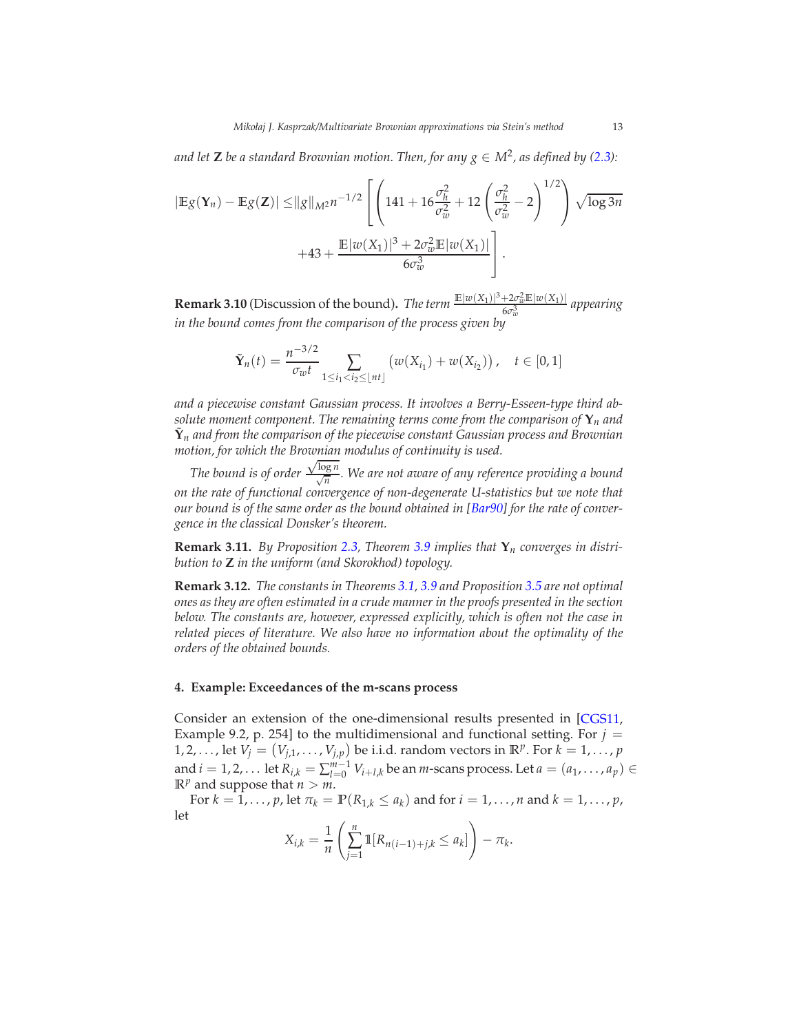*and let* $\mathbf{Z}$ *be a standard Brownian motion. Then, for any* $g \in M^2$*, as defined by (2.3):*

$$
\begin{aligned}
|\mathbb{E}g(\mathbf{Y}_n) - \mathbb{E}g(\mathbf{Z})| \leq & \|g\|_{M^2} n^{-1/2} \left[ \left( 141 + 16\frac{\sigma_h^2}{\sigma_w^2} + 12\left(\frac{\sigma_h^2}{\sigma_w^2} - 2\right)^{1/2} \right) \sqrt{\log 3n} \right. \\
& \left. + 43 + \frac{\mathbb{E}|w(X_1)|^3 + 2\sigma_w^2 \mathbb{E}|w(X_1)|}{6\sigma_w^3} \right].
\end{aligned}
$$

**Remark 3.10** (Discussion of the bound)**.** *The term* $\frac{\mathbb{E}|w(X_1)|^3 + 2\sigma_w^2 \mathbb{E}|w(X_1)|}{6\sigma_w^3}$ *appearing in the bound comes from the comparison of the process given by*

$$
\tilde{\mathbf{Y}}_n(t) = \frac{n^{-3/2}}{\sigma_w t} \sum_{1 \leq i_1 < i_2 \leq \lfloor nt \rfloor} \left( w(X_{i_1}) + w(X_{i_2}) \right), \quad t \in [0,1]
$$

*and a piecewise constant Gaussian process. It involves a Berry-Esseen-type third absolute moment component. The remaining terms come from the comparison of* $\mathbf{Y}_n$ *and* $\tilde{\mathbf{Y}}_n$ *and from the comparison of the piecewise constant Gaussian process and Brownian motion, for which the Brownian modulus of continuity is used.*

*The bound is of order* $\frac{\sqrt{\log n}}{\sqrt{n}}$*. We are not aware of any reference providing a bound on the rate of functional convergence of non-degenerate U-statistics but we note that our bound is of the same order as the bound obtained in [Bar90] for the rate of convergence in the classical Donsker's theorem.*

**Remark 3.11.** *By Proposition 2.3, Theorem 3.9 implies that* $\mathbf{Y}_n$ *converges in distribution to* $\mathbf{Z}$ *in the uniform (and Skorokhod) topology.*

**Remark 3.12.** *The constants in Theorems 3.1, 3.9 and Proposition 3.5 are not optimal ones as they are often estimated in a crude manner in the proofs presented in the section below. The constants are, however, expressed explicitly, which is often not the case in related pieces of literature. We also have no information about the optimality of the orders of the obtained bounds.*

## 4. Example: Exceedances of the m-scans process

Consider an extension of the one-dimensional results presented in [CGS11, Example 9.2, p. 254] to the multidimensional and functional setting. For $j = 1, 2, \dots$, let $V_j = (V_{j,1}, \dots, V_{j,p})$ be i.i.d. random vectors in $\mathbb{R}^p$. For $k = 1, \dots, p$ and $i = 1, 2, \dots$ let $R_{i,k} = \sum_{l=0}^{m-1} V_{i+l,k}$ be an $m$-scans process. Let $a = (a_1, \dots, a_p) \in \mathbb{R}^p$ and suppose that $n > m$.

For $k = 1, \dots, p$, let $\pi_k = \mathbb{P}(R_{1,k} \leq a_k)$ and for $i = 1, \dots, n$ and $k = 1, \dots, p$, let

$$
X_{i,k} = \frac{1}{n} \left( \sum_{j=1}^{n} \mathbb{1}[R_{n(i-1)+j,k} \leq a_k] \right) - \pi_k.
$$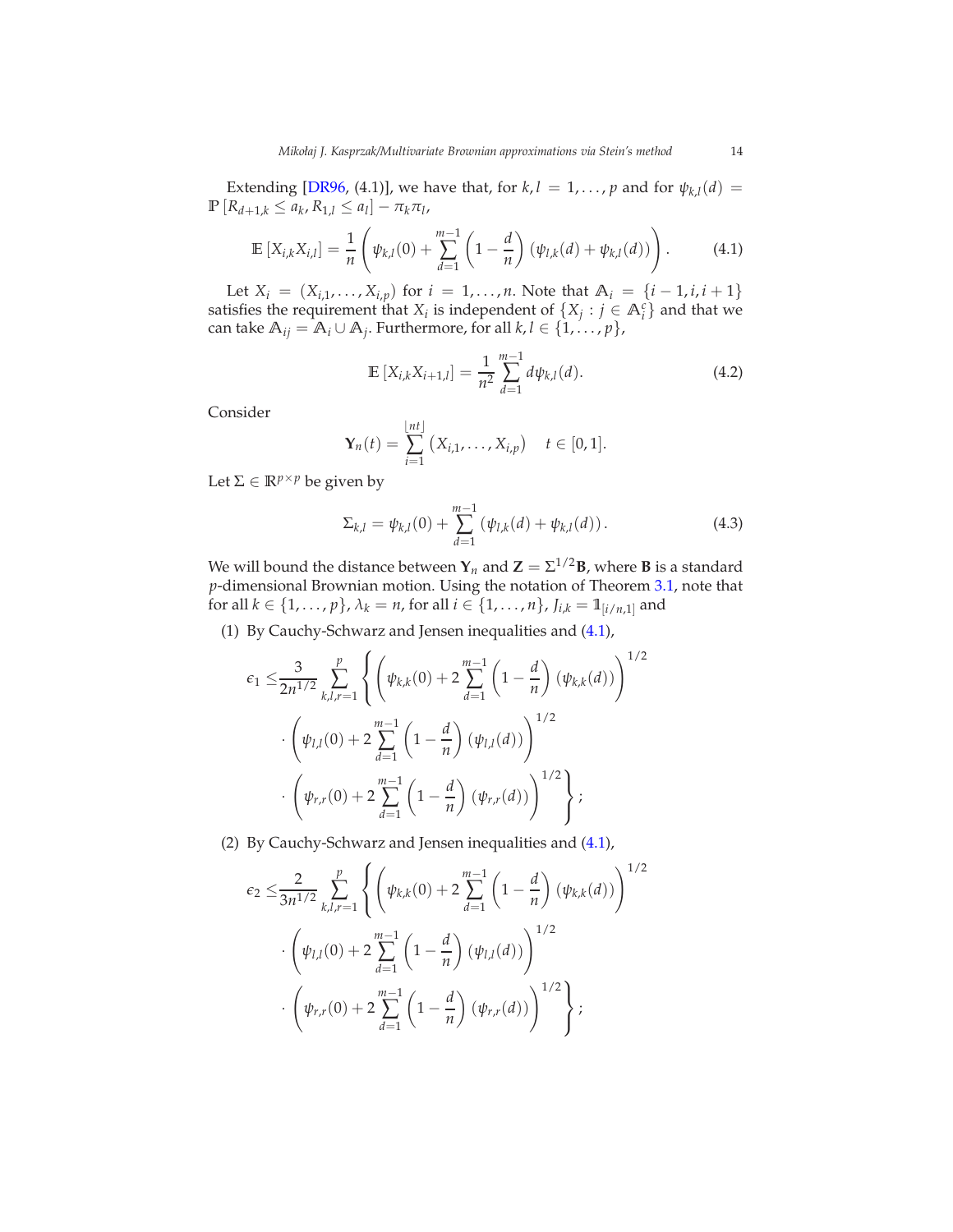Extending [DR96, (4.1)], we have that, for $k, l = 1, \dots, p$ and for $\psi_{k,l}(d) = \mathbb{P}\left[R_{d+1,k} \le a_k, R_{1,l} \le a_l\right] - \pi_k \pi_l$,

$$\mathbb{E}\left[X_{i,k} X_{i,l}\right] = \frac{1}{n}\left(\psi_{k,l}(0) + \sum_{d=1}^{m-1}\left(1 - \frac{d}{n}\right)\left(\psi_{l,k}(d) + \psi_{k,l}(d)\right)\right). \tag{4.1}$$

Let $X_i = (X_{i,1}, \dots, X_{i,p})$ for $i = 1, \dots, n$. Note that $\mathbb{A}_i = \{i-1, i, i+1\}$ satisfies the requirement that $X_i$ is independent of $\{X_j : j \in \mathbb{A}_i^c\}$ and that we can take $\mathbb{A}_{ij} = \mathbb{A}_i \cup \mathbb{A}_j$. Furthermore, for all $k, l \in \{1, \dots, p\}$,

$$\mathbb{E}\left[X_{i,k} X_{i+1,l}\right] = \frac{1}{n^2} \sum_{d=1}^{m-1} d\psi_{k,l}(d). \tag{4.2}$$

Consider

$$\mathbf{Y}_n(t) = \sum_{i=1}^{\lfloor nt \rfloor}\left(X_{i,1}, \dots, X_{i,p}\right) \quad t \in [0,1].$$

Let $\Sigma \in \mathbb{R}^{p \times p}$ be given by

$$\Sigma_{k,l} = \psi_{k,l}(0) + \sum_{d=1}^{m-1}\left(\psi_{l,k}(d) + \psi_{k,l}(d)\right). \tag{4.3}$$

We will bound the distance between $\mathbf{Y}_n$ and $\mathbf{Z} = \Sigma^{1/2}\mathbf{B}$, where $\mathbf{B}$ is a standard $p$-dimensional Brownian motion. Using the notation of Theorem 3.1, note that for all $k \in \{1, \dots, p\}$, $\lambda_k = n$, for all $i \in \{1, \dots, n\}$, $J_{i,k} = \mathbb{1}_{[i/n,1]}$ and

(1) By Cauchy-Schwarz and Jensen inequalities and (4.1),

$$\begin{aligned}
\epsilon_1 \le & \frac{3}{2n^{1/2}} \sum_{k,l,r=1}^{p}\left\{\left(\psi_{k,k}(0) + 2\sum_{d=1}^{m-1}\left(1 - \frac{d}{n}\right)\left(\psi_{k,k}(d)\right)\right)^{1/2}\right. \\
& \cdot \left(\psi_{l,l}(0) + 2\sum_{d=1}^{m-1}\left(1 - \frac{d}{n}\right)\left(\psi_{l,l}(d)\right)\right)^{1/2} \\
& \left. \cdot \left(\psi_{r,r}(0) + 2\sum_{d=1}^{m-1}\left(1 - \frac{d}{n}\right)\left(\psi_{r,r}(d)\right)\right)^{1/2}\right\};
\end{aligned}$$

(2) By Cauchy-Schwarz and Jensen inequalities and (4.1),

$$\begin{aligned}
\epsilon_2 \le & \frac{2}{3n^{1/2}} \sum_{k,l,r=1}^{p}\left\{\left(\psi_{k,k}(0) + 2\sum_{d=1}^{m-1}\left(1 - \frac{d}{n}\right)\left(\psi_{k,k}(d)\right)\right)^{1/2}\right. \\
& \cdot \left(\psi_{l,l}(0) + 2\sum_{d=1}^{m-1}\left(1 - \frac{d}{n}\right)\left(\psi_{l,l}(d)\right)\right)^{1/2} \\
& \left. \cdot \left(\psi_{r,r}(0) + 2\sum_{d=1}^{m-1}\left(1 - \frac{d}{n}\right)\left(\psi_{r,r}(d)\right)\right)^{1/2}\right\};
\end{aligned}$$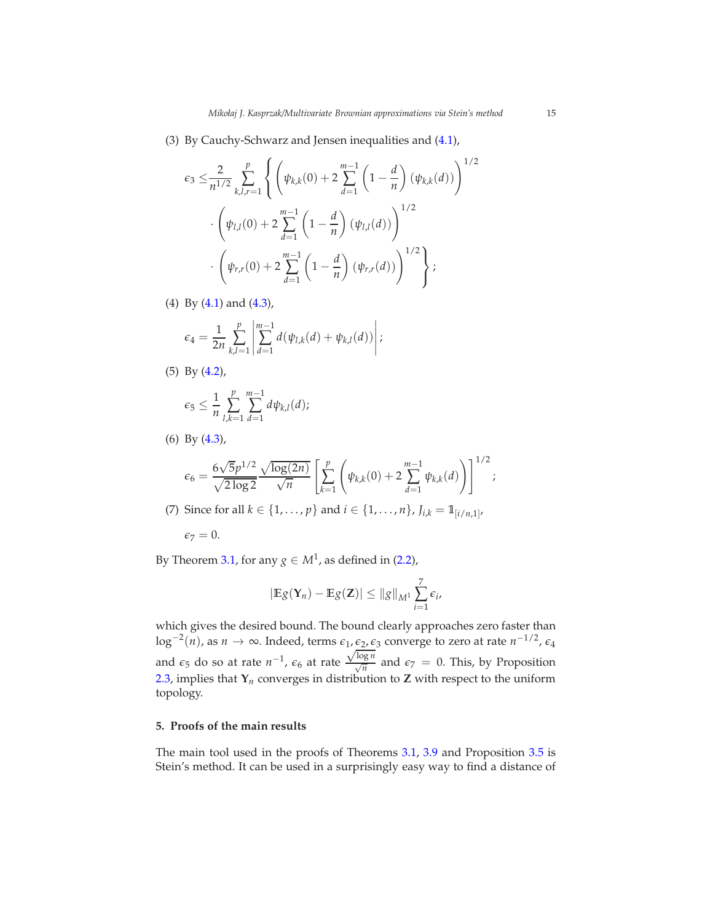(3) By Cauchy-Schwarz and Jensen inequalities and (4.1),

$$
\begin{aligned}
\epsilon_3 \leq & \frac{2}{n^{1/2}} \sum_{k,l,r=1}^{p} \left\{ \left( \psi_{k,k}(0) + 2 \sum_{d=1}^{m-1} \left(1 - \frac{d}{n}\right) (\psi_{k,k}(d)) \right)^{1/2} \right. \\
& \cdot \left( \psi_{l,l}(0) + 2 \sum_{d=1}^{m-1} \left(1 - \frac{d}{n}\right) (\psi_{l,l}(d)) \right)^{1/2} \\
& \left. \cdot \left( \psi_{r,r}(0) + 2 \sum_{d=1}^{m-1} \left(1 - \frac{d}{n}\right) (\psi_{r,r}(d)) \right)^{1/2} \right\};
\end{aligned}
$$

(4) By (4.1) and (4.3),

$$
\epsilon_4 = \frac{1}{2n} \sum_{k,l=1}^{p} \left| \sum_{d=1}^{m-1} d(\psi_{l,k}(d) + \psi_{k,l}(d)) \right|;
$$

(5) By (4.2),

$$
\epsilon_5 \leq \frac{1}{n} \sum_{l,k=1}^{p} \sum_{d=1}^{m-1} d\psi_{k,l}(d);
$$

(6) By (4.3),

$$
\epsilon_6 = \frac{6\sqrt{5}p^{1/2}}{\sqrt{2\log 2}} \frac{\sqrt{\log(2n)}}{\sqrt{n}} \left[ \sum_{k=1}^{p} \left( \psi_{k,k}(0) + 2 \sum_{d=1}^{m-1} \psi_{k,k}(d) \right) \right]^{1/2};
$$

(7) Since for all $k \in \{1, \ldots, p\}$ and $i \in \{1, \ldots, n\}$, $J_{i,k} = \mathbb{1}_{[i/n,1]}$,

$$
\epsilon_7 = 0.
$$

By Theorem 3.1, for any $g \in M^1$, as defined in (2.2),

$$
|\mathbb{E}g(\mathbf{Y}_n) - \mathbb{E}g(\mathbf{Z})| \leq \|g\|_{M^1} \sum_{i=1}^{7} \epsilon_i,
$$

which gives the desired bound. The bound clearly approaches zero faster than $\log^{-2}(n)$, as $n \to \infty$. Indeed, terms $\epsilon_1, \epsilon_2, \epsilon_3$ converge to zero at rate $n^{-1/2}$, $\epsilon_4$ and $\epsilon_5$ do so at rate $n^{-1}$, $\epsilon_6$ at rate $\frac{\sqrt{\log n}}{\sqrt{n}}$ and $\epsilon_7 = 0$. This, by Proposition 2.3, implies that $\mathbf{Y}_n$ converges in distribution to $\mathbf{Z}$ with respect to the uniform topology.

## 5. Proofs of the main results

The main tool used in the proofs of Theorems 3.1, 3.9 and Proposition 3.5 is Stein's method. It can be used in a surprisingly easy way to find a distance of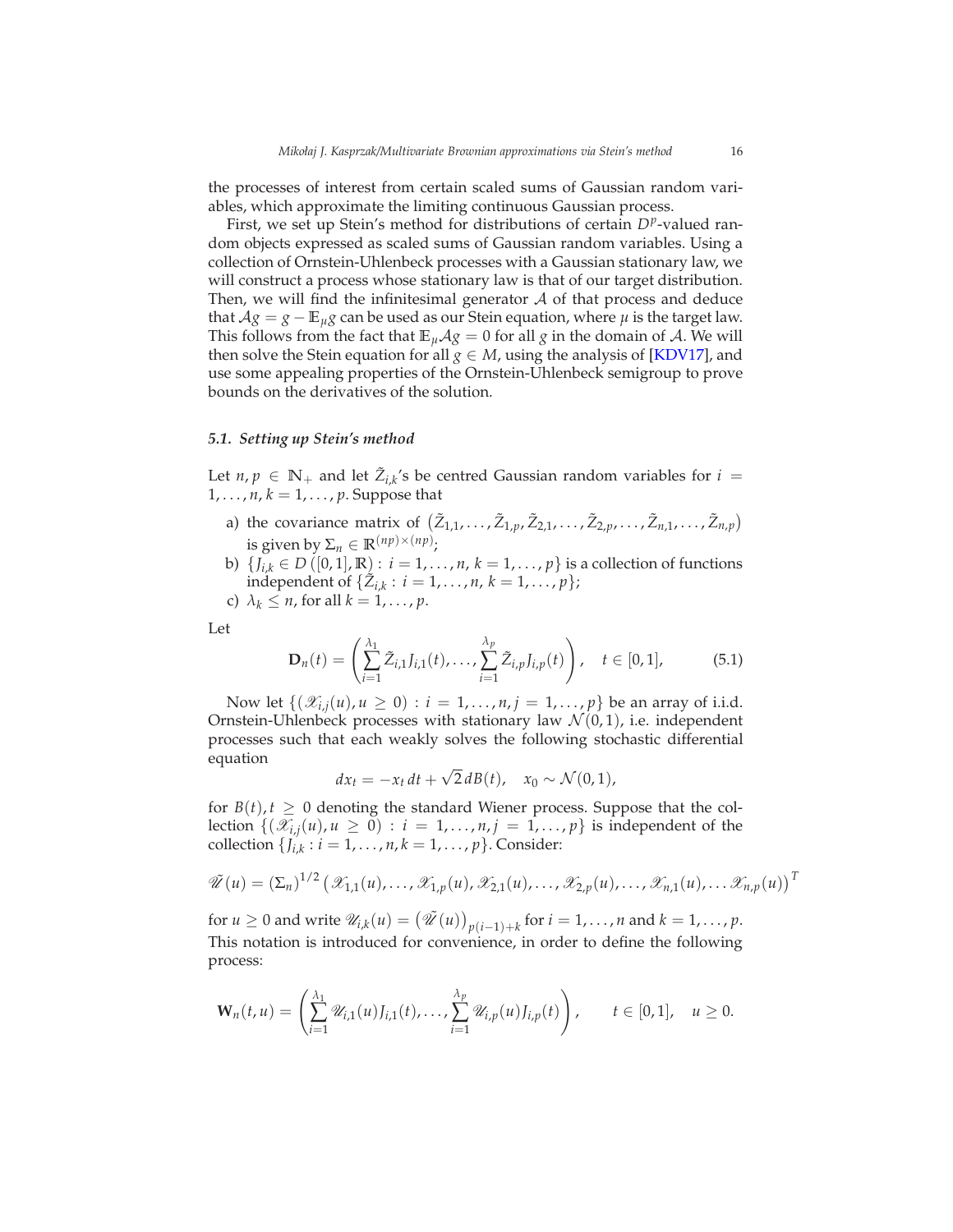the processes of interest from certain scaled sums of Gaussian random variables, which approximate the limiting continuous Gaussian process.

First, we set up Stein's method for distributions of certain $D^p$-valued random objects expressed as scaled sums of Gaussian random variables. Using a collection of Ornstein-Uhlenbeck processes with a Gaussian stationary law, we will construct a process whose stationary law is that of our target distribution. Then, we will find the infinitesimal generator $\mathcal{A}$ of that process and deduce that $\mathcal{A}g = g - \mathbb{E}_\mu g$ can be used as our Stein equation, where $\mu$ is the target law. This follows from the fact that $\mathbb{E}_\mu \mathcal{A}g = 0$ for all $g$ in the domain of $\mathcal{A}$. We will then solve the Stein equation for all $g \in M$, using the analysis of [KDV17], and use some appealing properties of the Ornstein-Uhlenbeck semigroup to prove bounds on the derivatives of the solution.

### *5.1. Setting up Stein's method*

Let $n, p \in \mathbb{N}_+$ and let $\tilde{Z}_{i,k}$'s be centred Gaussian random variables for $i = 1, \dots, n, k = 1, \dots, p$. Suppose that

a) the covariance matrix of $\left(\tilde{Z}_{1,1}, \dots, \tilde{Z}_{1,p}, \tilde{Z}_{2,1}, \dots, \tilde{Z}_{2,p}, \dots, \tilde{Z}_{n,1}, \dots, \tilde{Z}_{n,p}\right)$ is given by $\Sigma_n \in \mathbb{R}^{(np)\times(np)}$;

b) $\{J_{i,k} \in D\left([0,1], \mathbb{R}\right) : i = 1, \dots, n, k = 1, \dots, p\}$ is a collection of functions independent of $\{\tilde{Z}_{i,k} : i = 1, \dots, n, k = 1, \dots, p\}$;

c) $\lambda_k \leq n$, for all $k = 1, \dots, p$.

Let

$$\mathbf{D}_n(t) = \left(\sum_{i=1}^{\lambda_1} \tilde{Z}_{i,1} J_{i,1}(t), \dots, \sum_{i=1}^{\lambda_p} \tilde{Z}_{i,p} J_{i,p}(t)\right), \quad t \in [0,1], \tag{5.1}$$

Now let $\{(\mathscr{X}_{i,j}(u), u \geq 0) : i = 1, \dots, n, j = 1, \dots, p\}$ be an array of i.i.d. Ornstein-Uhlenbeck processes with stationary law $\mathcal{N}(0,1)$, i.e. independent processes such that each weakly solves the following stochastic differential equation

$$dx_t = -x_t\, dt + \sqrt{2}\, dB(t), \quad x_0 \sim \mathcal{N}(0,1),$$

for $B(t), t \geq 0$ denoting the standard Wiener process. Suppose that the collection $\{(\mathscr{X}_{i,j}(u), u \geq 0) : i = 1, \dots, n, j = 1, \dots, p\}$ is independent of the collection $\{J_{i,k} : i = 1, \dots, n, k = 1, \dots, p\}$. Consider:

$$\tilde{\mathscr{U}}(u) = (\Sigma_n)^{1/2} \left(\mathscr{X}_{1,1}(u), \dots, \mathscr{X}_{1,p}(u), \mathscr{X}_{2,1}(u), \dots, \mathscr{X}_{2,p}(u), \dots, \mathscr{X}_{n,1}(u), \dots \mathscr{X}_{n,p}(u)\right)^T$$

for $u \geq 0$ and write $\mathscr{U}_{i,k}(u) = \left(\tilde{\mathscr{U}}(u)\right)_{p(i-1)+k}$ for $i = 1, \dots, n$ and $k = 1, \dots, p$. This notation is introduced for convenience, in order to define the following process:

$$\mathbf{W}_n(t,u) = \left(\sum_{i=1}^{\lambda_1} \mathscr{U}_{i,1}(u) J_{i,1}(t), \dots, \sum_{i=1}^{\lambda_p} \mathscr{U}_{i,p}(u) J_{i,p}(t)\right), \qquad t \in [0,1], \quad u \geq 0.$$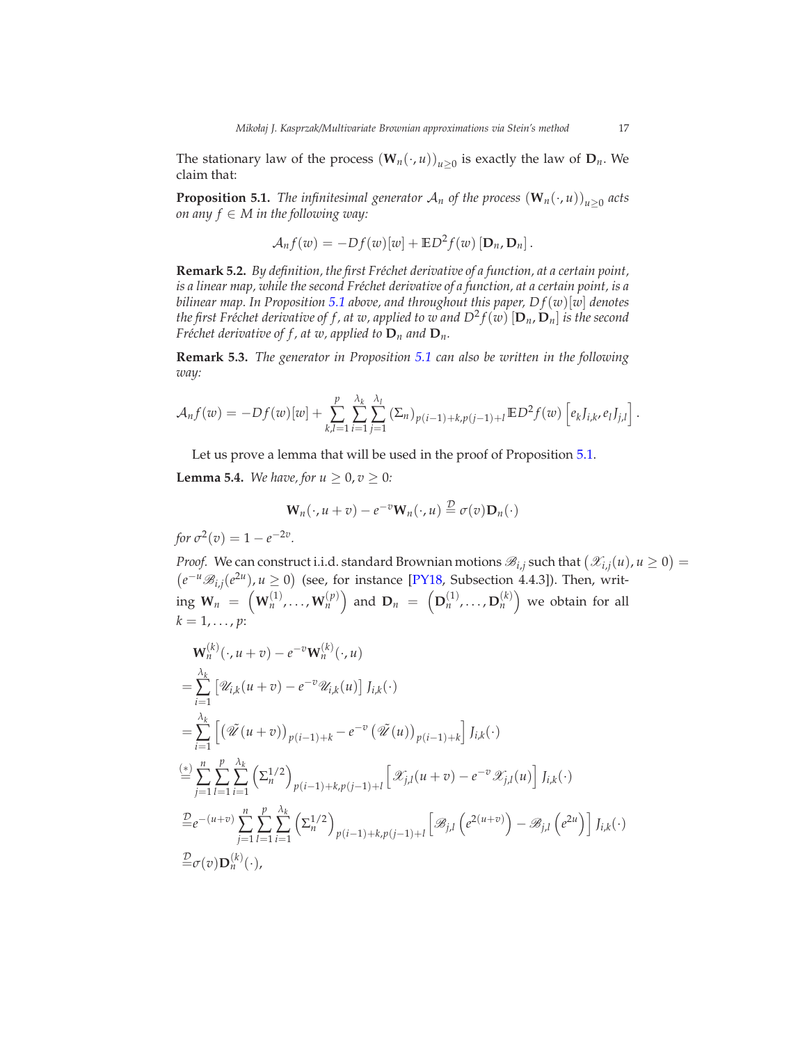The stationary law of the process $(\mathbf{W}_n(\cdot,u))_{u\geq 0}$ is exactly the law of $\mathbf{D}_n$. We claim that:

**Proposition 5.1.** *The infinitesimal generator $\mathcal{A}_n$ of the process $(\mathbf{W}_n(\cdot,u))_{u\geq 0}$ acts on any $f \in M$ in the following way:*

$$\mathcal{A}_n f(w) = -Df(w)[w] + \mathbb{E}D^2 f(w)\left[\mathbf{D}_n, \mathbf{D}_n\right].$$

**Remark 5.2.** *By definition, the first Fréchet derivative of a function, at a certain point, is a linear map, while the second Fréchet derivative of a function, at a certain point, is a bilinear map. In Proposition 5.1 above, and throughout this paper, $Df(w)[w]$ denotes the first Fréchet derivative of $f$, at $w$, applied to $w$ and $D^2f(w)\left[\mathbf{D}_n, \mathbf{D}_n\right]$ is the second Fréchet derivative of $f$, at $w$, applied to $\mathbf{D}_n$ and $\mathbf{D}_n$.*

**Remark 5.3.** *The generator in Proposition 5.1 can also be written in the following way:*

$$\mathcal{A}_n f(w) = -Df(w)[w] + \sum_{k,l=1}^{p}\sum_{i=1}^{\lambda_k}\sum_{j=1}^{\lambda_l}\left(\Sigma_n\right)_{p(i-1)+k,p(j-1)+l}\mathbb{E}D^2 f(w)\left[e_k J_{i,k}, e_l J_{j,l}\right].$$

Let us prove a lemma that will be used in the proof of Proposition 5.1.

**Lemma 5.4.** *We have, for $u\geq 0, v\geq 0$:*

$$\mathbf{W}_n(\cdot,u+v) - e^{-v}\mathbf{W}_n(\cdot,u) \stackrel{\mathcal{D}}{=} \sigma(v)\mathbf{D}_n(\cdot)$$

*for $\sigma^2(v) = 1-e^{-2v}$.*

*Proof.* We can construct i.i.d. standard Brownian motions $\mathscr{B}_{i,j}$ such that $\left(\mathscr{X}_{i,j}(u), u\geq 0\right) = \left(e^{-u}\mathscr{B}_{i,j}(e^{2u}), u\geq 0\right)$ (see, for instance [PY18, Subsection 4.4.3]). Then, writing $\mathbf{W}_n = \left(\mathbf{W}_n^{(1)},\dots,\mathbf{W}_n^{(p)}\right)$ and $\mathbf{D}_n = \left(\mathbf{D}_n^{(1)},\dots,\mathbf{D}_n^{(k)}\right)$ we obtain for all $k=1,\dots,p$:

$$\begin{aligned}
&\mathbf{W}_n^{(k)}(\cdot,u+v) - e^{-v}\mathbf{W}_n^{(k)}(\cdot,u)\\
&=\sum_{i=1}^{\lambda_k}\left[\mathscr{U}_{i,k}(u+v) - e^{-v}\mathscr{U}_{i,k}(u)\right]J_{i,k}(\cdot)\\
&=\sum_{i=1}^{\lambda_k}\left[\left(\tilde{\mathscr{U}}(u+v)\right)_{p(i-1)+k} - e^{-v}\left(\tilde{\mathscr{U}}(u)\right)_{p(i-1)+k}\right]J_{i,k}(\cdot)\\
&\stackrel{(*)}{=}\sum_{j=1}^{n}\sum_{l=1}^{p}\sum_{i=1}^{\lambda_k}\left(\Sigma_n^{1/2}\right)_{p(i-1)+k,p(j-1)+l}\left[\mathscr{X}_{j,l}(u+v) - e^{-v}\mathscr{X}_{j,l}(u)\right]J_{i,k}(\cdot)\\
&\stackrel{\mathcal{D}}{=}e^{-(u+v)}\sum_{j=1}^{n}\sum_{l=1}^{p}\sum_{i=1}^{\lambda_k}\left(\Sigma_n^{1/2}\right)_{p(i-1)+k,p(j-1)+l}\left[\mathscr{B}_{j,l}\left(e^{2(u+v)}\right) - \mathscr{B}_{j,l}\left(e^{2u}\right)\right]J_{i,k}(\cdot)\\
&\stackrel{\mathcal{D}}{=}\sigma(v)\mathbf{D}_n^{(k)}(\cdot),
\end{aligned}$$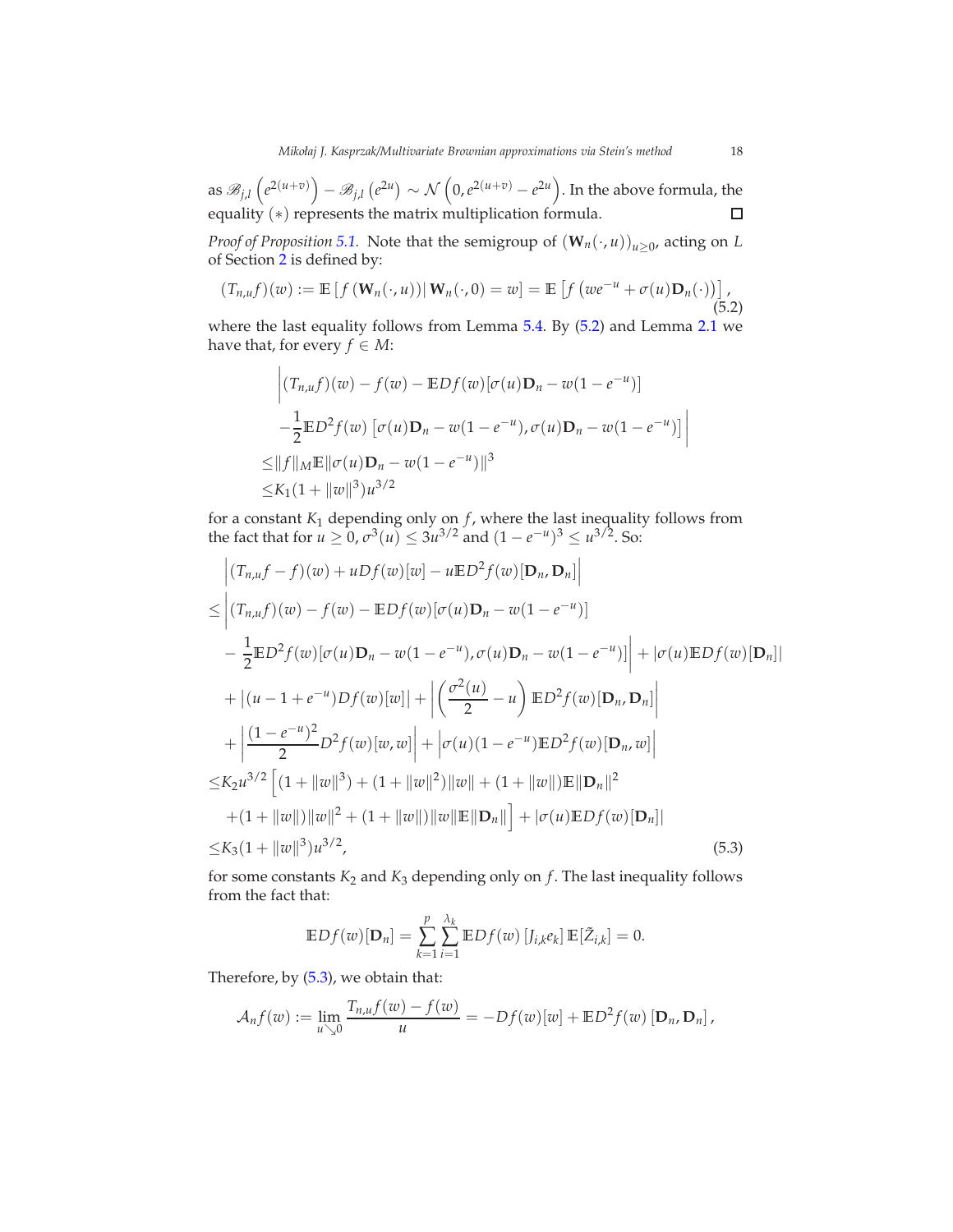as $\mathscr{B}_{j,l}\left(e^{2(u+v)}\right) - \mathscr{B}_{j,l}\left(e^{2u}\right) \sim \mathcal{N}\left(0, e^{2(u+v)} - e^{2u}\right)$. In the above formula, the equality $(*)$ represents the matrix multiplication formula. $\square$

*Proof of Proposition 5.1.* Note that the semigroup of $(\mathbf{W}_n(\cdot,u))_{u\geq 0}$, acting on $L$ of Section 2 is defined by:

$$(T_{n,u}f)(w) := \mathbb{E}\left[f\left(\mathbf{W}_n(\cdot,u)\right)\middle|\,\mathbf{W}_n(\cdot,0)=w\right] = \mathbb{E}\left[f\left(we^{-u}+\sigma(u)\mathbf{D}_n(\cdot)\right)\right], \tag{5.2}$$

where the last equality follows from Lemma 5.4. By (5.2) and Lemma 2.1 we have that, for every $f \in M$:

$$\begin{aligned}
&\Big|(T_{n,u}f)(w) - f(w) - \mathbb{E}Df(w)[\sigma(u)\mathbf{D}_n - w(1-e^{-u})] \\
&-\frac{1}{2}\mathbb{E}D^2f(w)\left[\sigma(u)\mathbf{D}_n - w(1-e^{-u}), \sigma(u)\mathbf{D}_n - w(1-e^{-u})\right]\Big| \\
\leq &\|f\|_M \mathbb{E}\|\sigma(u)\mathbf{D}_n - w(1-e^{-u})\|^3 \\
\leq &K_1(1+\|w\|^3)u^{3/2}
\end{aligned}$$

for a constant $K_1$ depending only on $f$, where the last inequality follows from the fact that for $u\geq 0$, $\sigma^3(u) \leq 3u^{3/2}$ and $(1-e^{-u})^3 \leq u^{3/2}$. So:

$$\begin{aligned}
&\left|(T_{n,u}f - f)(w) + uDf(w)[w] - u\mathbb{E}D^2f(w)[\mathbf{D}_n,\mathbf{D}_n]\right| \\
\leq &\Big|(T_{n,u}f)(w) - f(w) - \mathbb{E}Df(w)[\sigma(u)\mathbf{D}_n - w(1-e^{-u})] \\
&-\frac{1}{2}\mathbb{E}D^2f(w)[\sigma(u)\mathbf{D}_n - w(1-e^{-u}), \sigma(u)\mathbf{D}_n - w(1-e^{-u})]\Big| + |\sigma(u)\mathbb{E}Df(w)[\mathbf{D}_n]| \\
&+ \left|(u-1+e^{-u})Df(w)[w]\right| + \left|\left(\frac{\sigma^2(u)}{2} - u\right)\mathbb{E}D^2f(w)[\mathbf{D}_n,\mathbf{D}_n]\right| \\
&+ \left|\frac{(1-e^{-u})^2}{2}D^2f(w)[w,w]\right| + \left|\sigma(u)(1-e^{-u})\mathbb{E}D^2f(w)[\mathbf{D}_n,w]\right| \\
\leq &K_2u^{3/2}\Big[(1+\|w\|^3) + (1+\|w\|^2)\|w\| + (1+\|w\|)\mathbb{E}\|\mathbf{D}_n\|^2 \\
&+(1+\|w\|)\|w\|^2 + (1+\|w\|)\|w\|\mathbb{E}\|\mathbf{D}_n\|\Big] + |\sigma(u)\mathbb{E}Df(w)[\mathbf{D}_n]| \\
\leq &K_3(1+\|w\|^3)u^{3/2},
\end{aligned} \tag{5.3}$$

for some constants $K_2$ and $K_3$ depending only on $f$. The last inequality follows from the fact that:

$$\mathbb{E}Df(w)[\mathbf{D}_n] = \sum_{k=1}^{p}\sum_{i=1}^{\lambda_k}\mathbb{E}Df(w)\left[J_{i,k}e_k\right]\mathbb{E}[\tilde{Z}_{i,k}] = 0.$$

Therefore, by (5.3), we obtain that:

$$\mathcal{A}_nf(w) := \lim_{u\searrow 0}\frac{T_{n,u}f(w) - f(w)}{u} = -Df(w)[w] + \mathbb{E}D^2f(w)\left[\mathbf{D}_n,\mathbf{D}_n\right],$$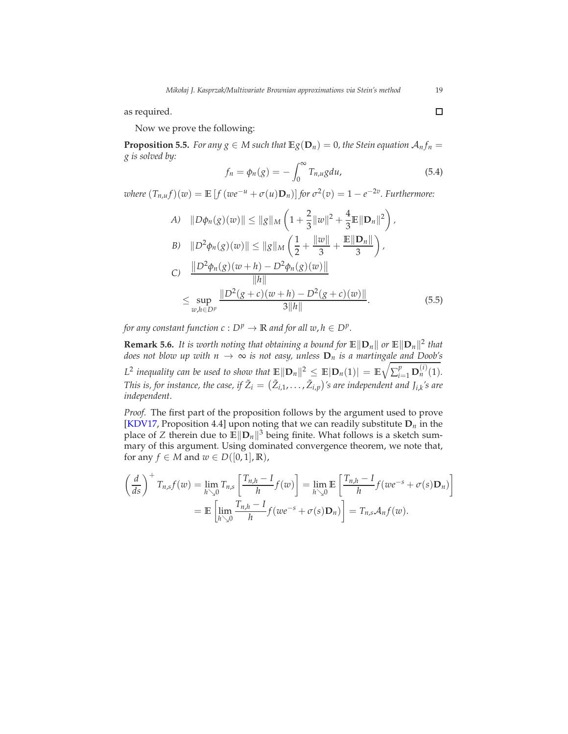as required. ◻

Now we prove the following:

**Proposition 5.5.** *For any $g \in M$ such that $\mathbb{E}g(\mathbf{D}_n) = 0$, the Stein equation $\mathcal{A}_n f_n = g$ is solved by:*

$$f_n = \phi_n(g) = -\int_0^\infty T_{n,u} g du, \tag{5.4}$$

*where $(T_{n,u}f)(w) = \mathbb{E}\left[f\left(we^{-u} + \sigma(u)\mathbf{D}_n\right)\right]$ for $\sigma^2(v) = 1 - e^{-2v}$. Furthermore:*

$$A) \quad \|D\phi_n(g)(w)\| \leq \|g\|_M \left(1 + \frac{2}{3}\|w\|^2 + \frac{4}{3}\mathbb{E}\|\mathbf{D}_n\|^2\right),$$

$$B) \quad \|D^2\phi_n(g)(w)\| \leq \|g\|_M \left(\frac{1}{2} + \frac{\|w\|}{3} + \frac{\mathbb{E}\|\mathbf{D}_n\|}{3}\right),$$

$$\begin{aligned} C) \quad & \frac{\left\|D^2\phi_n(g)(w+h) - D^2\phi_n(g)(w)\right\|}{\|h\|} \\ & \leq \sup_{w,h \in D^p} \frac{\left\|D^2(g+c)(w+h) - D^2(g+c)(w)\right\|}{3\|h\|}. \end{aligned} \tag{5.5}$$

*for any constant function $c : D^p \to \mathbb{R}$ and for all $w, h \in D^p$.*

**Remark 5.6.** *It is worth noting that obtaining a bound for $\mathbb{E}\|\mathbf{D}_n\|$ or $\mathbb{E}\|\mathbf{D}_n\|^2$ that does not blow up with $n \to \infty$ is not easy, unless $\mathbf{D}_n$ is a martingale and Doob's $L^2$ inequality can be used to show that $\mathbb{E}\|\mathbf{D}_n\|^2 \leq \mathbb{E}|\mathbf{D}_n(1)| = \mathbb{E}\sqrt{\sum_{i=1}^p \mathbf{D}_n^{(i)}(1)}$. This is, for instance, the case, if $\tilde{Z}_i = (\tilde{Z}_{i,1}, \ldots, \tilde{Z}_{i,p})$'s are independent and $J_{i,k}$'s are independent.*

*Proof.* The first part of the proposition follows by the argument used to prove [KDV17, Proposition 4.4] upon noting that we can readily substitute $\mathbf{D}_n$ in the place of $Z$ therein due to $\mathbb{E}\|\mathbf{D}_n\|^3$ being finite. What follows is a sketch summary of this argument. Using dominated convergence theorem, we note that, for any $f \in M$ and $w \in D([0,1], \mathbb{R})$,

$$\begin{aligned} \left(\frac{d}{ds}\right)^+ T_{n,s}f(w) &= \lim_{h \searrow 0} T_{n,s}\left[\frac{T_{n,h} - I}{h}f(w)\right] = \lim_{h \searrow 0} \mathbb{E}\left[\frac{T_{n,h} - I}{h}f(we^{-s} + \sigma(s)\mathbf{D}_n)\right] \\ &= \mathbb{E}\left[\lim_{h \searrow 0} \frac{T_{n,h} - I}{h}f(we^{-s} + \sigma(s)\mathbf{D}_n)\right] = T_{n,s}\mathcal{A}_n f(w). \end{aligned}$$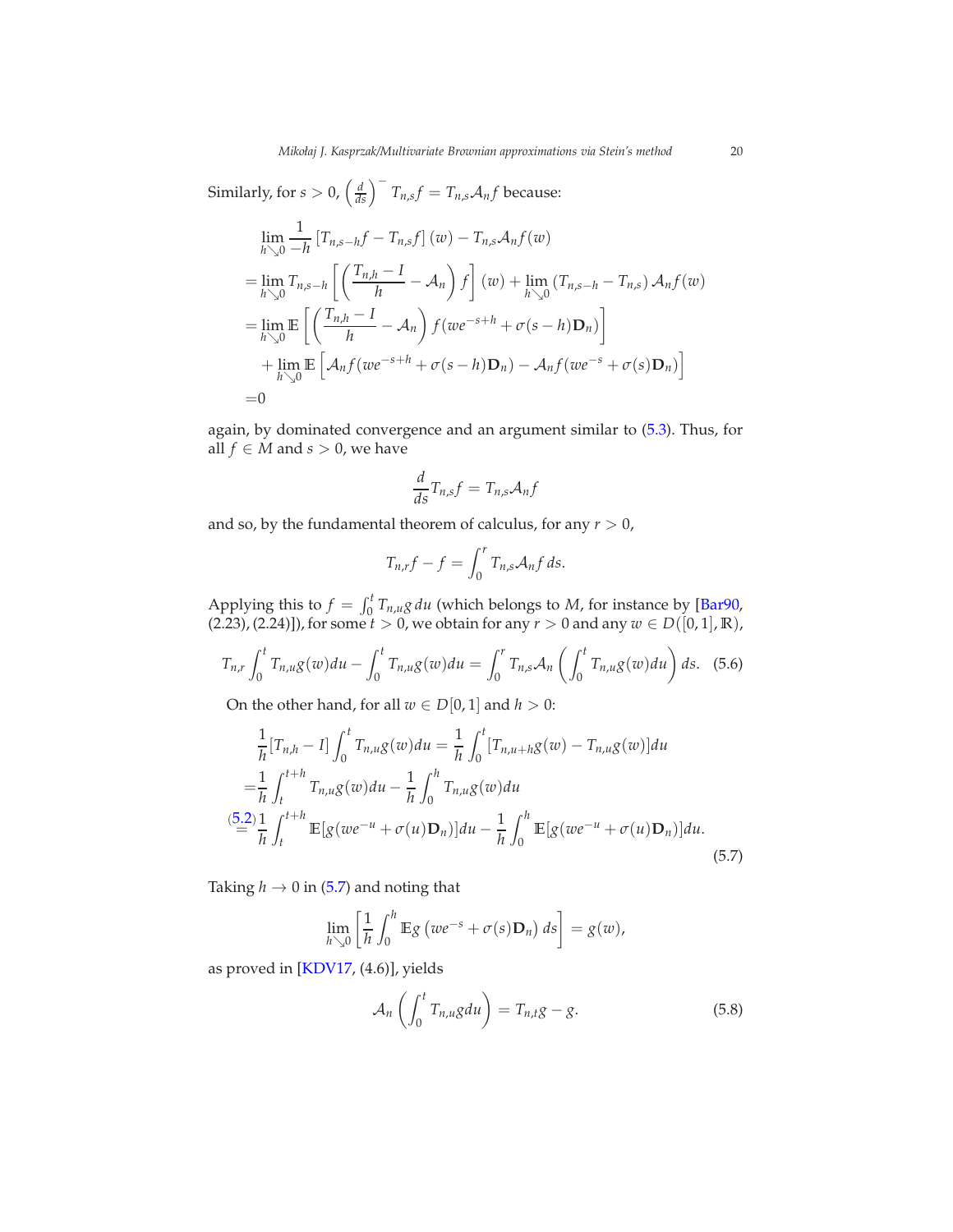Similarly, for $s > 0$, $\left(\frac{d}{ds}\right)^{-} T_{n,s}f = T_{n,s}\mathcal{A}_n f$ because:

$$
\begin{aligned}
&\lim_{h\searrow 0} \frac{1}{-h}\left[T_{n,s-h}f - T_{n,s}f\right](w) - T_{n,s}\mathcal{A}_n f(w)\\
=&\lim_{h\searrow 0} T_{n,s-h}\left[\left(\frac{T_{n,h}-I}{h} - \mathcal{A}_n\right)f\right](w) + \lim_{h\searrow 0}\left(T_{n,s-h}-T_{n,s}\right)\mathcal{A}_n f(w)\\
=&\lim_{h\searrow 0}\mathbb{E}\left[\left(\frac{T_{n,h}-I}{h} - \mathcal{A}_n\right)f(we^{-s+h}+\sigma(s-h)\mathbf{D}_n)\right]\\
&+\lim_{h\searrow 0}\mathbb{E}\left[\mathcal{A}_n f(we^{-s+h}+\sigma(s-h)\mathbf{D}_n) - \mathcal{A}_n f(we^{-s}+\sigma(s)\mathbf{D}_n)\right]\\
=&0
\end{aligned}
$$

again, by dominated convergence and an argument similar to (5.3). Thus, for all $f \in M$ and $s > 0$, we have

$$
\frac{d}{ds}T_{n,s}f = T_{n,s}\mathcal{A}_n f
$$

and so, by the fundamental theorem of calculus, for any $r > 0$,

$$
T_{n,r}f - f = \int_0^r T_{n,s}\mathcal{A}_n f\, ds.
$$

Applying this to $f = \int_0^t T_{n,u}g\, du$ (which belongs to $M$, for instance by [Bar90, (2.23), (2.24)]), for some $t > 0$, we obtain for any $r > 0$ and any $w \in D([0,1],\mathbb{R})$,

$$
T_{n,r}\int_0^t T_{n,u}g(w)du - \int_0^t T_{n,u}g(w)du = \int_0^r T_{n,s}\mathcal{A}_n\left(\int_0^t T_{n,u}g(w)du\right)ds. \quad (5.6)
$$

On the other hand, for all $w \in D[0,1]$ and $h > 0$:

$$
\begin{aligned}
\frac{1}{h}[T_{n,h}-I]\int_0^t T_{n,u}g(w)du =& \frac{1}{h}\int_0^t [T_{n,u+h}g(w) - T_{n,u}g(w)]du\\
=&\frac{1}{h}\int_t^{t+h} T_{n,u}g(w)du - \frac{1}{h}\int_0^h T_{n,u}g(w)du\\
\overset{(5.2)}{=}&\frac{1}{h}\int_t^{t+h}\mathbb{E}[g(we^{-u}+\sigma(u)\mathbf{D}_n)]du - \frac{1}{h}\int_0^h \mathbb{E}[g(we^{-u}+\sigma(u)\mathbf{D}_n)]du.
\end{aligned}
\quad (5.7)
$$

Taking $h \to 0$ in (5.7) and noting that

$$
\lim_{h\searrow 0}\left[\frac{1}{h}\int_0^h \mathbb{E}g\left(we^{-s}+\sigma(s)\mathbf{D}_n\right)ds\right] = g(w),
$$

as proved in [KDV17, (4.6)], yields

$$
\mathcal{A}_n\left(\int_0^t T_{n,u}g\,du\right) = T_{n,t}g - g. \quad (5.8)
$$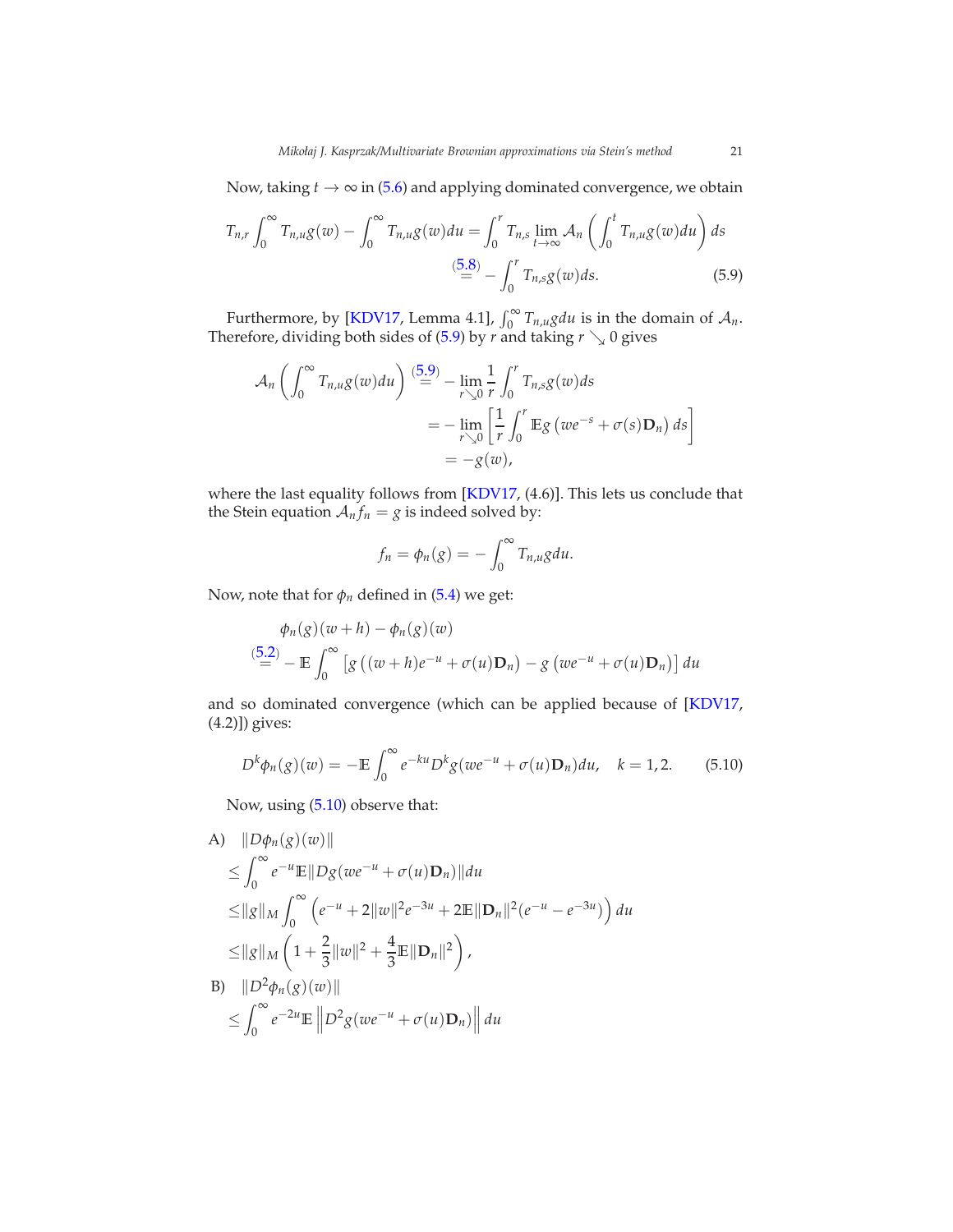Now, taking $t \to \infty$ in (5.6) and applying dominated convergence, we obtain

$$
\begin{aligned}
T_{n,r}\int_0^\infty T_{n,u}g(w) - \int_0^\infty T_{n,u}g(w)du &= \int_0^r T_{n,s}\lim_{t\to\infty}\mathcal{A}_n\left(\int_0^t T_{n,u}g(w)du\right)ds \\
&\overset{(5.8)}{=} -\int_0^r T_{n,s}g(w)ds. 
\end{aligned}
\tag{5.9}
$$

Furthermore, by [KDV17, Lemma 4.1], $\int_0^\infty T_{n,u}g du$ is in the domain of $\mathcal{A}_n$. Therefore, dividing both sides of (5.9) by $r$ and taking $r \searrow 0$ gives

$$
\begin{aligned}
\mathcal{A}_n\left(\int_0^\infty T_{n,u}g(w)du\right) &\overset{(5.9)}{=} -\lim_{r\searrow 0}\frac{1}{r}\int_0^r T_{n,s}g(w)ds \\
&= -\lim_{r\searrow 0}\left[\frac{1}{r}\int_0^r \mathbb{E}g\left(we^{-s}+\sigma(s)\mathbf{D}_n\right)ds\right] \\
&= -g(w),
\end{aligned}
$$

where the last equality follows from [KDV17, (4.6)]. This lets us conclude that the Stein equation $\mathcal{A}_n f_n = g$ is indeed solved by:

$$
f_n = \phi_n(g) = -\int_0^\infty T_{n,u}g du.
$$

Now, note that for $\phi_n$ defined in (5.4) we get:

$$
\begin{aligned}
&\phi_n(g)(w+h) - \phi_n(g)(w) \\
&\overset{(5.2)}{=} -\mathbb{E}\int_0^\infty \left[g\left((w+h)e^{-u}+\sigma(u)\mathbf{D}_n\right) - g\left(we^{-u}+\sigma(u)\mathbf{D}_n\right)\right]du
\end{aligned}
$$

and so dominated convergence (which can be applied because of [KDV17, (4.2)]) gives:

$$
D^k\phi_n(g)(w) = -\mathbb{E}\int_0^\infty e^{-ku}D^k g(we^{-u}+\sigma(u)\mathbf{D}_n)du, \quad k=1,2. \tag{5.10}
$$

Now, using (5.10) observe that:

A) $\|D\phi_n(g)(w)\|$

$$
\begin{aligned}
&\leq \int_0^\infty e^{-u}\mathbb{E}\|Dg(we^{-u}+\sigma(u)\mathbf{D}_n)\|du \\
&\leq \|g\|_M\int_0^\infty\left(e^{-u}+2\|w\|^2e^{-3u}+2\mathbb{E}\|\mathbf{D}_n\|^2(e^{-u}-e^{-3u})\right)du \\
&\leq \|g\|_M\left(1+\frac{2}{3}\|w\|^2+\frac{4}{3}\mathbb{E}\|\mathbf{D}_n\|^2\right),
\end{aligned}
$$

B) $\|D^2\phi_n(g)(w)\|$

$$
\leq \int_0^\infty e^{-2u}\mathbb{E}\left\|D^2g(we^{-u}+\sigma(u)\mathbf{D}_n)\right\|du
$$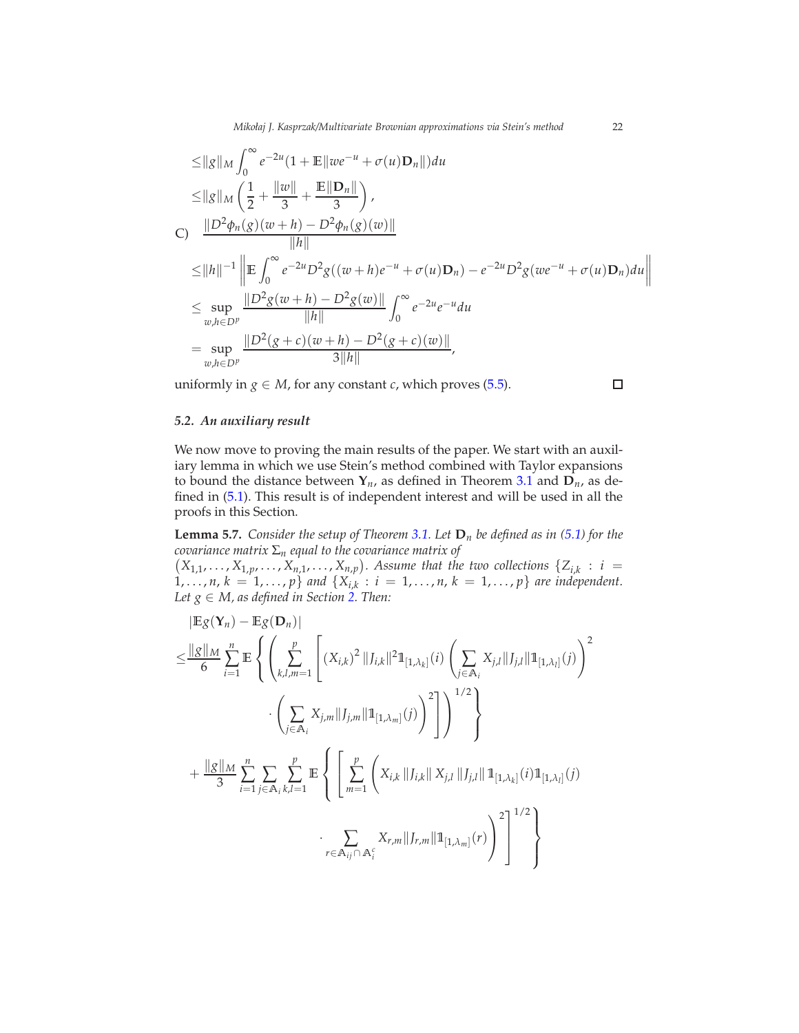$$
\begin{aligned}
&\leq \|g\|_M \int_0^\infty e^{-2u}(1+\mathbb{E}\|we^{-u}+\sigma(u)\mathbf{D}_n\|)du \\
&\leq \|g\|_M \left(\frac{1}{2}+\frac{\|w\|}{3}+\frac{\mathbb{E}\|\mathbf{D}_n\|}{3}\right),
\end{aligned}
$$

C) $\dfrac{\|D^2\phi_n(g)(w+h)-D^2\phi_n(g)(w)\|}{\|h\|}$

$$
\begin{aligned}
&\leq \|h\|^{-1}\left\|\mathbb{E}\int_0^\infty e^{-2u}D^2g((w+h)e^{-u}+\sigma(u)\mathbf{D}_n)-e^{-2u}D^2g(we^{-u}+\sigma(u)\mathbf{D}_n)du\right\| \\
&\leq \sup_{w,h\in D^p}\frac{\|D^2g(w+h)-D^2g(w)\|}{\|h\|}\int_0^\infty e^{-2u}e^{-u}du \\
&= \sup_{w,h\in D^p}\frac{\|D^2(g+c)(w+h)-D^2(g+c)(w)\|}{3\|h\|},
\end{aligned}
$$

uniformly in $g\in M$, for any constant $c$, which proves (5.5). □

### 5.2. An auxiliary result

We now move to proving the main results of the paper. We start with an auxiliary lemma in which we use Stein's method combined with Taylor expansions to bound the distance between $\mathbf{Y}_n$, as defined in Theorem 3.1 and $\mathbf{D}_n$, as defined in (5.1). This result is of independent interest and will be used in all the proofs in this Section.

**Lemma 5.7.** *Consider the setup of Theorem 3.1. Let $\mathbf{D}_n$ be defined as in (5.1) for the covariance matrix $\Sigma_n$ equal to the covariance matrix of $(X_{1,1},\dots,X_{1,p},\dots,X_{n,1},\dots,X_{n,p})$. Assume that the two collections $\{Z_{i,k}: i=1,\dots,n,\ k=1,\dots,p\}$ and $\{X_{i,k}: i=1,\dots,n,\ k=1,\dots,p\}$ are independent. Let $g\in M$, as defined in Section 2. Then:*

$$
\begin{aligned}
&|\mathbb{E}g(\mathbf{Y}_n)-\mathbb{E}g(\mathbf{D}_n)| \\
\leq&\frac{\|g\|_M}{6}\sum_{i=1}^n\mathbb{E}\left\{\left(\sum_{k,l,m=1}^p\left[(X_{i,k})^2\|J_{i,k}\|^2\mathbb{1}_{[1,\lambda_k]}(i)\left(\sum_{j\in\mathbb{A}_i}X_{j,l}\|J_{j,l}\|\mathbb{1}_{[1,\lambda_l]}(j)\right)^2\right.\right.\right. \\
&\qquad\qquad\left.\left.\left.\cdot\left(\sum_{j\in\mathbb{A}_i}X_{j,m}\|J_{j,m}\|\mathbb{1}_{[1,\lambda_m]}(j)\right)^2\right]\right)^{1/2}\right\} \\
&+\frac{\|g\|_M}{3}\sum_{i=1}^n\sum_{j\in\mathbb{A}_i}\sum_{k,l=1}^p\mathbb{E}\left\{\left[\sum_{m=1}^p\left(X_{i,k}\|J_{i,k}\|X_{j,l}\|J_{j,l}\|\mathbb{1}_{[1,\lambda_k]}(i)\mathbb{1}_{[1,\lambda_l]}(j)\right.\right.\right. \\
&\qquad\qquad\left.\left.\left.\cdot\sum_{r\in\mathbb{A}_{ij}\cap\mathbb{A}_i^c}X_{r,m}\|J_{r,m}\|\mathbb{1}_{[1,\lambda_m]}(r)\right)^2\right]^{1/2}\right\}
\end{aligned}
$$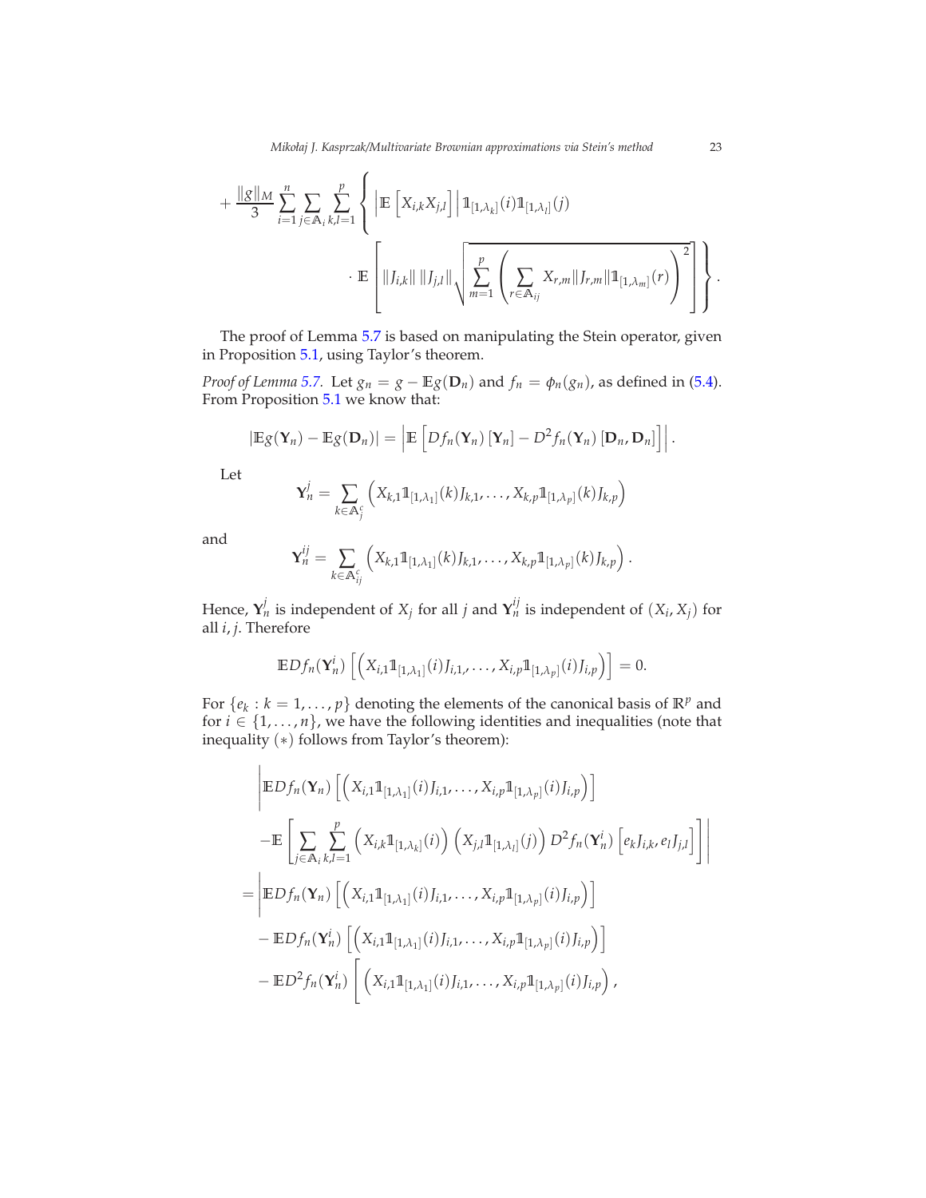$$
+ \frac{\|g\|_M}{3} \sum_{i=1}^{n} \sum_{j \in \mathbb{A}_i} \sum_{k,l=1}^{p} \left\{ \left| \mathbb{E}\left[ X_{i,k} X_{j,l} \right] \right| \mathbb{1}_{[1,\lambda_k]}(i) \mathbb{1}_{[1,\lambda_l]}(j) \right.
$$

$$
\left. \cdot \, \mathbb{E}\left[ \|J_{i,k}\| \, \|J_{j,l}\| \sqrt{\sum_{m=1}^{p} \left( \sum_{r \in \mathbb{A}_{ij}} X_{r,m} \|J_{r,m}\| \mathbb{1}_{[1,\lambda_m]}(r) \right)^2} \right] \right\}.
$$

The proof of Lemma 5.7 is based on manipulating the Stein operator, given in Proposition 5.1, using Taylor's theorem.

*Proof of Lemma 5.7.* Let $g_n = g - \mathbb{E}g(\mathbf{D}_n)$ and $f_n = \phi_n(g_n)$, as defined in (5.4). From Proposition 5.1 we know that:

$$
|\mathbb{E}g(\mathbf{Y}_n) - \mathbb{E}g(\mathbf{D}_n)| = \left| \mathbb{E}\left[ Df_n(\mathbf{Y}_n)\left[\mathbf{Y}_n\right] - D^2 f_n(\mathbf{Y}_n)\left[\mathbf{D}_n, \mathbf{D}_n\right] \right] \right|.
$$

Let

$$
\mathbf{Y}_n^j = \sum_{k \in \mathbb{A}_j^c} \left( X_{k,1} \mathbb{1}_{[1,\lambda_1]}(k) J_{k,1}, \ldots, X_{k,p} \mathbb{1}_{[1,\lambda_p]}(k) J_{k,p} \right)
$$

and

$$
\mathbf{Y}_n^{ij} = \sum_{k \in \mathbb{A}_{ij}^c} \left( X_{k,1} \mathbb{1}_{[1,\lambda_1]}(k) J_{k,1}, \ldots, X_{k,p} \mathbb{1}_{[1,\lambda_p]}(k) J_{k,p} \right).
$$

Hence, $\mathbf{Y}_n^j$ is independent of $X_j$ for all $j$ and $\mathbf{Y}_n^{ij}$ is independent of $(X_i, X_j)$ for all $i, j$. Therefore

$$
\mathbb{E}Df_n(\mathbf{Y}_n^i)\left[ \left( X_{i,1} \mathbb{1}_{[1,\lambda_1]}(i) J_{i,1}, \ldots, X_{i,p} \mathbb{1}_{[1,\lambda_p]}(i) J_{i,p} \right) \right] = 0.
$$

For $\{e_k : k = 1, \ldots, p\}$ denoting the elements of the canonical basis of $\mathbb{R}^p$ and for $i \in \{1, \ldots, n\}$, we have the following identities and inequalities (note that inequality $(*)$ follows from Taylor's theorem):

$$
\begin{aligned}
&\left| \mathbb{E}Df_n(\mathbf{Y}_n)\left[ \left( X_{i,1} \mathbb{1}_{[1,\lambda_1]}(i) J_{i,1}, \ldots, X_{i,p} \mathbb{1}_{[1,\lambda_p]}(i) J_{i,p} \right) \right] \right. \\
&\left. - \mathbb{E}\left[ \sum_{j \in \mathbb{A}_i} \sum_{k,l=1}^{p} \left( X_{i,k} \mathbb{1}_{[1,\lambda_k]}(i) \right) \left( X_{j,l} \mathbb{1}_{[1,\lambda_l]}(j) \right) D^2 f_n(\mathbf{Y}_n^i)\left[ e_k J_{i,k}, e_l J_{j,l} \right] \right] \right| \\
= &\left| \mathbb{E}Df_n(\mathbf{Y}_n)\left[ \left( X_{i,1} \mathbb{1}_{[1,\lambda_1]}(i) J_{i,1}, \ldots, X_{i,p} \mathbb{1}_{[1,\lambda_p]}(i) J_{i,p} \right) \right] \right. \\
&- \mathbb{E}Df_n(\mathbf{Y}_n^i)\left[ \left( X_{i,1} \mathbb{1}_{[1,\lambda_1]}(i) J_{i,1}, \ldots, X_{i,p} \mathbb{1}_{[1,\lambda_p]}(i) J_{i,p} \right) \right] \\
&- \mathbb{E}D^2 f_n(\mathbf{Y}_n^i)\left[ \left( X_{i,1} \mathbb{1}_{[1,\lambda_1]}(i) J_{i,1}, \ldots, X_{i,p} \mathbb{1}_{[1,\lambda_p]}(i) J_{i,p} \right), \right.
\end{aligned}
$$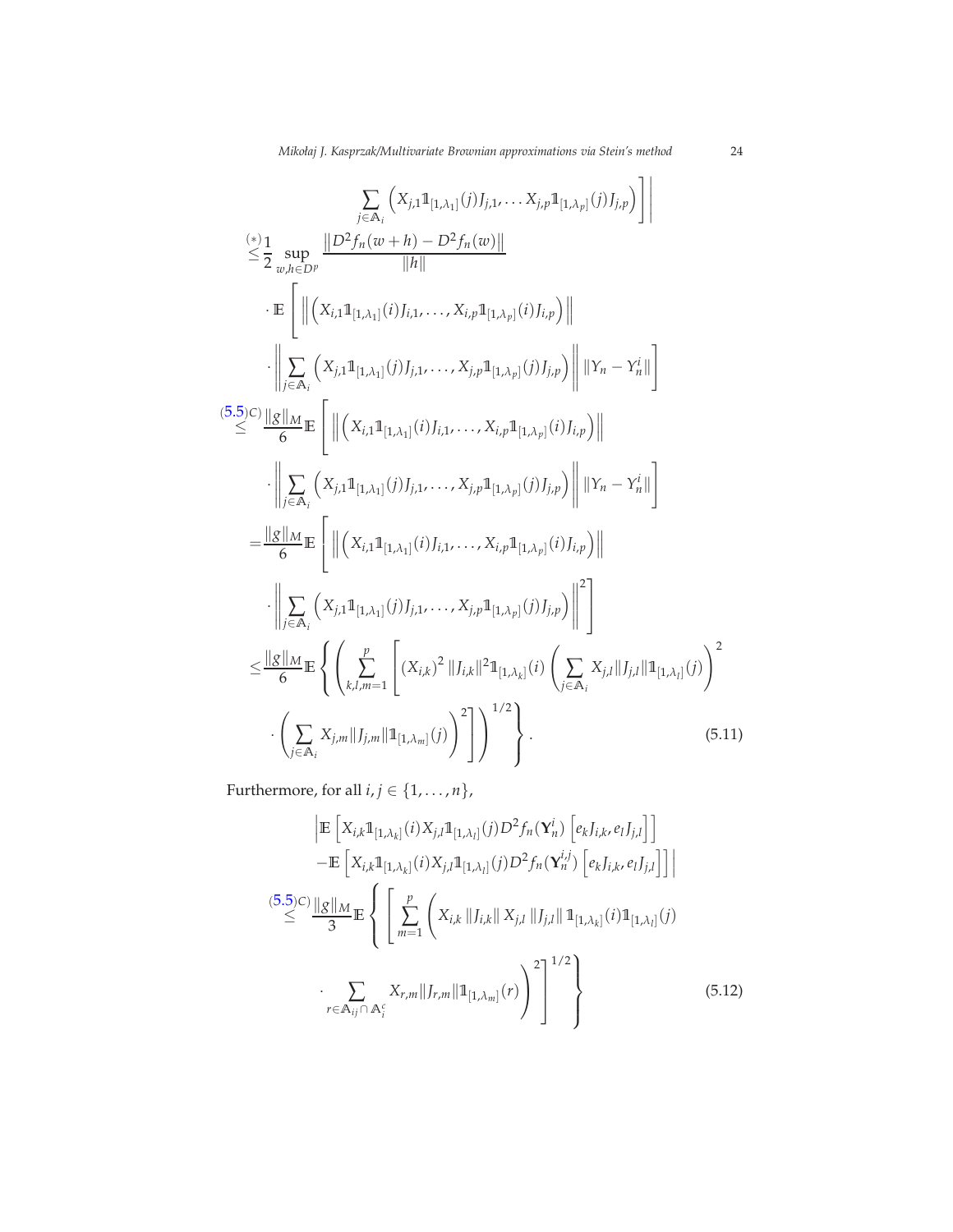$$
\sum_{j\in\mathbb{A}_i}\left(X_{j,1}\mathbb{1}_{[1,\lambda_1]}(j)J_{j,1},\dots X_{j,p}\mathbb{1}_{[1,\lambda_p]}(j)J_{j,p}\right)\Big]\Big|
$$

$$
\begin{aligned}
&\overset{(*)}{\leq}\frac{1}{2}\sup_{w,h\in D^p}\frac{\left\|D^2f_n(w+h)-D^2f_n(w)\right\|}{\|h\|}\\
&\quad\cdot\mathbb{E}\left[\left\|\left(X_{i,1}\mathbb{1}_{[1,\lambda_1]}(i)J_{i,1},\dots,X_{i,p}\mathbb{1}_{[1,\lambda_p]}(i)J_{i,p}\right)\right\|\right.\\
&\quad\left.\cdot\left\|\sum_{j\in\mathbb{A}_i}\left(X_{j,1}\mathbb{1}_{[1,\lambda_1]}(j)J_{j,1},\dots,X_{j,p}\mathbb{1}_{[1,\lambda_p]}(j)J_{j,p}\right)\right\|\left\|Y_n-Y_n^i\right\|\right]\\
&\overset{(5.5)C)}{\leq}\frac{\|g\|_M}{6}\mathbb{E}\left[\left\|\left(X_{i,1}\mathbb{1}_{[1,\lambda_1]}(i)J_{i,1},\dots,X_{i,p}\mathbb{1}_{[1,\lambda_p]}(i)J_{i,p}\right)\right\|\right.\\
&\quad\left.\cdot\left\|\sum_{j\in\mathbb{A}_i}\left(X_{j,1}\mathbb{1}_{[1,\lambda_1]}(j)J_{j,1},\dots,X_{j,p}\mathbb{1}_{[1,\lambda_p]}(j)J_{j,p}\right)\right\|\left\|Y_n-Y_n^i\right\|\right]\\
&=\frac{\|g\|_M}{6}\mathbb{E}\left[\left\|\left(X_{i,1}\mathbb{1}_{[1,\lambda_1]}(i)J_{i,1},\dots,X_{i,p}\mathbb{1}_{[1,\lambda_p]}(i)J_{i,p}\right)\right\|\right.\\
&\quad\left.\cdot\left\|\sum_{j\in\mathbb{A}_i}\left(X_{j,1}\mathbb{1}_{[1,\lambda_1]}(j)J_{j,1},\dots,X_{j,p}\mathbb{1}_{[1,\lambda_p]}(j)J_{j,p}\right)\right\|^2\right]\\
&\leq\frac{\|g\|_M}{6}\mathbb{E}\left\{\left(\sum_{k,l,m=1}^p\left[(X_{i,k})^2\|J_{i,k}\|^2\mathbb{1}_{[1,\lambda_k]}(i)\left(\sum_{j\in\mathbb{A}_i}X_{j,l}\|J_{j,l}\|\mathbb{1}_{[1,\lambda_l]}(j)\right)^2\right.\right.\right.\\
&\quad\left.\left.\left.\cdot\left(\sum_{j\in\mathbb{A}_i}X_{j,m}\|J_{j,m}\|\mathbb{1}_{[1,\lambda_m]}(j)\right)^2\right]\right)^{1/2}\right\}.
\end{aligned}\tag{5.11}
$$

Furthermore, for all $i,j\in\{1,\dots,n\}$,

$$
\begin{aligned}
&\Big|\mathbb{E}\left[X_{i,k}\mathbb{1}_{[1,\lambda_k]}(i)X_{j,l}\mathbb{1}_{[1,\lambda_l]}(j)D^2f_n(\mathbf{Y}_n^i)\left[e_kJ_{i,k},e_lJ_{j,l}\right]\right]\\
&\quad-\mathbb{E}\left[X_{i,k}\mathbb{1}_{[1,\lambda_k]}(i)X_{j,l}\mathbb{1}_{[1,\lambda_l]}(j)D^2f_n(\mathbf{Y}_n^{i,j})\left[e_kJ_{i,k},e_lJ_{j,l}\right]\right]\Big|\\
&\overset{(5.5)C)}{\leq}\frac{\|g\|_M}{3}\mathbb{E}\left\{\left[\sum_{m=1}^p\left(X_{i,k}\left\|J_{i,k}\right\|X_{j,l}\left\|J_{j,l}\right\|\mathbb{1}_{[1,\lambda_k]}(i)\mathbb{1}_{[1,\lambda_l]}(j)\right.\right.\right.\\
&\quad\left.\left.\left.\cdot\sum_{r\in\mathbb{A}_{ij}\cap\mathbb{A}_i^c}X_{r,m}\|J_{r,m}\|\mathbb{1}_{[1,\lambda_m]}(r)\right)^2\right]^{1/2}\right\}
\end{aligned}\tag{5.12}
$$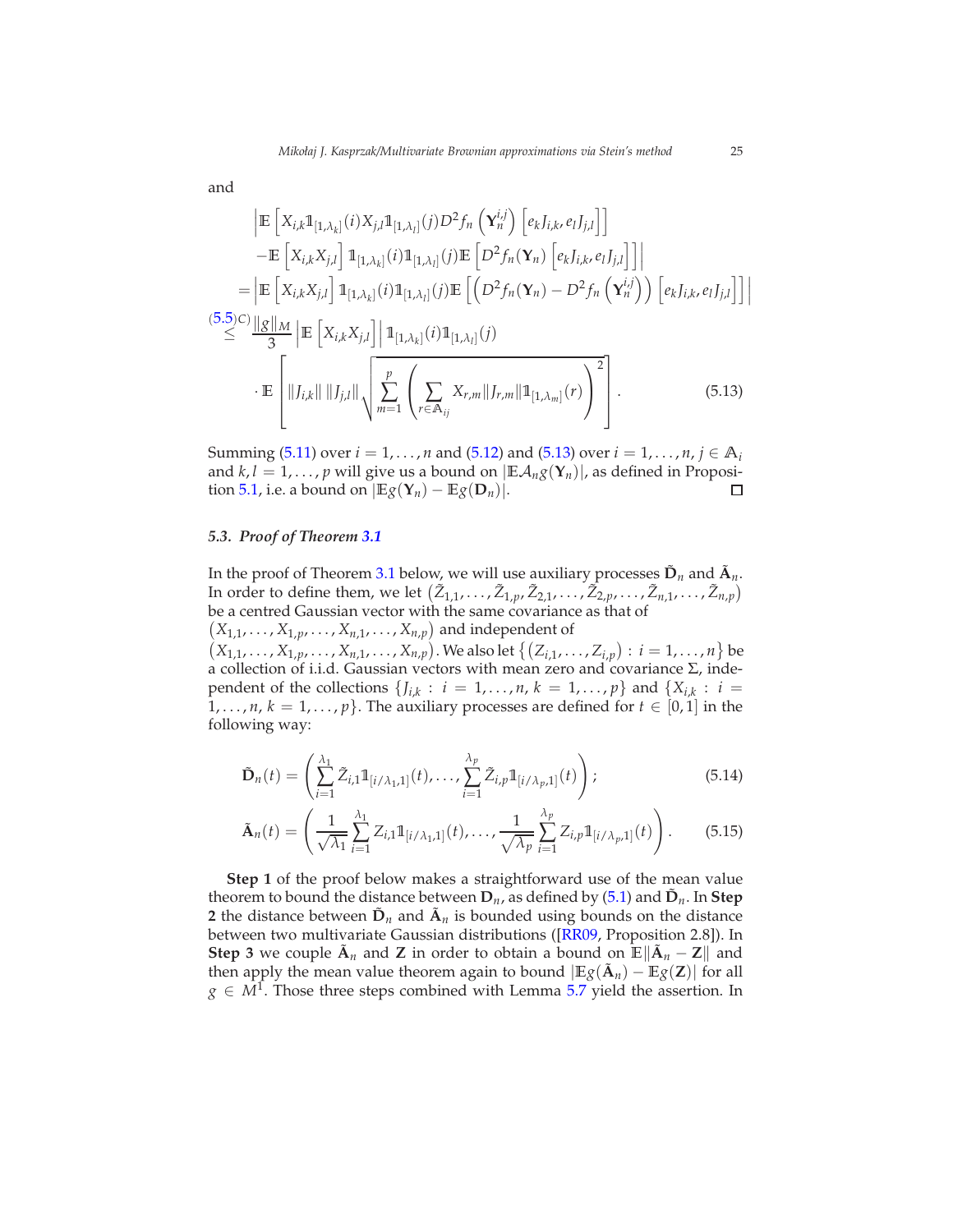and

$$
\begin{aligned}
&\Big| \mathbb{E}\left[ X_{i,k} \mathbb{1}_{[1,\lambda_k]}(i) X_{j,l} \mathbb{1}_{[1,\lambda_l]}(j) D^2 f_n\left(\mathbf{Y}_n^{i,j}\right)\left[e_k J_{i,k}, e_l J_{j,l}\right]\right] \\
&\quad - \mathbb{E}\left[X_{i,k} X_{j,l}\right] \mathbb{1}_{[1,\lambda_k]}(i) \mathbb{1}_{[1,\lambda_l]}(j) \mathbb{E}\left[D^2 f_n(\mathbf{Y}_n)\left[e_k J_{i,k}, e_l J_{j,l}\right]\right]\Big| \\
&= \left| \mathbb{E}\left[X_{i,k} X_{j,l}\right] \mathbb{1}_{[1,\lambda_k]}(i) \mathbb{1}_{[1,\lambda_l]}(j) \mathbb{E}\left[\left(D^2 f_n(\mathbf{Y}_n) - D^2 f_n\left(\mathbf{Y}_n^{i,j}\right)\right)\left[e_k J_{i,k}, e_l J_{j,l}\right]\right]\right| \\
&\overset{(5.5)C)}{\leq} \frac{\|g\|_M}{3} \left|\mathbb{E}\left[X_{i,k} X_{j,l}\right]\right| \mathbb{1}_{[1,\lambda_k]}(i) \mathbb{1}_{[1,\lambda_l]}(j) \\
&\quad \cdot \mathbb{E}\left[\|J_{i,k}\| \, \|J_{j,l}\| \sqrt{\sum_{m=1}^{p} \left( \sum_{r \in \mathbb{A}_{ij}} X_{r,m} \|J_{r,m}\| \mathbb{1}_{[1,\lambda_m]}(r)\right)^2}\right]. \qquad (5.13)
\end{aligned}
$$

Summing (5.11) over $i = 1, \ldots, n$ and (5.12) and (5.13) over $i = 1, \ldots, n$, $j \in \mathbb{A}_i$ and $k, l = 1, \ldots, p$ will give us a bound on $|\mathbb{E}\mathcal{A}_n g(\mathbf{Y}_n)|$, as defined in Proposition 5.1, i.e. a bound on $|\mathbb{E}g(\mathbf{Y}_n) - \mathbb{E}g(\mathbf{D}_n)|$. □

### 5.3. *Proof of Theorem 3.1*

In the proof of Theorem 3.1 below, we will use auxiliary processes $\tilde{\mathbf{D}}_n$ and $\tilde{\mathbf{A}}_n$. In order to define them, we let $\left(\tilde{Z}_{1,1}, \ldots, \tilde{Z}_{1,p}, \tilde{Z}_{2,1}, \ldots, \tilde{Z}_{2,p}, \ldots, \tilde{Z}_{n,1}, \ldots, \tilde{Z}_{n,p}\right)$ be a centred Gaussian vector with the same covariance as that of $\left(X_{1,1}, \ldots, X_{1,p}, \ldots, X_{n,1}, \ldots, X_{n,p}\right)$ and independent of $\left(X_{1,1}, \ldots, X_{1,p}, \ldots, X_{n,1}, \ldots, X_{n,p}\right)$. We also let $\left\{\left(Z_{i,1}, \ldots, Z_{i,p}\right) : i = 1, \ldots, n\right\}$ be a collection of i.i.d. Gaussian vectors with mean zero and covariance $\Sigma$, independent of the collections $\{J_{i,k} : i = 1, \ldots, n, k = 1, \ldots, p\}$ and $\{X_{i,k} : i = 1, \ldots, n, k = 1, \ldots, p\}$. The auxiliary processes are defined for $t \in [0,1]$ in the following way:

$$
\tilde{\mathbf{D}}_n(t) = \left( \sum_{i=1}^{\lambda_1} \tilde{Z}_{i,1} \mathbb{1}_{[i/\lambda_1, 1]}(t), \ldots, \sum_{i=1}^{\lambda_p} \tilde{Z}_{i,p} \mathbb{1}_{[i/\lambda_p, 1]}(t) \right); \qquad (5.14)
$$

$$
\tilde{\mathbf{A}}_n(t) = \left( \frac{1}{\sqrt{\lambda_1}} \sum_{i=1}^{\lambda_1} Z_{i,1} \mathbb{1}_{[i/\lambda_1, 1]}(t), \ldots, \frac{1}{\sqrt{\lambda_p}} \sum_{i=1}^{\lambda_p} Z_{i,p} \mathbb{1}_{[i/\lambda_p, 1]}(t) \right). \qquad (5.15)
$$

**Step 1** of the proof below makes a straightforward use of the mean value theorem to bound the distance between $\mathbf{D}_n$, as defined by (5.1) and $\tilde{\mathbf{D}}_n$. In **Step 2** the distance between $\tilde{\mathbf{D}}_n$ and $\tilde{\mathbf{A}}_n$ is bounded using bounds on the distance between two multivariate Gaussian distributions ([RR09, Proposition 2.8]). In **Step 3** we couple $\tilde{\mathbf{A}}_n$ and $\mathbf{Z}$ in order to obtain a bound on $\mathbb{E}\|\tilde{\mathbf{A}}_n - \mathbf{Z}\|$ and then apply the mean value theorem again to bound $|\mathbb{E}g(\tilde{\mathbf{A}}_n) - \mathbb{E}g(\mathbf{Z})|$ for all $g \in M^1$. Those three steps combined with Lemma 5.7 yield the assertion. In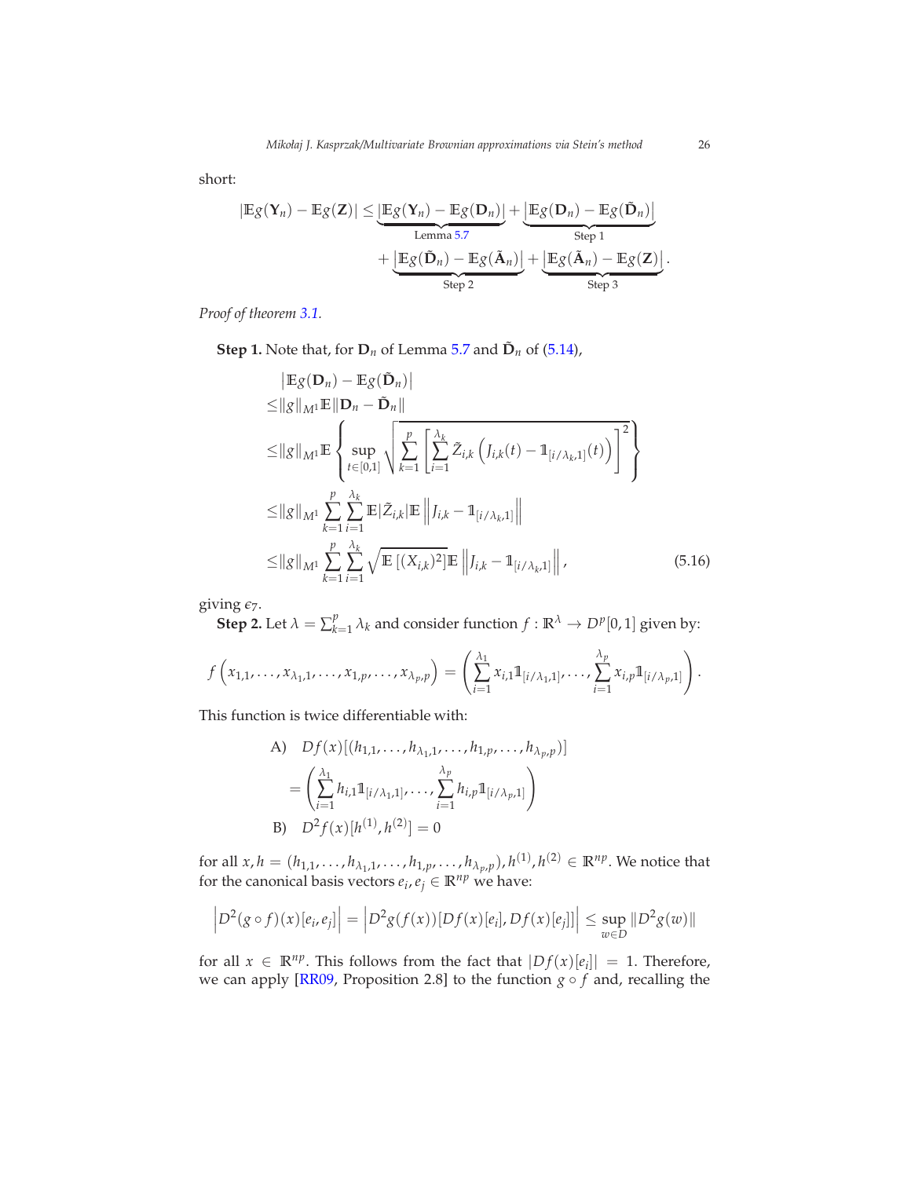short:

$$
\begin{aligned}
|\mathbb{E}g(\mathbf{Y}_n) - \mathbb{E}g(\mathbf{Z})| \leq & \underbrace{\left|\mathbb{E}g(\mathbf{Y}_n) - \mathbb{E}g(\mathbf{D}_n)\right|}_{\text{Lemma 5.7}} + \underbrace{\left|\mathbb{E}g(\mathbf{D}_n) - \mathbb{E}g(\tilde{\mathbf{D}}_n)\right|}_{\text{Step 1}} \\
& + \underbrace{\left|\mathbb{E}g(\tilde{\mathbf{D}}_n) - \mathbb{E}g(\tilde{\mathbf{A}}_n)\right|}_{\text{Step 2}} + \underbrace{\left|\mathbb{E}g(\tilde{\mathbf{A}}_n) - \mathbb{E}g(\mathbf{Z})\right|}_{\text{Step 3}}.
\end{aligned}
$$

*Proof of theorem 3.1.*

**Step 1.** Note that, for $\mathbf{D}_n$ of Lemma 5.7 and $\tilde{\mathbf{D}}_n$ of (5.14),

$$
\begin{aligned}
& \left|\mathbb{E}g(\mathbf{D}_n) - \mathbb{E}g(\tilde{\mathbf{D}}_n)\right| \\
\leq & \|g\|_{M^1} \mathbb{E}\|\mathbf{D}_n - \tilde{\mathbf{D}}_n\| \\
\leq & \|g\|_{M^1} \mathbb{E}\left\{\sup_{t\in[0,1]} \sqrt{\sum_{k=1}^{p}\left[\sum_{i=1}^{\lambda_k} \tilde{Z}_{i,k}\left(J_{i,k}(t) - \mathbb{1}_{[i/\lambda_k,1]}(t)\right)\right]^2}\right\} \\
\leq & \|g\|_{M^1} \sum_{k=1}^{p}\sum_{i=1}^{\lambda_k} \mathbb{E}|\tilde{Z}_{i,k}| \mathbb{E}\left\|J_{i,k} - \mathbb{1}_{[i/\lambda_k,1]}\right\| \\
\leq & \|g\|_{M^1} \sum_{k=1}^{p}\sum_{i=1}^{\lambda_k} \sqrt{\mathbb{E}\left[(X_{i,k})^2\right]} \mathbb{E}\left\|J_{i,k} - \mathbb{1}_{[i/\lambda_k,1]}\right\|,
\end{aligned} \tag{5.16}
$$

giving $\epsilon_7$.

**Step 2.** Let $\lambda = \sum_{k=1}^{p} \lambda_k$ and consider function $f : \mathbb{R}^\lambda \to D^p[0,1]$ given by:

$$
f\left(x_{1,1}, \ldots, x_{\lambda_1,1}, \ldots, x_{1,p}, \ldots, x_{\lambda_p,p}\right) = \left(\sum_{i=1}^{\lambda_1} x_{i,1}\mathbb{1}_{[i/\lambda_1,1]}, \ldots, \sum_{i=1}^{\lambda_p} x_{i,p}\mathbb{1}_{[i/\lambda_p,1]}\right).
$$

This function is twice differentiable with:

$$
\begin{aligned}
\text{A)} \quad & Df(x)[(h_{1,1}, \ldots, h_{\lambda_1,1}, \ldots, h_{1,p}, \ldots, h_{\lambda_p,p})] \\
& = \left(\sum_{i=1}^{\lambda_1} h_{i,1}\mathbb{1}_{[i/\lambda_1,1]}, \ldots, \sum_{i=1}^{\lambda_p} h_{i,p}\mathbb{1}_{[i/\lambda_p,1]}\right) \\
\text{B)} \quad & D^2 f(x)[h^{(1)}, h^{(2)}] = 0
\end{aligned}
$$

for all $x, h = (h_{1,1}, \ldots, h_{\lambda_1,1}, \ldots, h_{1,p}, \ldots, h_{\lambda_p,p}), h^{(1)}, h^{(2)} \in \mathbb{R}^{np}$. We notice that for the canonical basis vectors $e_i, e_j \in \mathbb{R}^{np}$ we have:

$$
\left|D^2(g\circ f)(x)[e_i, e_j]\right| = \left|D^2 g(f(x))[Df(x)[e_i], Df(x)[e_j]]\right| \leq \sup_{w\in D}\|D^2 g(w)\|
$$

for all $x \in \mathbb{R}^{np}$. This follows from the fact that $|Df(x)[e_i]| = 1$. Therefore, we can apply [RR09, Proposition 2.8] to the function $g \circ f$ and, recalling the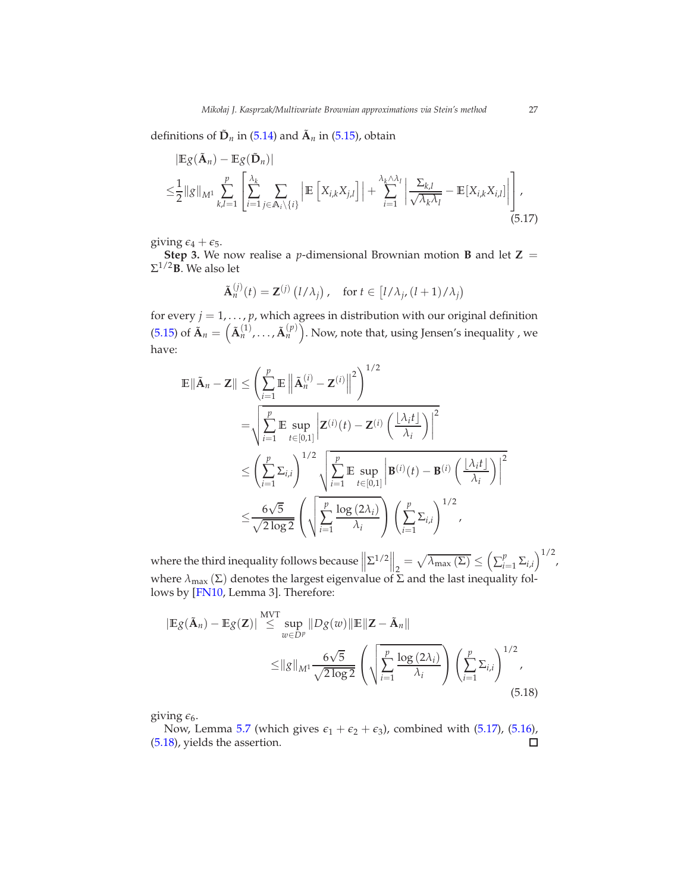definitions of $\tilde{\mathbf{D}}_n$ in (5.14) and $\tilde{\mathbf{A}}_n$ in (5.15), obtain

$$
\begin{aligned}
&|\mathbb{E}g(\tilde{\mathbf{A}}_n) - \mathbb{E}g(\tilde{\mathbf{D}}_n)| \\
\leq &\frac{1}{2}\|g\|_{M^1} \sum_{k,l=1}^{p} \left[ \sum_{i=1}^{\lambda_k} \sum_{j \in \mathbb{A}_i \setminus \{i\}} \left| \mathbb{E}\left[ X_{i,k} X_{j,l} \right] \right| + \sum_{i=1}^{\lambda_k \wedge \lambda_l} \left| \frac{\Sigma_{k,l}}{\sqrt{\lambda_k \lambda_l}} - \mathbb{E}[X_{i,k} X_{i,l}] \right| \right],
\end{aligned} \tag{5.17}
$$

giving $\epsilon_4 + \epsilon_5$.

**Step 3.** We now realise a $p$-dimensional Brownian motion $\mathbf{B}$ and let $\mathbf{Z} = \Sigma^{1/2}\mathbf{B}$. We also let

$$
\tilde{\mathbf{A}}_n^{(j)}(t) = \mathbf{Z}^{(j)}\left(l/\lambda_j\right), \quad \text{for } t \in \left[l/\lambda_j, (l+1)/\lambda_j\right)
$$

for every $j = 1, \dots, p$, which agrees in distribution with our original definition (5.15) of $\tilde{\mathbf{A}}_n = \left(\tilde{\mathbf{A}}_n^{(1)}, \dots, \tilde{\mathbf{A}}_n^{(p)}\right)$. Now, note that, using Jensen's inequality , we have:

$$
\begin{aligned}
\mathbb{E}\|\tilde{\mathbf{A}}_n - \mathbf{Z}\| &\leq \left( \sum_{i=1}^{p} \mathbb{E}\left\| \tilde{\mathbf{A}}_n^{(i)} - \mathbf{Z}^{(i)} \right\|^2 \right)^{1/2} \\
&= \sqrt{\sum_{i=1}^{p} \mathbb{E} \sup_{t \in [0,1]} \left| \mathbf{Z}^{(i)}(t) - \mathbf{Z}^{(i)}\left( \frac{\lfloor \lambda_i t \rfloor}{\lambda_i} \right) \right|^2} \\
&\leq \left( \sum_{i=1}^{p} \Sigma_{i,i} \right)^{1/2} \sqrt{\sum_{i=1}^{p} \mathbb{E} \sup_{t \in [0,1]} \left| \mathbf{B}^{(i)}(t) - \mathbf{B}^{(i)}\left( \frac{\lfloor \lambda_i t \rfloor}{\lambda_i} \right) \right|^2} \\
&\leq \frac{6\sqrt{5}}{\sqrt{2\log 2}} \left( \sqrt{\sum_{i=1}^{p} \frac{\log(2\lambda_i)}{\lambda_i}} \right) \left( \sum_{i=1}^{p} \Sigma_{i,i} \right)^{1/2},
\end{aligned}
$$

where the third inequality follows because $\left\|\Sigma^{1/2}\right\|_2 = \sqrt{\lambda_{\max}(\Sigma)} \leq \left(\sum_{i=1}^{p} \Sigma_{i,i}\right)^{1/2}$, where $\lambda_{\max}(\Sigma)$ denotes the largest eigenvalue of $\Sigma$ and the last inequality follows by [FN10, Lemma 3]. Therefore:

$$
\begin{aligned}
|\mathbb{E}g(\tilde{\mathbf{A}}_n) - \mathbb{E}g(\mathbf{Z})| &\overset{\text{MVT}}{\leq} \sup_{w \in D^p} \|Dg(w)\| \mathbb{E}\|\mathbf{Z} - \tilde{\mathbf{A}}_n\| \\
&\leq \|g\|_{M^1} \frac{6\sqrt{5}}{\sqrt{2\log 2}} \left( \sqrt{\sum_{i=1}^{p} \frac{\log(2\lambda_i)}{\lambda_i}} \right) \left( \sum_{i=1}^{p} \Sigma_{i,i} \right)^{1/2},
\end{aligned} \tag{5.18}
$$

giving $\epsilon_6$.

Now, Lemma 5.7 (which gives $\epsilon_1 + \epsilon_2 + \epsilon_3$), combined with (5.17), (5.16), (5.18), yields the assertion. □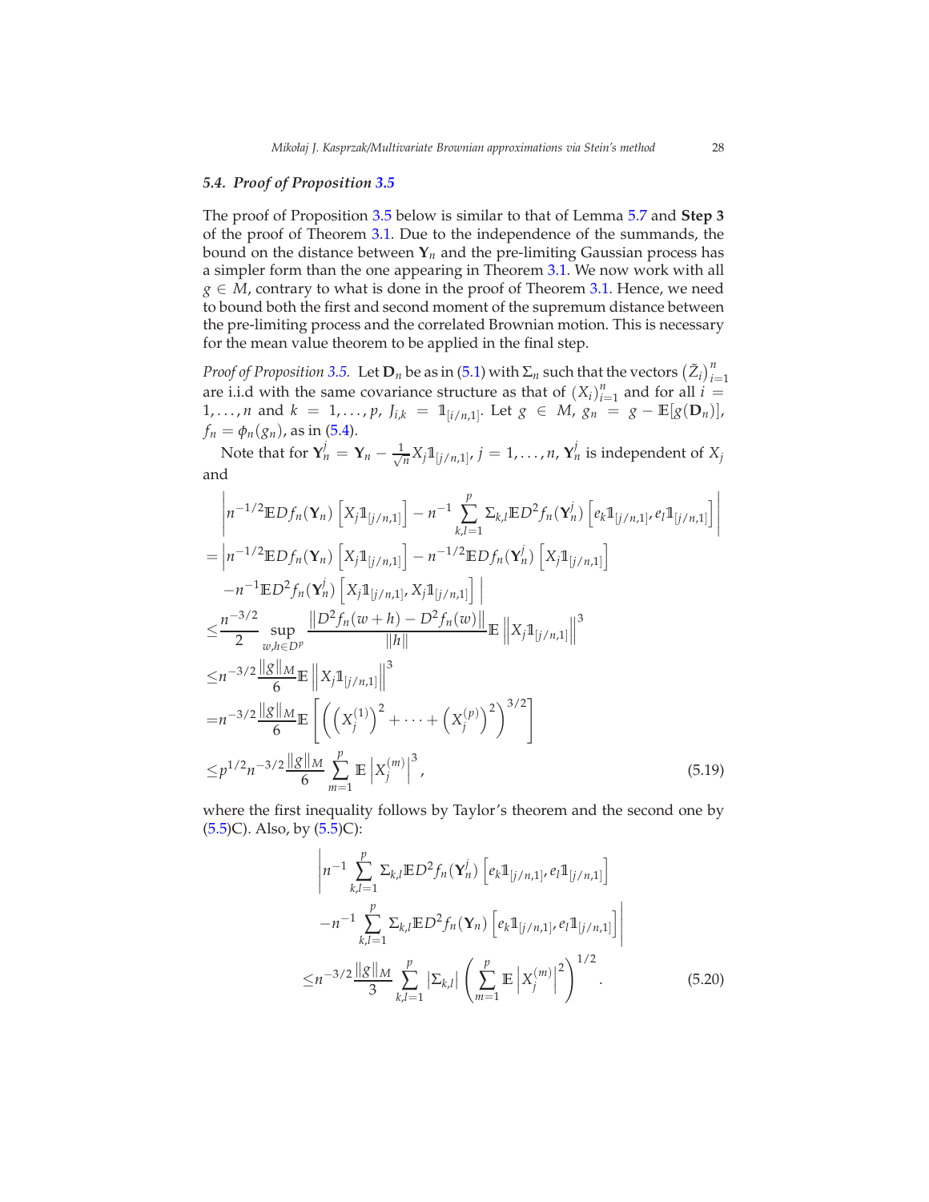### 5.4. *Proof of Proposition 3.5*

The proof of Proposition 3.5 below is similar to that of Lemma 5.7 and **Step 3** of the proof of Theorem 3.1. Due to the independence of the summands, the bound on the distance between $\mathbf{Y}_n$ and the pre-limiting Gaussian process has a simpler form than the one appearing in Theorem 3.1. We now work with all $g \in M$, contrary to what is done in the proof of Theorem 3.1. Hence, we need to bound both the first and second moment of the supremum distance between the pre-limiting process and the correlated Brownian motion. This is necessary for the mean value theorem to be applied in the final step.

*Proof of Proposition 3.5.* Let $\mathbf{D}_n$ be as in (5.1) with $\Sigma_n$ such that the vectors $\left(\tilde{Z}_i\right)_{i=1}^n$ are i.i.d with the same covariance structure as that of $(X_i)_{i=1}^n$ and for all $i = 1, \dots, n$ and $k = 1, \dots, p$, $J_{i,k} = \mathbb{1}_{[i/n,1]}$. Let $g \in M$, $g_n = g - \mathbb{E}[g(\mathbf{D}_n)]$, $f_n = \phi_n(g_n)$, as in (5.4).

Note that for $\mathbf{Y}_n^j = \mathbf{Y}_n - \frac{1}{\sqrt{n}} X_j \mathbb{1}_{[j/n,1]}$, $j = 1, \dots, n$, $\mathbf{Y}_n^j$ is independent of $X_j$ and

$$
\begin{aligned}
&\left| n^{-1/2}\mathbb{E}Df_n(\mathbf{Y}_n)\left[X_j\mathbb{1}_{[j/n,1]}\right] - n^{-1}\sum_{k,l=1}^p \Sigma_{k,l}\mathbb{E}D^2 f_n(\mathbf{Y}_n^j)\left[e_k\mathbb{1}_{[j/n,1]}, e_l\mathbb{1}_{[j/n,1]}\right]\right| \\
=& \left| n^{-1/2}\mathbb{E}Df_n(\mathbf{Y}_n)\left[X_j\mathbb{1}_{[j/n,1]}\right] - n^{-1/2}\mathbb{E}Df_n(\mathbf{Y}_n^j)\left[X_j\mathbb{1}_{[j/n,1]}\right]\right. \\
&\left. - n^{-1}\mathbb{E}D^2 f_n(\mathbf{Y}_n^j)\left[X_j\mathbb{1}_{[j/n,1]}, X_j\mathbb{1}_{[j/n,1]}\right]\right| \\
\leq& \frac{n^{-3/2}}{2}\sup_{w,h\in D^p}\frac{\left\|D^2 f_n(w+h) - D^2 f_n(w)\right\|}{\|h\|}\mathbb{E}\left\|X_j\mathbb{1}_{[j/n,1]}\right\|^3 \\
\leq& n^{-3/2}\frac{\|g\|_M}{6}\mathbb{E}\left\|X_j\mathbb{1}_{[j/n,1]}\right\|^3 \\
=& n^{-3/2}\frac{\|g\|_M}{6}\mathbb{E}\left[\left(\left(X_j^{(1)}\right)^2 + \cdots + \left(X_j^{(p)}\right)^2\right)^{3/2}\right] \\
\leq& p^{1/2}n^{-3/2}\frac{\|g\|_M}{6}\sum_{m=1}^p \mathbb{E}\left|X_j^{(m)}\right|^3,
\end{aligned}
\tag{5.19}
$$

where the first inequality follows by Taylor's theorem and the second one by (5.5)C). Also, by (5.5)C):

$$
\begin{aligned}
&\left| n^{-1}\sum_{k,l=1}^p \Sigma_{k,l}\mathbb{E}D^2 f_n(\mathbf{Y}_n^j)\left[e_k\mathbb{1}_{[j/n,1]}, e_l\mathbb{1}_{[j/n,1]}\right]\right. \\
&\left. - n^{-1}\sum_{k,l=1}^p \Sigma_{k,l}\mathbb{E}D^2 f_n(\mathbf{Y}_n)\left[e_k\mathbb{1}_{[j/n,1]}, e_l\mathbb{1}_{[j/n,1]}\right]\right| \\
\leq& n^{-3/2}\frac{\|g\|_M}{3}\sum_{k,l=1}^p \left|\Sigma_{k,l}\right|\left(\sum_{m=1}^p \mathbb{E}\left|X_j^{(m)}\right|^2\right)^{1/2}.
\end{aligned}
\tag{5.20}
$$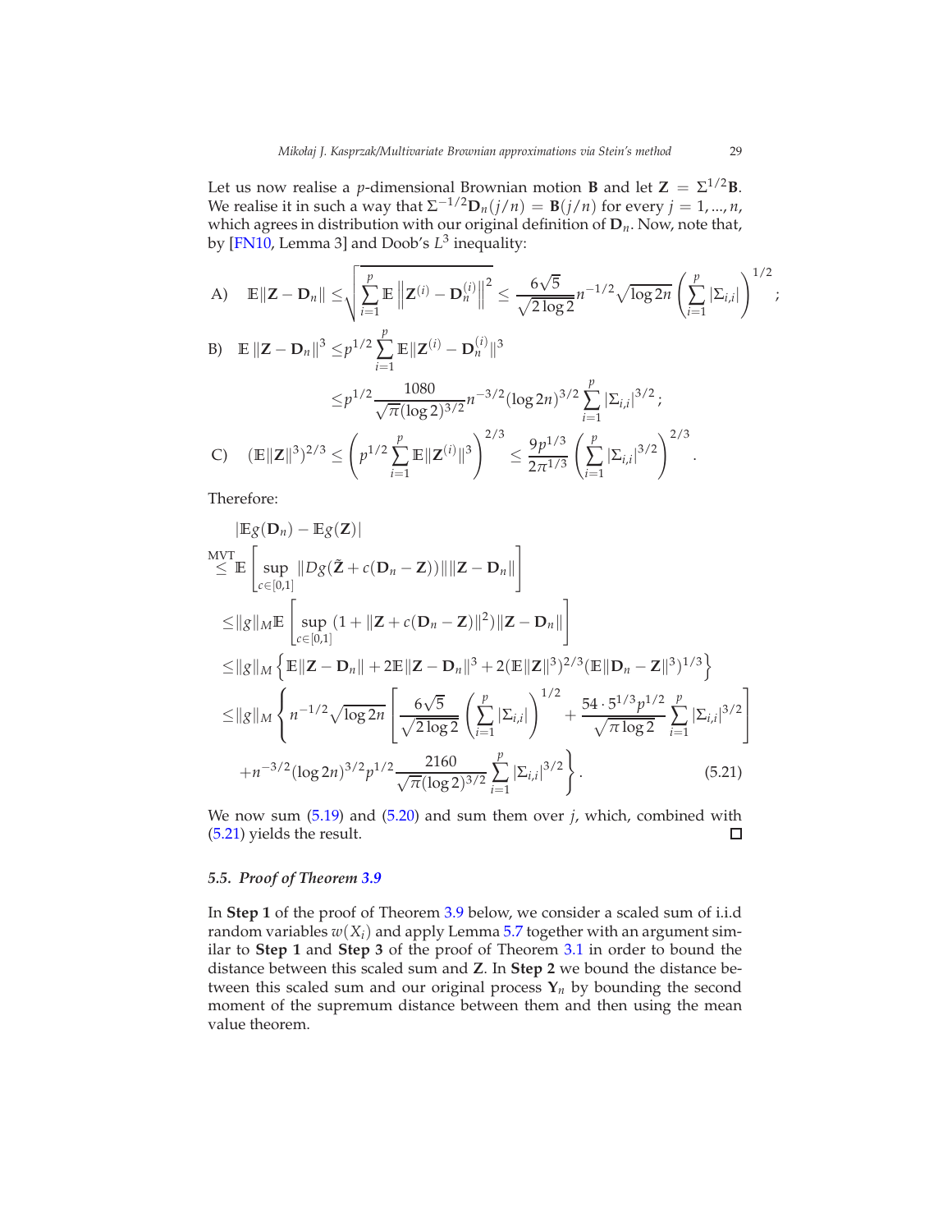Let us now realise a $p$-dimensional Brownian motion $\mathbf{B}$ and let $\mathbf{Z} = \Sigma^{1/2}\mathbf{B}$. We realise it in such a way that $\Sigma^{-1/2}\mathbf{D}_n(j/n) = \mathbf{B}(j/n)$ for every $j = 1, ..., n$, which agrees in distribution with our original definition of $\mathbf{D}_n$. Now, note that, by [FN10, Lemma 3] and Doob's $L^3$ inequality:

$$\text{A)} \quad \mathbb{E}\|\mathbf{Z} - \mathbf{D}_n\| \leq \sqrt{\sum_{i=1}^p \mathbb{E}\left\|\mathbf{Z}^{(i)} - \mathbf{D}_n^{(i)}\right\|^2} \leq \frac{6\sqrt{5}}{\sqrt{2\log 2}} n^{-1/2}\sqrt{\log 2n}\left(\sum_{i=1}^p |\Sigma_{i,i}|\right)^{1/2};$$

$$\begin{aligned}
\text{B)} \quad \mathbb{E}\left\|\mathbf{Z} - \mathbf{D}_n\right\|^3 \leq & p^{1/2}\sum_{i=1}^p \mathbb{E}\|\mathbf{Z}^{(i)} - \mathbf{D}_n^{(i)}\|^3 \\
\leq & p^{1/2}\frac{1080}{\sqrt{\pi}(\log 2)^{3/2}} n^{-3/2}(\log 2n)^{3/2}\sum_{i=1}^p |\Sigma_{i,i}|^{3/2};
\end{aligned}$$

$$\text{C)} \quad (\mathbb{E}\|\mathbf{Z}\|^3)^{2/3} \leq \left(p^{1/2}\sum_{i=1}^p \mathbb{E}\|\mathbf{Z}^{(i)}\|^3\right)^{2/3} \leq \frac{9p^{1/3}}{2\pi^{1/3}}\left(\sum_{i=1}^p |\Sigma_{i,i}|^{3/2}\right)^{2/3}.$$

Therefore:

$$\begin{aligned}
&|\mathbb{E}g(\mathbf{D}_n) - \mathbb{E}g(\mathbf{Z})| \\
\overset{\text{MVT}}{\leq} & \mathbb{E}\left[\sup_{c\in[0,1]} \|Dg(\tilde{\mathbf{Z}} + c(\mathbf{D}_n - \mathbf{Z}))\|\|\mathbf{Z} - \mathbf{D}_n\|\right] \\
\leq & \|g\|_M \mathbb{E}\left[\sup_{c\in[0,1]} (1 + \|\mathbf{Z} + c(\mathbf{D}_n - \mathbf{Z})\|^2)\|\mathbf{Z} - \mathbf{D}_n\|\right] \\
\leq & \|g\|_M \left\{\mathbb{E}\|\mathbf{Z} - \mathbf{D}_n\| + 2\mathbb{E}\|\mathbf{Z} - \mathbf{D}_n\|^3 + 2(\mathbb{E}\|\mathbf{Z}\|^3)^{2/3}(\mathbb{E}\|\mathbf{D}_n - \mathbf{Z}\|^3)^{1/3}\right\} \\
\leq & \|g\|_M \left\{n^{-1/2}\sqrt{\log 2n}\left[\frac{6\sqrt{5}}{\sqrt{2\log 2}}\left(\sum_{i=1}^p |\Sigma_{i,i}|\right)^{1/2} + \frac{54\cdot 5^{1/3}p^{1/2}}{\sqrt{\pi}\log 2}\sum_{i=1}^p |\Sigma_{i,i}|^{3/2}\right]\right. \\
& \left. + n^{-3/2}(\log 2n)^{3/2}p^{1/2}\frac{2160}{\sqrt{\pi}(\log 2)^{3/2}}\sum_{i=1}^p |\Sigma_{i,i}|^{3/2}\right\}. \qquad (5.21)
\end{aligned}$$

We now sum (5.19) and (5.20) and sum them over $j$, which, combined with (5.21) yields the result. ∎

### 5.5. *Proof of Theorem 3.9*

In **Step 1** of the proof of Theorem 3.9 below, we consider a scaled sum of i.i.d random variables $w(X_i)$ and apply Lemma 5.7 together with an argument similar to **Step 1** and **Step 3** of the proof of Theorem 3.1 in order to bound the distance between this scaled sum and $\mathbf{Z}$. In **Step 2** we bound the distance between this scaled sum and our original process $\mathbf{Y}_n$ by bounding the second moment of the supremum distance between them and then using the mean value theorem.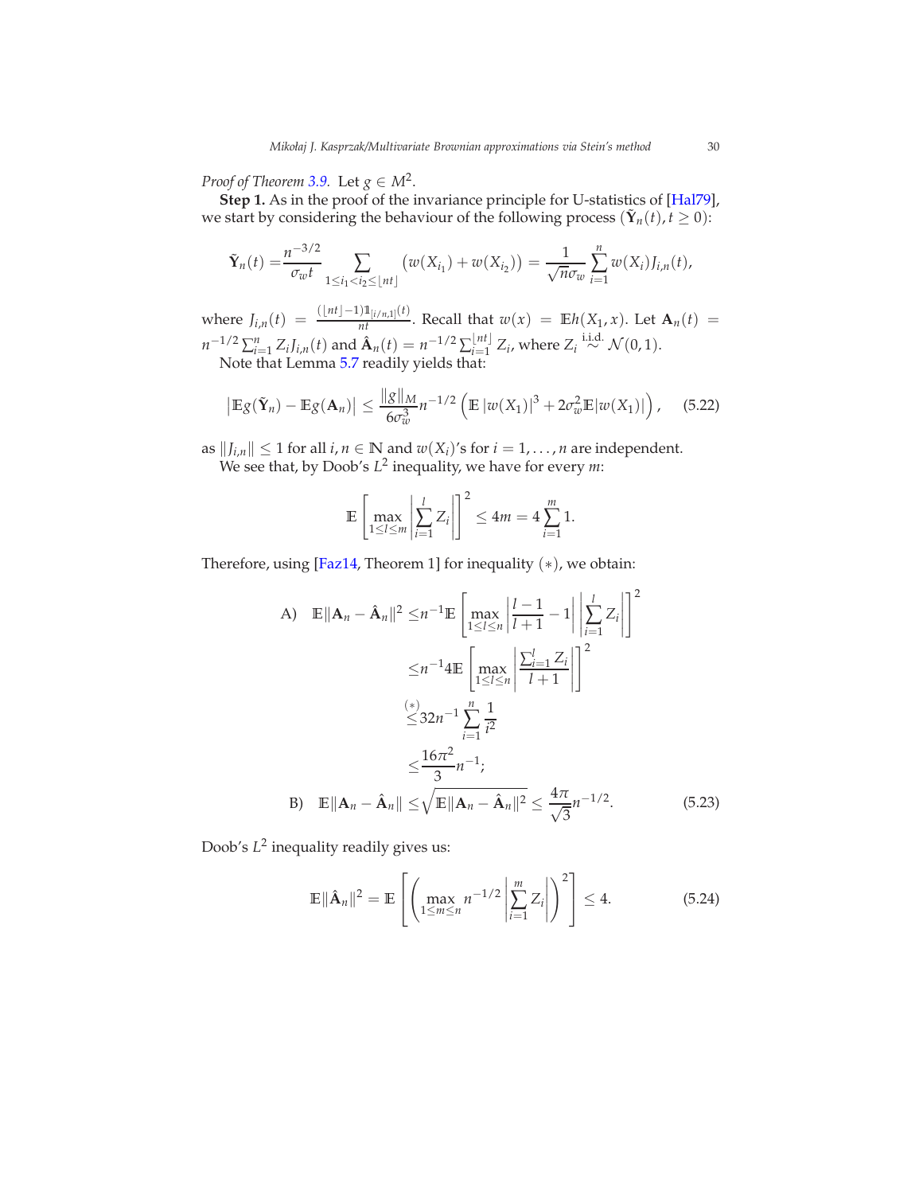*Proof of Theorem 3.9.* Let $g \in M^2$.

**Step 1.** As in the proof of the invariance principle for U-statistics of [Hal79], we start by considering the behaviour of the following process $(\tilde{\mathbf{Y}}_n(t), t \geq 0)$:

$$\tilde{\mathbf{Y}}_n(t) = \frac{n^{-3/2}}{\sigma_w t} \sum_{1 \leq i_1 < i_2 \leq \lfloor nt \rfloor} \left( w(X_{i_1}) + w(X_{i_2}) \right) = \frac{1}{\sqrt{n}\sigma_w} \sum_{i=1}^{n} w(X_i) J_{i,n}(t),$$

where $J_{i,n}(t) = \frac{(\lfloor nt \rfloor - 1)\mathbb{1}_{[i/n,1]}(t)}{nt}$. Recall that $w(x) = \mathbb{E}h(X_1, x)$. Let $\mathbf{A}_n(t) = n^{-1/2}\sum_{i=1}^{n} Z_i J_{i,n}(t)$ and $\hat{\mathbf{A}}_n(t) = n^{-1/2}\sum_{i=1}^{\lfloor nt \rfloor} Z_i$, where $Z_i \overset{\text{i.i.d.}}{\sim} \mathcal{N}(0,1)$.

Note that Lemma 5.7 readily yields that:

$$\left| \mathbb{E}g(\tilde{\mathbf{Y}}_n) - \mathbb{E}g(\mathbf{A}_n) \right| \leq \frac{\|g\|_M}{6\sigma_w^3} n^{-1/2} \left( \mathbb{E}\left| w(X_1) \right|^3 + 2\sigma_w^2 \mathbb{E}|w(X_1)| \right), \tag{5.22}$$

as $\|J_{i,n}\| \leq 1$ for all $i, n \in \mathbb{N}$ and $w(X_i)$'s for $i = 1, \dots, n$ are independent.

We see that, by Doob's $L^2$ inequality, we have for every $m$:

$$\mathbb{E}\left[ \max_{1 \leq l \leq m} \left| \sum_{i=1}^{l} Z_i \right| \right]^2 \leq 4m = 4\sum_{i=1}^{m} 1.$$

Therefore, using [Faz14, Theorem 1] for inequality $(*)$, we obtain:

$$\begin{aligned}
\text{A)} \quad \mathbb{E}\|\mathbf{A}_n - \hat{\mathbf{A}}_n\|^2 &\leq n^{-1}\mathbb{E}\left[ \max_{1 \leq l \leq n} \left| \frac{l-1}{l+1} - 1 \right| \left| \sum_{i=1}^{l} Z_i \right| \right]^2 \\
&\leq n^{-1} 4\mathbb{E}\left[ \max_{1 \leq l \leq n} \left| \frac{\sum_{i=1}^{l} Z_i}{l+1} \right| \right]^2 \\
&\overset{(*)}{\leq} 32 n^{-1} \sum_{i=1}^{n} \frac{1}{i^2} \\
&\leq \frac{16\pi^2}{3} n^{-1};
\end{aligned}$$

$$\text{B)} \quad \mathbb{E}\|\mathbf{A}_n - \hat{\mathbf{A}}_n\| \leq \sqrt{\mathbb{E}\|\mathbf{A}_n - \hat{\mathbf{A}}_n\|^2} \leq \frac{4\pi}{\sqrt{3}} n^{-1/2}. \tag{5.23}$$

Doob's $L^2$ inequality readily gives us:

$$\mathbb{E}\|\hat{\mathbf{A}}_n\|^2 = \mathbb{E}\left[ \left( \max_{1 \leq m \leq n} n^{-1/2} \left| \sum_{i=1}^{m} Z_i \right| \right)^2 \right] \leq 4. \tag{5.24}$$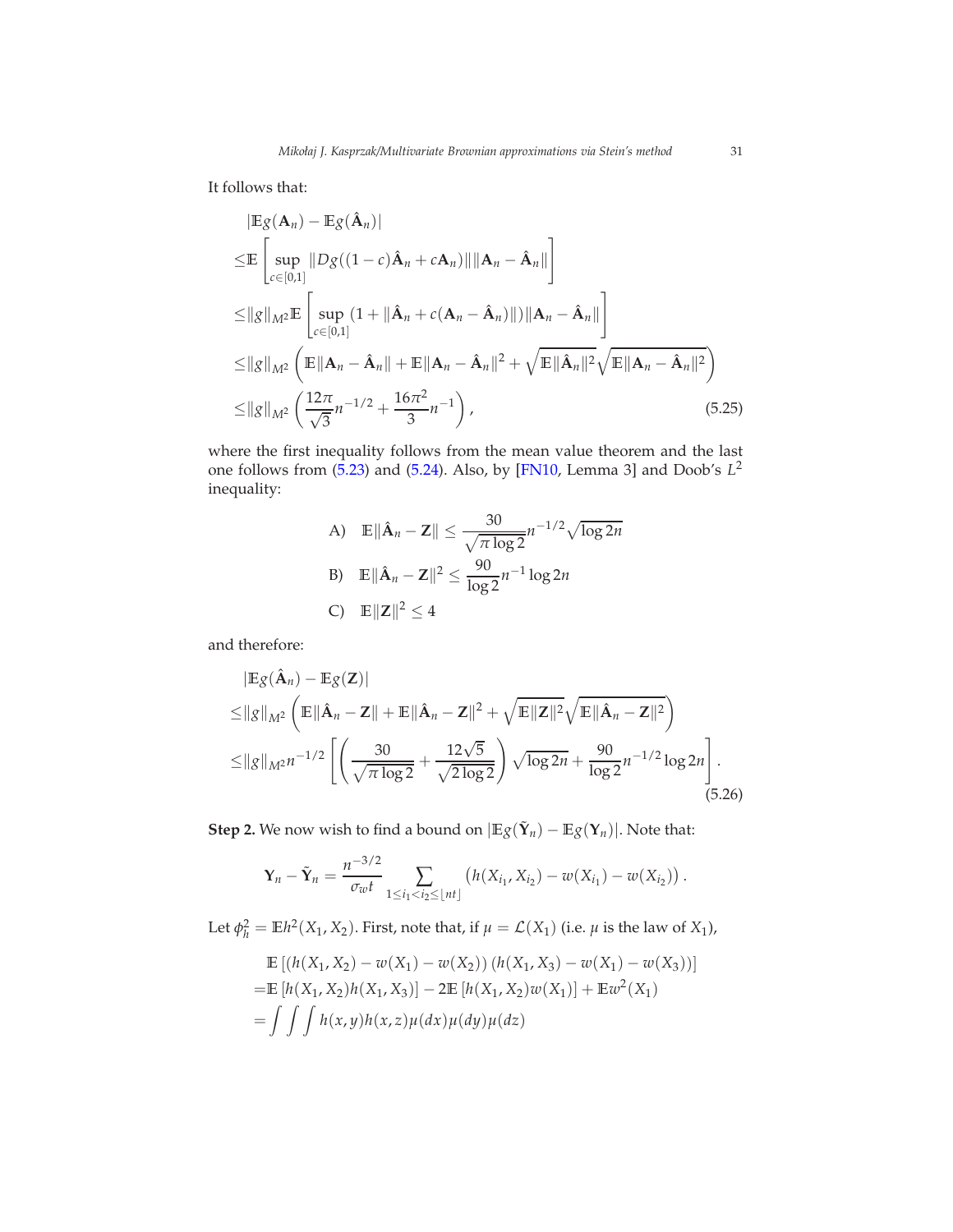It follows that:

$$
\begin{aligned}
&|\mathbb{E}g(\mathbf{A}_n) - \mathbb{E}g(\hat{\mathbf{A}}_n)| \\
\leq &\mathbb{E}\left[\sup_{c\in[0,1]} \|Dg((1-c)\hat{\mathbf{A}}_n + c\mathbf{A}_n)\| \|\mathbf{A}_n - \hat{\mathbf{A}}_n\|\right] \\
\leq &\|g\|_{M^2}\mathbb{E}\left[\sup_{c\in[0,1]} (1 + \|\hat{\mathbf{A}}_n + c(\mathbf{A}_n - \hat{\mathbf{A}}_n)\|)\|\mathbf{A}_n - \hat{\mathbf{A}}_n\|\right] \\
\leq &\|g\|_{M^2}\left(\mathbb{E}\|\mathbf{A}_n - \hat{\mathbf{A}}_n\| + \mathbb{E}\|\mathbf{A}_n - \hat{\mathbf{A}}_n\|^2 + \sqrt{\mathbb{E}\|\hat{\mathbf{A}}_n\|^2}\sqrt{\mathbb{E}\|\mathbf{A}_n - \hat{\mathbf{A}}_n\|^2}\right) \\
\leq &\|g\|_{M^2}\left(\frac{12\pi}{\sqrt{3}}n^{-1/2} + \frac{16\pi^2}{3}n^{-1}\right),
\end{aligned}
\tag{5.25}
$$

where the first inequality follows from the mean value theorem and the last one follows from (5.23) and (5.24). Also, by [FN10, Lemma 3] and Doob's $L^2$ inequality:

$$
\begin{aligned}
&\text{A)} \quad \mathbb{E}\|\hat{\mathbf{A}}_n - \mathbf{Z}\| \leq \frac{30}{\sqrt{\pi \log 2}}n^{-1/2}\sqrt{\log 2n} \\
&\text{B)} \quad \mathbb{E}\|\hat{\mathbf{A}}_n - \mathbf{Z}\|^2 \leq \frac{90}{\log 2}n^{-1}\log 2n \\
&\text{C)} \quad \mathbb{E}\|\mathbf{Z}\|^2 \leq 4
\end{aligned}
$$

and therefore:

$$
\begin{aligned}
&|\mathbb{E}g(\hat{\mathbf{A}}_n) - \mathbb{E}g(\mathbf{Z})| \\
\leq &\|g\|_{M^2}\left(\mathbb{E}\|\hat{\mathbf{A}}_n - \mathbf{Z}\| + \mathbb{E}\|\hat{\mathbf{A}}_n - \mathbf{Z}\|^2 + \sqrt{\mathbb{E}\|\mathbf{Z}\|^2}\sqrt{\mathbb{E}\|\hat{\mathbf{A}}_n - \mathbf{Z}\|^2}\right) \\
\leq &\|g\|_{M^2}n^{-1/2}\left[\left(\frac{30}{\sqrt{\pi \log 2}} + \frac{12\sqrt{5}}{\sqrt{2\log 2}}\right)\sqrt{\log 2n} + \frac{90}{\log 2}n^{-1/2}\log 2n\right].
\end{aligned}
\tag{5.26}
$$

**Step 2.** We now wish to find a bound on $|\mathbb{E}g(\tilde{\mathbf{Y}}_n) - \mathbb{E}g(\mathbf{Y}_n)|$. Note that:

$$
\mathbf{Y}_n - \tilde{\mathbf{Y}}_n = \frac{n^{-3/2}}{\sigma_w t}\sum_{1\leq i_1 < i_2 \leq \lfloor nt \rfloor}\left(h(X_{i_1}, X_{i_2}) - w(X_{i_1}) - w(X_{i_2})\right).
$$

Let $\phi_h^2 = \mathbb{E}h^2(X_1, X_2)$. First, note that, if $\mu = \mathcal{L}(X_1)$ (i.e. $\mu$ is the law of $X_1$),

$$
\begin{aligned}
&\mathbb{E}\left[(h(X_1, X_2) - w(X_1) - w(X_2))\left(h(X_1, X_3) - w(X_1) - w(X_3)\right)\right] \\
=&\mathbb{E}\left[h(X_1, X_2)h(X_1, X_3)\right] - 2\mathbb{E}\left[h(X_1, X_2)w(X_1)\right] + \mathbb{E}w^2(X_1) \\
=&\int\int\int h(x, y)h(x, z)\mu(dx)\mu(dy)\mu(dz)
\end{aligned}
$$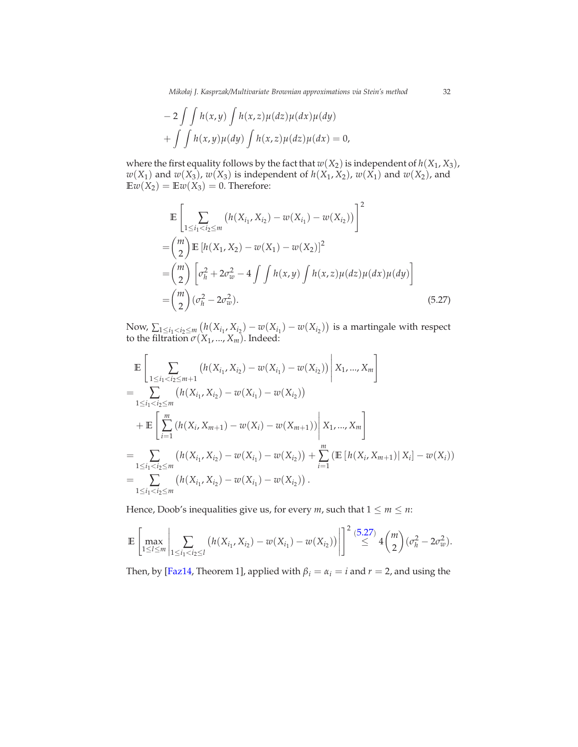$$
\begin{aligned}
&-2\int\int h(x,y)\int h(x,z)\mu(dz)\mu(dx)\mu(dy)\\
&+\int\int h(x,y)\mu(dy)\int h(x,z)\mu(dz)\mu(dx)=0,
\end{aligned}
$$

where the first equality follows by the fact that $w(X_2)$ is independent of $h(X_1,X_3)$, $w(X_1)$ and $w(X_3)$, $w(X_3)$ is independent of $h(X_1,X_2)$, $w(X_1)$ and $w(X_2)$, and $\mathbb{E}w(X_2)=\mathbb{E}w(X_3)=0$. Therefore:

$$
\begin{aligned}
&\mathbb{E}\left[\sum_{1\le i_1<i_2\le m}\left(h(X_{i_1},X_{i_2})-w(X_{i_1})-w(X_{i_2})\right)\right]^2\\
=&\binom{m}{2}\mathbb{E}\left[h(X_1,X_2)-w(X_1)-w(X_2)\right]^2\\
=&\binom{m}{2}\left[\sigma_h^2+2\sigma_w^2-4\int\int h(x,y)\int h(x,z)\mu(dz)\mu(dx)\mu(dy)\right]\\
=&\binom{m}{2}(\sigma_h^2-2\sigma_w^2). \qquad (5.27)
\end{aligned}
$$

Now, $\sum_{1\le i_1<i_2\le m}\left(h(X_{i_1},X_{i_2})-w(X_{i_1})-w(X_{i_2})\right)$ is a martingale with respect to the filtration $\sigma(X_1,...,X_m)$. Indeed:

$$
\begin{aligned}
&\mathbb{E}\left[\sum_{1\le i_1<i_2\le m+1}\left(h(X_{i_1},X_{i_2})-w(X_{i_1})-w(X_{i_2})\right)\middle| X_1,...,X_m\right]\\
=&\sum_{1\le i_1<i_2\le m}\left(h(X_{i_1},X_{i_2})-w(X_{i_1})-w(X_{i_2})\right)\\
&+\mathbb{E}\left[\sum_{i=1}^m\left(h(X_i,X_{m+1})-w(X_i)-w(X_{m+1})\right)\middle| X_1,...,X_m\right]\\
=&\sum_{1\le i_1<i_2\le m}\left(h(X_{i_1},X_{i_2})-w(X_{i_1})-w(X_{i_2})\right)+\sum_{i=1}^m\left(\mathbb{E}\left[h(X_i,X_{m+1})\middle| X_i\right]-w(X_i)\right)\\
=&\sum_{1\le i_1<i_2\le m}\left(h(X_{i_1},X_{i_2})-w(X_{i_1})-w(X_{i_2})\right).
\end{aligned}
$$

Hence, Doob's inequalities give us, for every $m$, such that $1\le m\le n$:

$$
\mathbb{E}\left[\max_{1\le l\le m}\left|\sum_{1\le i_1<i_2\le l}\left(h(X_{i_1},X_{i_2})-w(X_{i_1})-w(X_{i_2})\right)\right|\right]^2\overset{(5.27)}{\le}4\binom{m}{2}(\sigma_h^2-2\sigma_w^2).
$$

Then, by [Faz14, Theorem 1], applied with $\beta_i=\alpha_i=i$ and $r=2$, and using the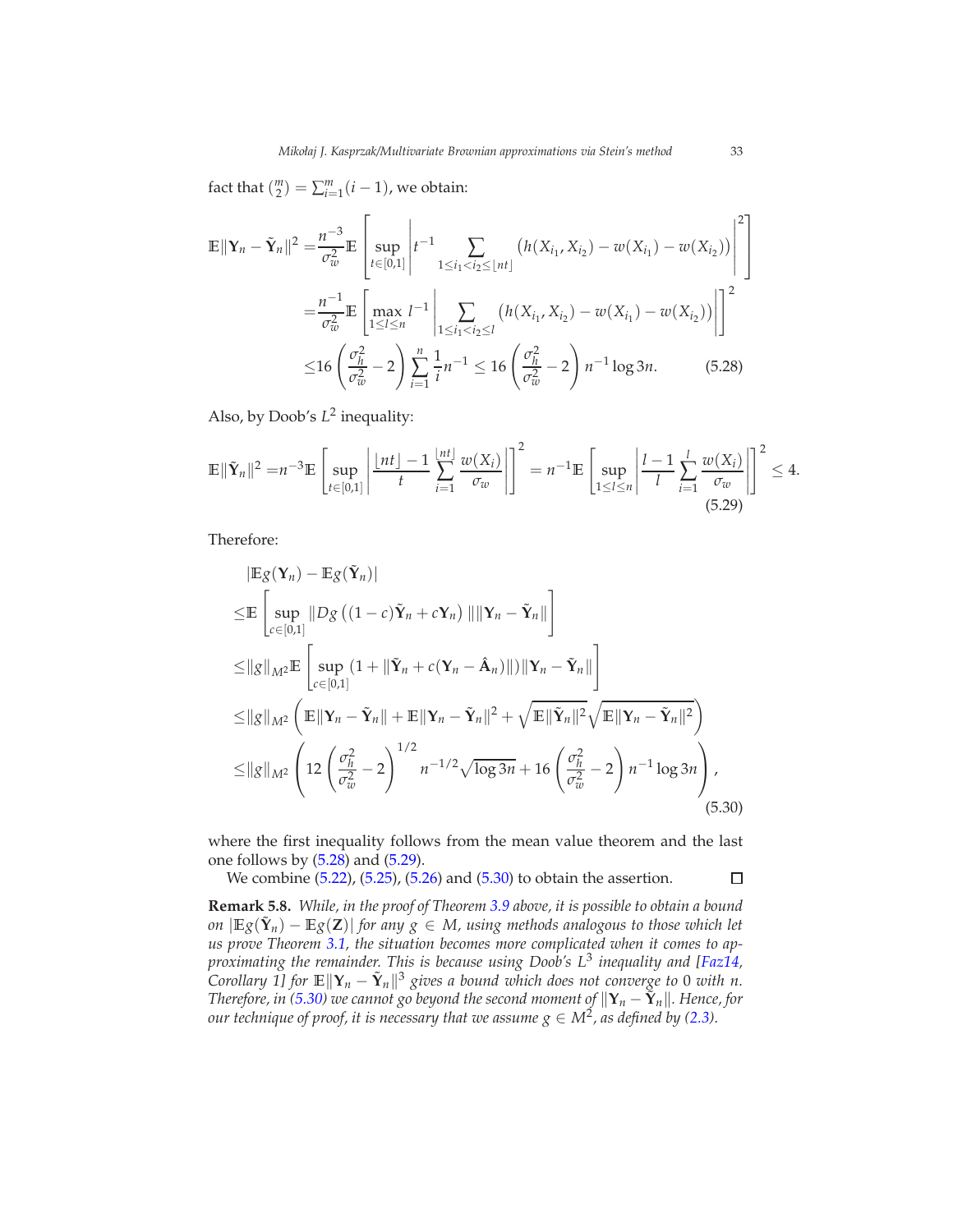fact that $\binom{m}{2} = \sum_{i=1}^{m}(i-1)$, we obtain:

$$
\begin{aligned}
\mathbb{E}\|\mathbf{Y}_n - \tilde{\mathbf{Y}}_n\|^2 =& \frac{n^{-3}}{\sigma_w^2}\mathbb{E}\left[\sup_{t\in[0,1]}\left|t^{-1}\sum_{1\leq i_1<i_2\leq\lfloor nt\rfloor}\left(h(X_{i_1},X_{i_2})-w(X_{i_1})-w(X_{i_2})\right)\right|^2\right] \\
=& \frac{n^{-1}}{\sigma_w^2}\mathbb{E}\left[\max_{1\leq l\leq n} l^{-1}\left|\sum_{1\leq i_1<i_2\leq l}\left(h(X_{i_1},X_{i_2})-w(X_{i_1})-w(X_{i_2})\right)\right|\right]^2 \\
\leq& 16\left(\frac{\sigma_h^2}{\sigma_w^2}-2\right)\sum_{i=1}^{n}\frac{1}{i}n^{-1} \leq 16\left(\frac{\sigma_h^2}{\sigma_w^2}-2\right)n^{-1}\log 3n. \qquad (5.28)
\end{aligned}
$$

Also, by Doob's $L^2$ inequality:

$$
\mathbb{E}\|\tilde{\mathbf{Y}}_n\|^2 = n^{-3}\mathbb{E}\left[\sup_{t\in[0,1]}\left|\frac{\lfloor nt\rfloor-1}{t}\sum_{i=1}^{\lfloor nt\rfloor}\frac{w(X_i)}{\sigma_w}\right|\right]^2 = n^{-1}\mathbb{E}\left[\sup_{1\leq l\leq n}\left|\frac{l-1}{l}\sum_{i=1}^{l}\frac{w(X_i)}{\sigma_w}\right|\right]^2 \leq 4. \qquad (5.29)
$$

Therefore:

$$
\begin{aligned}
&|\mathbb{E}g(\mathbf{Y}_n)-\mathbb{E}g(\tilde{\mathbf{Y}}_n)| \\
\leq& \mathbb{E}\left[\sup_{c\in[0,1]}\|Dg\left((1-c)\tilde{\mathbf{Y}}_n+c\mathbf{Y}_n\right)\|\|\mathbf{Y}_n-\tilde{\mathbf{Y}}_n\|\right] \\
\leq& \|g\|_{M^2}\mathbb{E}\left[\sup_{c\in[0,1]}(1+\|\tilde{\mathbf{Y}}_n+c(\mathbf{Y}_n-\hat{\mathbf{A}}_n)\|)\|\mathbf{Y}_n-\tilde{\mathbf{Y}}_n\|\right] \\
\leq& \|g\|_{M^2}\left(\mathbb{E}\|\mathbf{Y}_n-\tilde{\mathbf{Y}}_n\|+\mathbb{E}\|\mathbf{Y}_n-\tilde{\mathbf{Y}}_n\|^2+\sqrt{\mathbb{E}\|\tilde{\mathbf{Y}}_n\|^2}\sqrt{\mathbb{E}\|\mathbf{Y}_n-\tilde{\mathbf{Y}}_n\|^2}\right) \\
\leq& \|g\|_{M^2}\left(12\left(\frac{\sigma_h^2}{\sigma_w^2}-2\right)^{1/2}n^{-1/2}\sqrt{\log 3n}+16\left(\frac{\sigma_h^2}{\sigma_w^2}-2\right)n^{-1}\log 3n\right), \qquad (5.30)
\end{aligned}
$$

where the first inequality follows from the mean value theorem and the last one follows by (5.28) and (5.29).

We combine (5.22), (5.25), (5.26) and (5.30) to obtain the assertion. ∎

**Remark 5.8.** *While, in the proof of Theorem 3.9 above, it is possible to obtain a bound on $|\mathbb{E}g(\tilde{\mathbf{Y}}_n)-\mathbb{E}g(\mathbf{Z})|$ for any $g\in M$, using methods analogous to those which let us prove Theorem 3.1, the situation becomes more complicated when it comes to approximating the remainder. This is because using Doob's $L^3$ inequality and [Faz14, Corollary 1] for $\mathbb{E}\|\mathbf{Y}_n-\tilde{\mathbf{Y}}_n\|^3$ gives a bound which does not converge to 0 with $n$. Therefore, in (5.30) we cannot go beyond the second moment of $\|\mathbf{Y}_n-\tilde{\mathbf{Y}}_n\|$. Hence, for our technique of proof, it is necessary that we assume $g\in M^2$, as defined by (2.3).*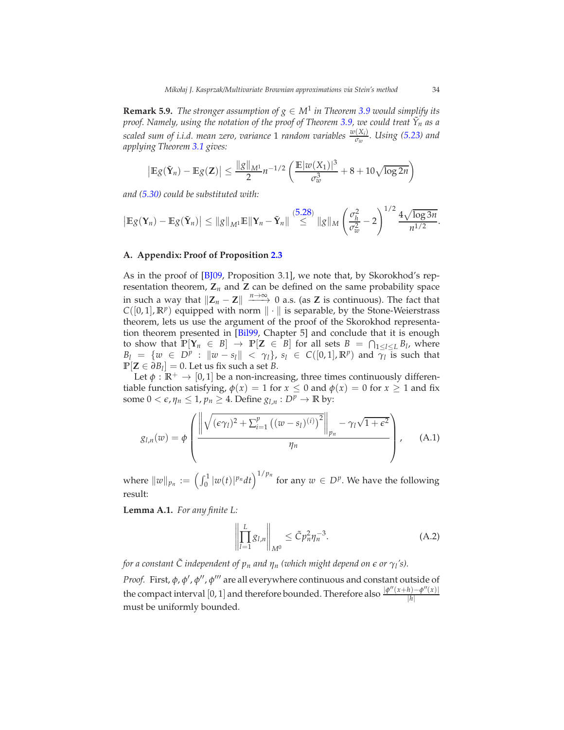**Remark 5.9.** *The stronger assumption of $g \in M^1$ in Theorem 3.9 would simplify its proof. Namely, using the notation of the proof of Theorem 3.9, we could treat $\tilde{Y}_n$ as a scaled sum of i.i.d. mean zero, variance 1 random variables $\frac{w(X_i)}{\sigma_w}$. Using (5.23) and applying Theorem 3.1 gives:*

$$\left|\mathbb{E}g(\tilde{\mathbf{Y}}_n) - \mathbb{E}g(\mathbf{Z})\right| \leq \frac{\|g\|_{M^1}}{2} n^{-1/2} \left(\frac{\mathbb{E}|w(X_1)|^3}{\sigma_w^3} + 8 + 10\sqrt{\log 2n}\right)$$

*and (5.30) could be substituted with:*

$$\left|\mathbb{E}g(\mathbf{Y}_n) - \mathbb{E}g(\tilde{\mathbf{Y}}_n)\right| \leq \|g\|_{M^1} \mathbb{E}\|\mathbf{Y}_n - \tilde{\mathbf{Y}}_n\| \overset{(5.28)}{\leq} \|g\|_M \left(\frac{\sigma_h^2}{\sigma_w^2} - 2\right)^{1/2} \frac{4\sqrt{\log 3n}}{n^{1/2}}.$$

## A. Appendix: Proof of Proposition 2.3

As in the proof of [BJ09, Proposition 3.1], we note that, by Skorokhod's representation theorem, $\mathbf{Z}_n$ and $\mathbf{Z}$ can be defined on the same probability space in such a way that $\|\mathbf{Z}_n - \mathbf{Z}\| \xrightarrow{n\to\infty} 0$ a.s. (as $\mathbf{Z}$ is continuous). The fact that $C([0,1], \mathbb{R}^p)$ equipped with norm $\|\cdot\|$ is separable, by the Stone-Weierstrass theorem, lets us use the argument of the proof of the Skorokhod representation theorem presented in [Bil99, Chapter 5] and conclude that it is enough to show that $\mathbb{P}[\mathbf{Y}_n \in B] \to \mathbb{P}[\mathbf{Z} \in B]$ for all sets $B = \bigcap_{1 \leq l \leq L} B_l$, where $B_l = \{w \in D^p : \|w - s_l\| < \gamma_l\}$, $s_l \in C([0,1], \mathbb{R}^p)$ and $\gamma_l$ is such that $\mathbb{P}[\mathbf{Z} \in \partial B_l] = 0$. Let us fix such a set $B$.

Let $\phi : \mathbb{R}^+ \to [0,1]$ be a non-increasing, three times continuously differentiable function satisfying, $\phi(x) = 1$ for $x \leq 0$ and $\phi(x) = 0$ for $x \geq 1$ and fix some $0 < \epsilon, \eta_n \leq 1$, $p_n \geq 4$. Define $g_{l,n} : D^p \to \mathbb{R}$ by:

$$g_{l,n}(w) = \phi\left(\frac{\left\|\sqrt{(\epsilon\gamma_l)^2 + \sum_{i=1}^p \left((w - s_l)^{(i)}\right)^2}\right\|_{p_n} - \gamma_l\sqrt{1+\epsilon^2}}{\eta_n}\right), \tag{A.1}$$

where $\|w\|_{p_n} := \left(\int_0^1 |w(t)|^{p_n} dt\right)^{1/p_n}$ for any $w \in D^p$. We have the following result:

**Lemma A.1.** *For any finite $L$:*

$$\left\|\prod_{l=1}^L g_{l,n}\right\|_{M^0} \leq \tilde{C} p_n^2 \eta_n^{-3}. \tag{A.2}$$

*for a constant $\tilde{C}$ independent of $p_n$ and $\eta_n$ (which might depend on $\epsilon$ or $\gamma_l$'s).*

*Proof.* First, $\phi, \phi', \phi'', \phi'''$ are all everywhere continuous and constant outside of the compact interval $[0,1]$ and therefore bounded. Therefore also $\frac{|\phi''(x+h) - \phi''(x)|}{|h|}$ must be uniformly bounded.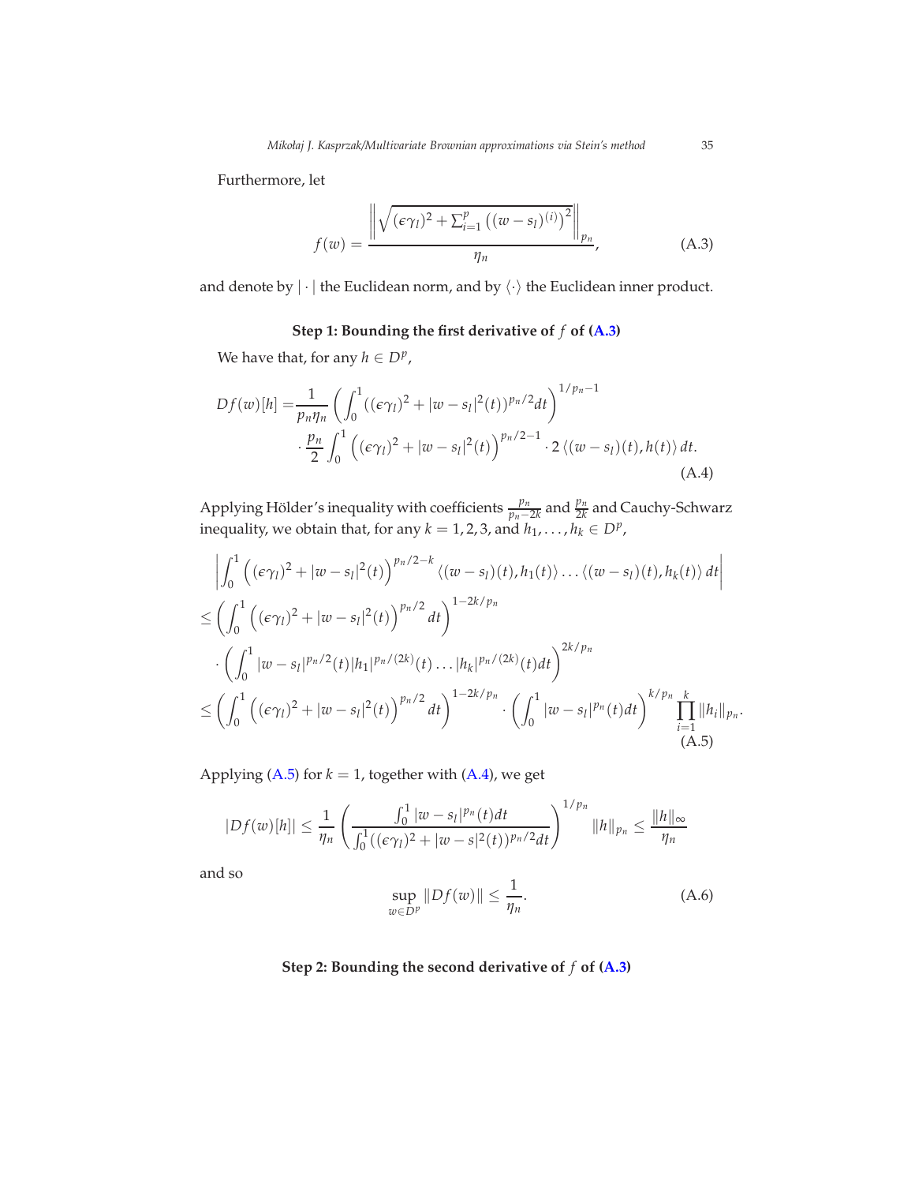Furthermore, let

$$
f(w) = \frac{\left\| \sqrt{(\epsilon\gamma_l)^2 + \sum_{i=1}^{p}\left((w-s_l)^{(i)}\right)^2} \right\|_{p_n}}{\eta_n}, \tag{A.3}
$$

and denote by $|\cdot|$ the Euclidean norm, and by $\langle\cdot\rangle$ the Euclidean inner product.

**Step 1: Bounding the first derivative of $f$ of (A.3)**

We have that, for any $h \in D^p$,

$$
\begin{aligned}
Df(w)[h] =& \frac{1}{p_n\eta_n}\left(\int_0^1 ((\epsilon\gamma_l)^2 + |w-s_l|^2(t))^{p_n/2}dt\right)^{1/p_n-1} \\
&\cdot \frac{p_n}{2}\int_0^1 \left((\epsilon\gamma_l)^2 + |w-s_l|^2(t)\right)^{p_n/2-1} \cdot 2\left\langle (w-s_l)(t), h(t)\right\rangle dt.
\end{aligned} \tag{A.4}
$$

Applying Hölder's inequality with coefficients $\frac{p_n}{p_n-2k}$ and $\frac{p_n}{2k}$ and Cauchy-Schwarz inequality, we obtain that, for any $k = 1,2,3$, and $h_1,\dots,h_k \in D^p$,

$$
\begin{aligned}
&\left|\int_0^1 \left((\epsilon\gamma_l)^2 + |w-s_l|^2(t)\right)^{p_n/2-k}\langle (w-s_l)(t), h_1(t)\rangle \dots \langle (w-s_l)(t), h_k(t)\rangle dt\right| \\
\leq& \left(\int_0^1 \left((\epsilon\gamma_l)^2 + |w-s_l|^2(t)\right)^{p_n/2}dt\right)^{1-2k/p_n} \\
&\cdot \left(\int_0^1 |w-s_l|^{p_n/2}(t)|h_1|^{p_n/(2k)}(t)\dots|h_k|^{p_n/(2k)}(t)dt\right)^{2k/p_n} \\
\leq& \left(\int_0^1 \left((\epsilon\gamma_l)^2 + |w-s_l|^2(t)\right)^{p_n/2}dt\right)^{1-2k/p_n} \cdot \left(\int_0^1 |w-s_l|^{p_n}(t)dt\right)^{k/p_n}\prod_{i=1}^k \|h_i\|_{p_n}.
\end{aligned} \tag{A.5}
$$

Applying (A.5) for $k=1$, together with (A.4), we get

$$
|Df(w)[h]| \leq \frac{1}{\eta_n}\left(\frac{\int_0^1 |w-s_l|^{p_n}(t)dt}{\int_0^1((\epsilon\gamma_l)^2 + |w-s|^2(t))^{p_n/2}dt}\right)^{1/p_n}\|h\|_{p_n} \leq \frac{\|h\|_\infty}{\eta_n}
$$

and so

$$
\sup_{w\in D^p}\|Df(w)\| \leq \frac{1}{\eta_n}. \tag{A.6}
$$

**Step 2: Bounding the second derivative of $f$ of (A.3)**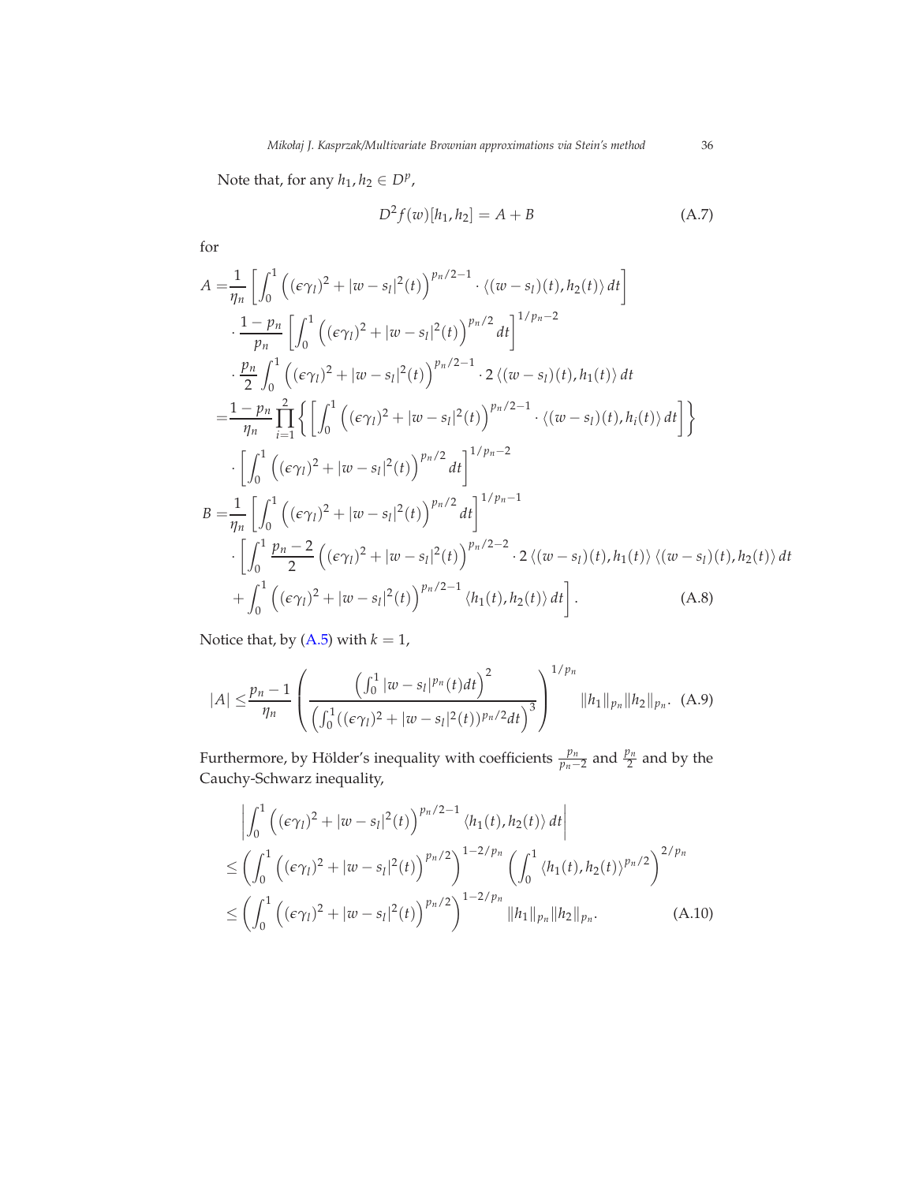Note that, for any $h_1, h_2 \in D^p$,

$$D^2 f(w)[h_1, h_2] = A + B \tag{A.7}$$

for

$$\begin{aligned}
A =& \frac{1}{\eta_n}\left[\int_0^1 \left((\epsilon\gamma_l)^2 + |w-s_l|^2(t)\right)^{p_n/2-1} \cdot \langle (w-s_l)(t), h_2(t)\rangle \, dt\right] \\
&\cdot \frac{1-p_n}{p_n}\left[\int_0^1 \left((\epsilon\gamma_l)^2 + |w-s_l|^2(t)\right)^{p_n/2} dt\right]^{1/p_n - 2} \\
&\cdot \frac{p_n}{2}\int_0^1 \left((\epsilon\gamma_l)^2 + |w-s_l|^2(t)\right)^{p_n/2-1} \cdot 2\langle (w-s_l)(t), h_1(t)\rangle \, dt \\
=& \frac{1-p_n}{\eta_n}\prod_{i=1}^{2}\left\{\left[\int_0^1 \left((\epsilon\gamma_l)^2 + |w-s_l|^2(t)\right)^{p_n/2-1} \cdot \langle (w-s_l)(t), h_i(t)\rangle \, dt\right]\right\} \\
&\cdot \left[\int_0^1 \left((\epsilon\gamma_l)^2 + |w-s_l|^2(t)\right)^{p_n/2} dt\right]^{1/p_n - 2} \\
B =& \frac{1}{\eta_n}\left[\int_0^1 \left((\epsilon\gamma_l)^2 + |w-s_l|^2(t)\right)^{p_n/2} dt\right]^{1/p_n - 1} \\
&\cdot \left[\int_0^1 \frac{p_n-2}{2}\left((\epsilon\gamma_l)^2 + |w-s_l|^2(t)\right)^{p_n/2-2} \cdot 2\langle (w-s_l)(t), h_1(t)\rangle \langle (w-s_l)(t), h_2(t)\rangle \, dt \right.\\
&\left. + \int_0^1 \left((\epsilon\gamma_l)^2 + |w-s_l|^2(t)\right)^{p_n/2-1} \langle h_1(t), h_2(t)\rangle \, dt\right].
\end{aligned} \tag{A.8}$$

Notice that, by (A.5) with $k = 1$,

$$|A| \leq \frac{p_n - 1}{\eta_n}\left(\frac{\left(\int_0^1 |w-s_l|^{p_n}(t)dt\right)^2}{\left(\int_0^1 ((\epsilon\gamma_l)^2 + |w-s_l|^2(t))^{p_n/2} dt\right)^3}\right)^{1/p_n} \|h_1\|_{p_n}\|h_2\|_{p_n}. \tag{A.9}$$

Furthermore, by Hölder's inequality with coefficients $\frac{p_n}{p_n-2}$ and $\frac{p_n}{2}$ and by the Cauchy-Schwarz inequality,

$$\begin{aligned}
&\left|\int_0^1 \left((\epsilon\gamma_l)^2 + |w-s_l|^2(t)\right)^{p_n/2-1} \langle h_1(t), h_2(t)\rangle \, dt\right| \\
\leq& \left(\int_0^1 \left((\epsilon\gamma_l)^2 + |w-s_l|^2(t)\right)^{p_n/2}\right)^{1-2/p_n}\left(\int_0^1 \langle h_1(t), h_2(t)\rangle^{p_n/2}\right)^{2/p_n} \\
\leq& \left(\int_0^1 \left((\epsilon\gamma_l)^2 + |w-s_l|^2(t)\right)^{p_n/2}\right)^{1-2/p_n} \|h_1\|_{p_n}\|h_2\|_{p_n}.
\end{aligned} \tag{A.10}$$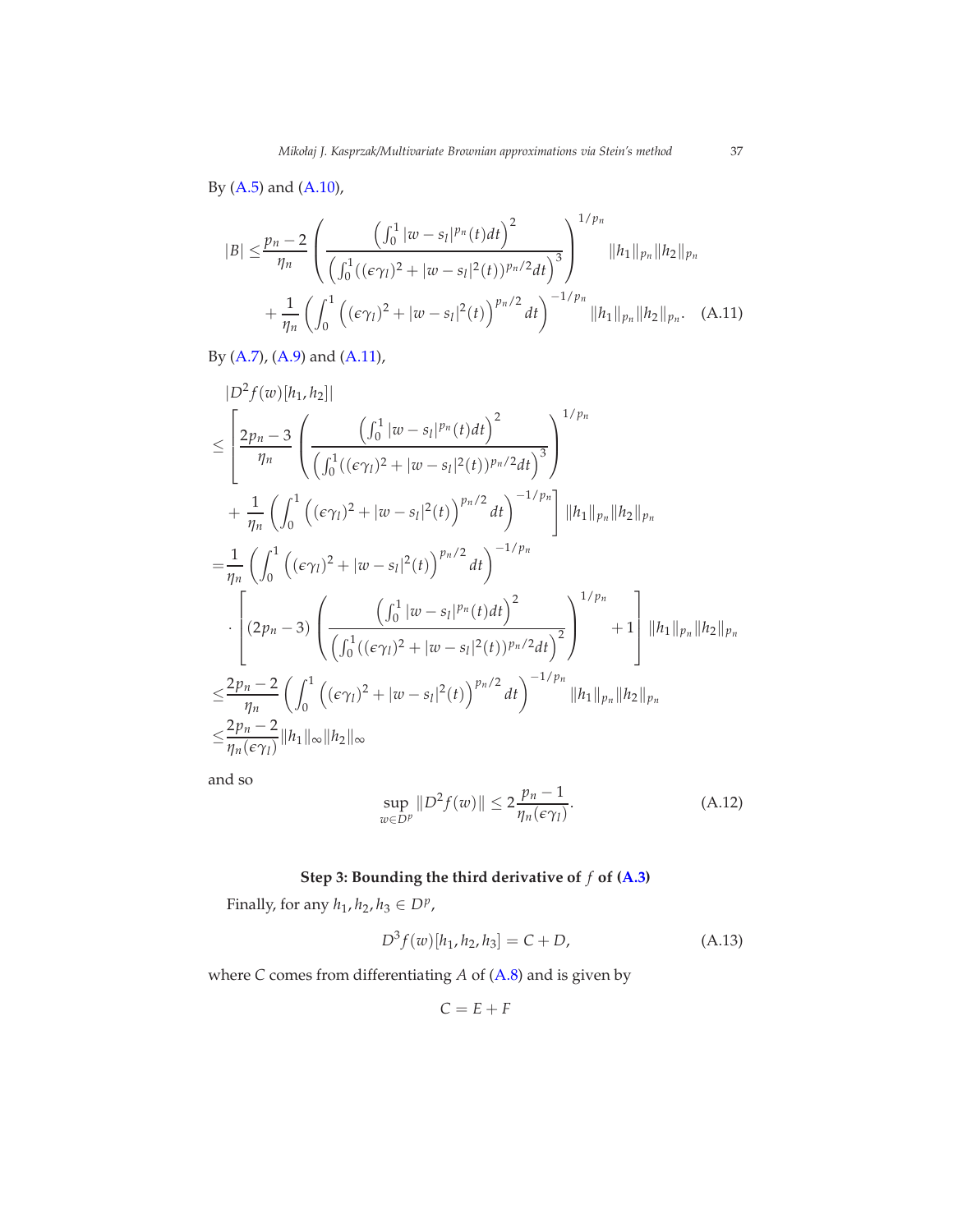By (A.5) and (A.10),

$$
|B| \leq \frac{p_n - 2}{\eta_n} \left( \frac{\left(\int_0^1 |w - s_l|^{p_n}(t) dt\right)^2}{\left(\int_0^1 ((\epsilon\gamma_l)^2 + |w - s_l|^2(t))^{p_n/2} dt\right)^3} \right)^{1/p_n} \|h_1\|_{p_n} \|h_2\|_{p_n}
$$

$$
+ \frac{1}{\eta_n} \left( \int_0^1 \left( (\epsilon\gamma_l)^2 + |w - s_l|^2(t) \right)^{p_n/2} dt \right)^{-1/p_n} \|h_1\|_{p_n} \|h_2\|_{p_n}. \quad \text{(A.11)}
$$

By (A.7), (A.9) and (A.11),

$$
\begin{aligned}
&|D^2 f(w)[h_1, h_2]| \\
\leq &\left[ \frac{2p_n - 3}{\eta_n} \left( \frac{\left(\int_0^1 |w - s_l|^{p_n}(t) dt\right)^2}{\left(\int_0^1 ((\epsilon\gamma_l)^2 + |w - s_l|^2(t))^{p_n/2} dt\right)^3} \right)^{1/p_n} \right. \\
&\left. + \frac{1}{\eta_n} \left( \int_0^1 \left( (\epsilon\gamma_l)^2 + |w - s_l|^2(t) \right)^{p_n/2} dt \right)^{-1/p_n} \right] \|h_1\|_{p_n} \|h_2\|_{p_n} \\
= &\frac{1}{\eta_n} \left( \int_0^1 \left( (\epsilon\gamma_l)^2 + |w - s_l|^2(t) \right)^{p_n/2} dt \right)^{-1/p_n} \\
&\cdot \left[ (2p_n - 3) \left( \frac{\left(\int_0^1 |w - s_l|^{p_n}(t) dt\right)^2}{\left(\int_0^1 ((\epsilon\gamma_l)^2 + |w - s_l|^2(t))^{p_n/2} dt\right)^2} \right)^{1/p_n} + 1 \right] \|h_1\|_{p_n} \|h_2\|_{p_n} \\
\leq &\frac{2p_n - 2}{\eta_n} \left( \int_0^1 \left( (\epsilon\gamma_l)^2 + |w - s_l|^2(t) \right)^{p_n/2} dt \right)^{-1/p_n} \|h_1\|_{p_n} \|h_2\|_{p_n} \\
\leq &\frac{2p_n - 2}{\eta_n (\epsilon\gamma_l)} \|h_1\|_\infty \|h_2\|_\infty
\end{aligned}
$$

and so

$$
\sup_{w \in D^p} \|D^2 f(w)\| \leq 2 \frac{p_n - 1}{\eta_n (\epsilon\gamma_l)}. \quad \text{(A.12)}
$$

**Step 3: Bounding the third derivative of $f$ of (A.3)**

Finally, for any $h_1, h_2, h_3 \in D^p$,

$$
D^3 f(w)[h_1, h_2, h_3] = C + D, \quad \text{(A.13)}
$$

where $C$ comes from differentiating $A$ of (A.8) and is given by

$$
C = E + F
$$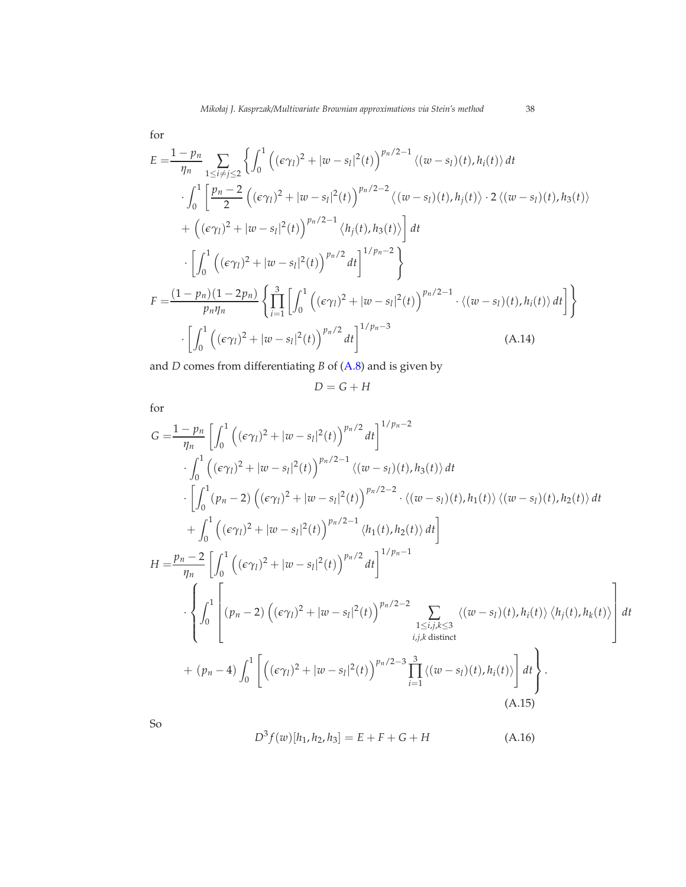for

$$
\begin{aligned}
E =& \frac{1-p_n}{\eta_n} \sum_{1\leq i\neq j\leq 2} \left\{ \int_0^1 \left( (\epsilon\gamma_l)^2 + |w-s_l|^2(t) \right)^{p_n/2-1} \langle (w-s_l)(t), h_i(t) \rangle \, dt \right. \\
& \cdot \int_0^1 \left[ \frac{p_n-2}{2} \left( (\epsilon\gamma_l)^2 + |w-s_l|^2(t) \right)^{p_n/2-2} \left\langle (w-s_l)(t), h_j(t) \right\rangle \cdot 2 \left\langle (w-s_l)(t), h_3(t) \right\rangle \right. \\
& \left. + \left( (\epsilon\gamma_l)^2 + |w-s_l|^2(t) \right)^{p_n/2-1} \left\langle h_j(t), h_3(t) \right\rangle \right] dt \\
& \left. \cdot \left[ \int_0^1 \left( (\epsilon\gamma_l)^2 + |w-s_l|^2(t) \right)^{p_n/2} dt \right]^{1/p_n-2} \right\} \\
F =& \frac{(1-p_n)(1-2p_n)}{p_n\eta_n} \left\{ \prod_{i=1}^{3} \left[ \int_0^1 \left( (\epsilon\gamma_l)^2 + |w-s_l|^2(t) \right)^{p_n/2-1} \cdot \langle (w-s_l)(t), h_i(t) \rangle \, dt \right] \right\} \\
& \cdot \left[ \int_0^1 \left( (\epsilon\gamma_l)^2 + |w-s_l|^2(t) \right)^{p_n/2} dt \right]^{1/p_n-3} \qquad \text{(A.14)}
\end{aligned}
$$

and $D$ comes from differentiating $B$ of (A.8) and is given by

$$
D = G + H
$$

for

$$
\begin{aligned}
G =& \frac{1-p_n}{\eta_n} \left[ \int_0^1 \left( (\epsilon\gamma_l)^2 + |w-s_l|^2(t) \right)^{p_n/2} dt \right]^{1/p_n-2} \\
& \cdot \int_0^1 \left( (\epsilon\gamma_l)^2 + |w-s_l|^2(t) \right)^{p_n/2-1} \langle (w-s_l)(t), h_3(t) \rangle \, dt \\
& \cdot \left[ \int_0^1 (p_n-2) \left( (\epsilon\gamma_l)^2 + |w-s_l|^2(t) \right)^{p_n/2-2} \cdot \langle (w-s_l)(t), h_1(t) \rangle \langle (w-s_l)(t), h_2(t) \rangle \, dt \right. \\
& \left. + \int_0^1 \left( (\epsilon\gamma_l)^2 + |w-s_l|^2(t) \right)^{p_n/2-1} \langle h_1(t), h_2(t) \rangle \, dt \right] \\
H =& \frac{p_n-2}{\eta_n} \left[ \int_0^1 \left( (\epsilon\gamma_l)^2 + |w-s_l|^2(t) \right)^{p_n/2} dt \right]^{1/p_n-1} \\
& \cdot \left\{ \int_0^1 \left[ (p_n-2) \left( (\epsilon\gamma_l)^2 + |w-s_l|^2(t) \right)^{p_n/2-2} \sum_{\substack{1\leq i,j,k\leq 3 \\ i,j,k \text{ distinct}}} \langle (w-s_l)(t), h_i(t) \rangle \left\langle h_j(t), h_k(t) \right\rangle \right] dt \right. \\
& \left. + (p_n-4) \int_0^1 \left[ \left( (\epsilon\gamma_l)^2 + |w-s_l|^2(t) \right)^{p_n/2-3} \prod_{i=1}^{3} \langle (w-s_l)(t), h_i(t) \rangle \right] dt \right\}. \qquad \text{(A.15)}
\end{aligned}
$$

So

$$
D^3 f(w)[h_1, h_2, h_3] = E + F + G + H \qquad \text{(A.16)}
$$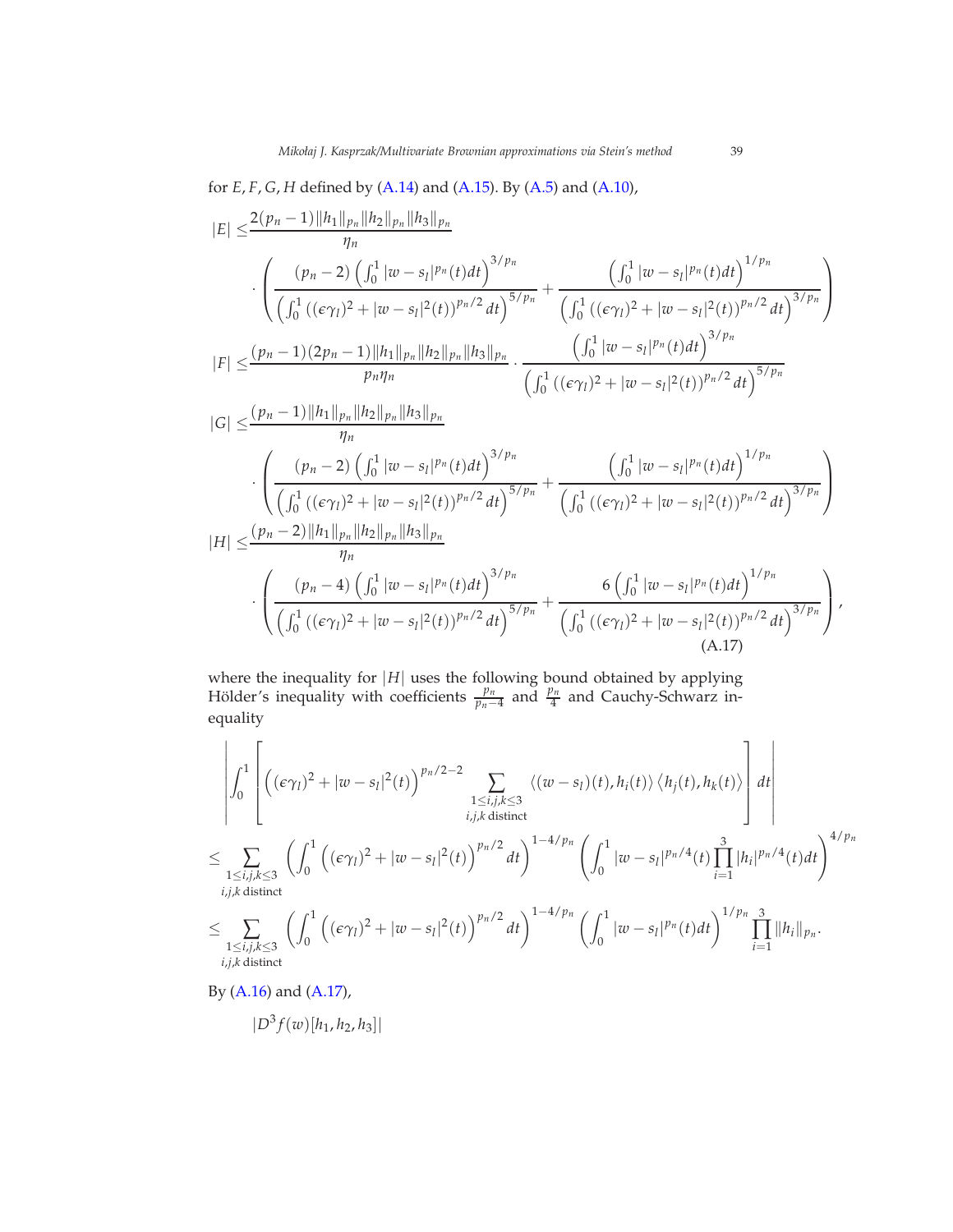for $E, F, G, H$ defined by (A.14) and (A.15). By (A.5) and (A.10),

$$
\begin{aligned}
|E| \leq & \frac{2(p_n-1)\|h_1\|_{p_n}\|h_2\|_{p_n}\|h_3\|_{p_n}}{\eta_n} \\
& \cdot \left( \frac{(p_n-2)\left(\int_0^1 |w-s_l|^{p_n}(t)dt\right)^{3/p_n}}{\left(\int_0^1 \left((\epsilon\gamma_l)^2+|w-s_l|^2(t)\right)^{p_n/2}dt\right)^{5/p_n}} + \frac{\left(\int_0^1 |w-s_l|^{p_n}(t)dt\right)^{1/p_n}}{\left(\int_0^1 \left((\epsilon\gamma_l)^2+|w-s_l|^2(t)\right)^{p_n/2}dt\right)^{3/p_n}} \right) \\
|F| \leq & \frac{(p_n-1)(2p_n-1)\|h_1\|_{p_n}\|h_2\|_{p_n}\|h_3\|_{p_n}}{p_n\eta_n} \cdot \frac{\left(\int_0^1 |w-s_l|^{p_n}(t)dt\right)^{3/p_n}}{\left(\int_0^1 \left((\epsilon\gamma_l)^2+|w-s_l|^2(t)\right)^{p_n/2}dt\right)^{5/p_n}} \\
|G| \leq & \frac{(p_n-1)\|h_1\|_{p_n}\|h_2\|_{p_n}\|h_3\|_{p_n}}{\eta_n} \\
& \cdot \left( \frac{(p_n-2)\left(\int_0^1 |w-s_l|^{p_n}(t)dt\right)^{3/p_n}}{\left(\int_0^1 \left((\epsilon\gamma_l)^2+|w-s_l|^2(t)\right)^{p_n/2}dt\right)^{5/p_n}} + \frac{\left(\int_0^1 |w-s_l|^{p_n}(t)dt\right)^{1/p_n}}{\left(\int_0^1 \left((\epsilon\gamma_l)^2+|w-s_l|^2(t)\right)^{p_n/2}dt\right)^{3/p_n}} \right) \\
|H| \leq & \frac{(p_n-2)\|h_1\|_{p_n}\|h_2\|_{p_n}\|h_3\|_{p_n}}{\eta_n} \\
& \cdot \left( \frac{(p_n-4)\left(\int_0^1 |w-s_l|^{p_n}(t)dt\right)^{3/p_n}}{\left(\int_0^1 \left((\epsilon\gamma_l)^2+|w-s_l|^2(t)\right)^{p_n/2}dt\right)^{5/p_n}} + \frac{6\left(\int_0^1 |w-s_l|^{p_n}(t)dt\right)^{1/p_n}}{\left(\int_0^1 \left((\epsilon\gamma_l)^2+|w-s_l|^2(t)\right)^{p_n/2}dt\right)^{3/p_n}} \right),
\end{aligned}
\tag{A.17}
$$

where the inequality for $|H|$ uses the following bound obtained by applying Hölder's inequality with coefficients $\frac{p_n}{p_n-4}$ and $\frac{p_n}{4}$ and Cauchy-Schwarz inequality

$$
\begin{aligned}
& \left| \int_0^1 \left[ \left((\epsilon\gamma_l)^2+|w-s_l|^2(t)\right)^{p_n/2-2} \sum_{\substack{1\leq i,j,k\leq 3 \\ i,j,k \text{ distinct}}} \langle (w-s_l)(t), h_i(t)\rangle \langle h_j(t), h_k(t)\rangle \right] dt \right| \\
\leq & \sum_{\substack{1\leq i,j,k\leq 3 \\ i,j,k \text{ distinct}}} \left( \int_0^1 \left((\epsilon\gamma_l)^2+|w-s_l|^2(t)\right)^{p_n/2} dt \right)^{1-4/p_n} \left( \int_0^1 |w-s_l|^{p_n/4}(t) \prod_{i=1}^3 |h_i|^{p_n/4}(t) dt \right)^{4/p_n} \\
\leq & \sum_{\substack{1\leq i,j,k\leq 3 \\ i,j,k \text{ distinct}}} \left( \int_0^1 \left((\epsilon\gamma_l)^2+|w-s_l|^2(t)\right)^{p_n/2} dt \right)^{1-4/p_n} \left( \int_0^1 |w-s_l|^{p_n}(t) dt \right)^{1/p_n} \prod_{i=1}^3 \|h_i\|_{p_n}.
\end{aligned}
$$

By (A.16) and (A.17),

$$
|D^3 f(w)[h_1,h_2,h_3]|
$$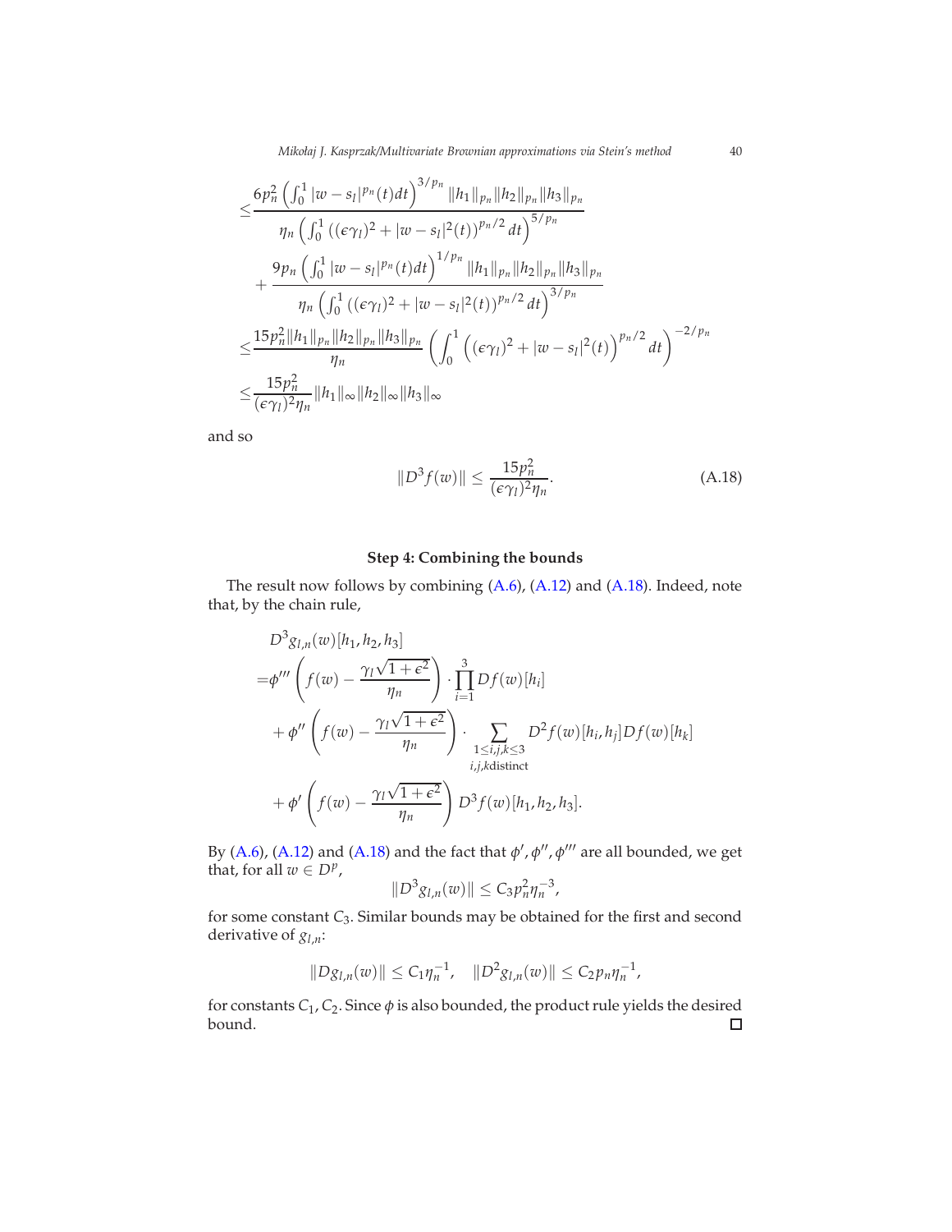$$
\begin{aligned}
\leq & \frac{6p_n^2 \left(\int_0^1 |w-s_l|^{p_n}(t)dt\right)^{3/p_n} \|h_1\|_{p_n}\|h_2\|_{p_n}\|h_3\|_{p_n}}{\eta_n \left(\int_0^1 \left((\epsilon\gamma_l)^2 + |w-s_l|^2(t)\right)^{p_n/2} dt\right)^{5/p_n}} \\
& + \frac{9p_n \left(\int_0^1 |w-s_l|^{p_n}(t)dt\right)^{1/p_n} \|h_1\|_{p_n}\|h_2\|_{p_n}\|h_3\|_{p_n}}{\eta_n \left(\int_0^1 \left((\epsilon\gamma_l)^2 + |w-s_l|^2(t)\right)^{p_n/2} dt\right)^{3/p_n}} \\
\leq & \frac{15p_n^2 \|h_1\|_{p_n}\|h_2\|_{p_n}\|h_3\|_{p_n}}{\eta_n} \left(\int_0^1 \left((\epsilon\gamma_l)^2 + |w-s_l|^2(t)\right)^{p_n/2} dt\right)^{-2/p_n} \\
\leq & \frac{15p_n^2}{(\epsilon\gamma_l)^2\eta_n} \|h_1\|_\infty \|h_2\|_\infty \|h_3\|_\infty
\end{aligned}
$$

and so

$$
\|D^3 f(w)\| \leq \frac{15p_n^2}{(\epsilon\gamma_l)^2\eta_n}. \tag{A.18}
$$

**Step 4: Combining the bounds**

The result now follows by combining (A.6), (A.12) and (A.18). Indeed, note that, by the chain rule,

$$
\begin{aligned}
& D^3 g_{l,n}(w)[h_1,h_2,h_3] \\
= & \phi'''\left(f(w) - \frac{\gamma_l\sqrt{1+\epsilon^2}}{\eta_n}\right) \cdot \prod_{i=1}^{3} Df(w)[h_i] \\
& + \phi''\left(f(w) - \frac{\gamma_l\sqrt{1+\epsilon^2}}{\eta_n}\right) \cdot \sum_{\substack{1\leq i,j,k\leq 3 \\ i,j,k \text{distinct}}} D^2 f(w)[h_i,h_j] Df(w)[h_k] \\
& + \phi'\left(f(w) - \frac{\gamma_l\sqrt{1+\epsilon^2}}{\eta_n}\right) D^3 f(w)[h_1,h_2,h_3].
\end{aligned}
$$

By (A.6), (A.12) and (A.18) and the fact that $\phi', \phi'', \phi'''$ are all bounded, we get that, for all $w \in D^p$,

$$
\|D^3 g_{l,n}(w)\| \leq C_3 p_n^2 \eta_n^{-3},
$$

for some constant $C_3$. Similar bounds may be obtained for the first and second derivative of $g_{l,n}$:

$$
\|Dg_{l,n}(w)\| \leq C_1\eta_n^{-1}, \quad \|D^2 g_{l,n}(w)\| \leq C_2 p_n \eta_n^{-1},
$$

for constants $C_1, C_2$. Since $\phi$ is also bounded, the product rule yields the desired bound. □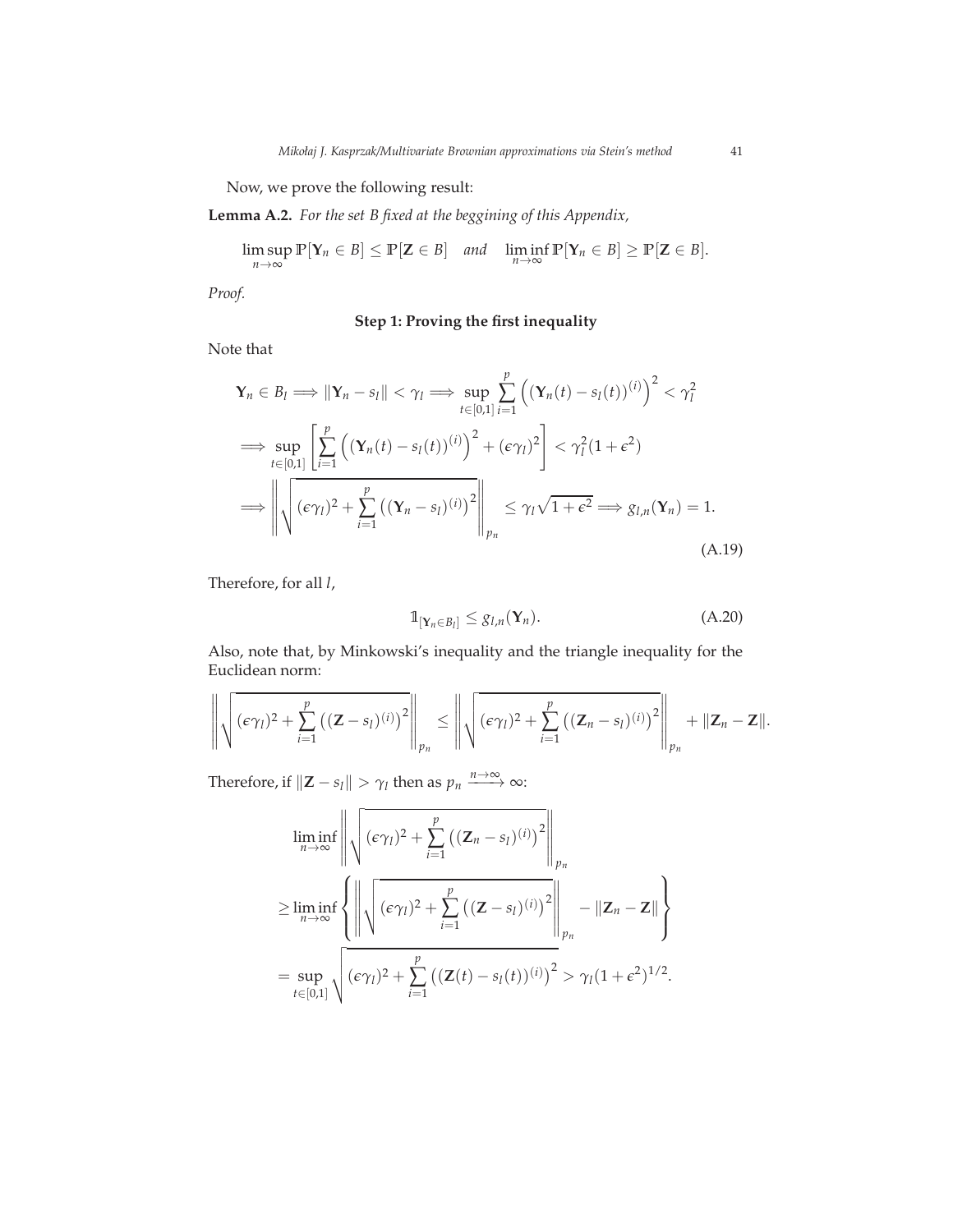Now, we prove the following result:

**Lemma A.2.** *For the set $B$ fixed at the beggining of this Appendix,*

$$\limsup_{n\to\infty} \mathbb{P}[\mathbf{Y}_n \in B] \leq \mathbb{P}[\mathbf{Z} \in B] \quad \text{and} \quad \liminf_{n\to\infty} \mathbb{P}[\mathbf{Y}_n \in B] \geq \mathbb{P}[\mathbf{Z} \in B].$$

*Proof.*

**Step 1: Proving the first inequality**

Note that

$$\begin{aligned}
&\mathbf{Y}_n \in B_l \Longrightarrow \|\mathbf{Y}_n - s_l\| < \gamma_l \Longrightarrow \sup_{t\in[0,1]} \sum_{i=1}^{p} \left( (\mathbf{Y}_n(t) - s_l(t))^{(i)} \right)^2 < \gamma_l^2 \\
&\Longrightarrow \sup_{t\in[0,1]} \left[ \sum_{i=1}^{p} \left( (\mathbf{Y}_n(t) - s_l(t))^{(i)} \right)^2 + (\epsilon\gamma_l)^2 \right] < \gamma_l^2(1+\epsilon^2) \\
&\Longrightarrow \left\| \sqrt{(\epsilon\gamma_l)^2 + \sum_{i=1}^{p} \left( (\mathbf{Y}_n - s_l)^{(i)} \right)^2} \right\|_{p_n} \leq \gamma_l\sqrt{1+\epsilon^2} \Longrightarrow g_{l,n}(\mathbf{Y}_n) = 1.
\end{aligned} \tag{A.19}$$

Therefore, for all $l$,

$$\mathbb{1}_{[\mathbf{Y}_n \in B_l]} \leq g_{l,n}(\mathbf{Y}_n). \tag{A.20}$$

Also, note that, by Minkowski's inequality and the triangle inequality for the Euclidean norm:

$$\left\| \sqrt{(\epsilon\gamma_l)^2 + \sum_{i=1}^{p} \left( (\mathbf{Z} - s_l)^{(i)} \right)^2} \right\|_{p_n} \leq \left\| \sqrt{(\epsilon\gamma_l)^2 + \sum_{i=1}^{p} \left( (\mathbf{Z}_n - s_l)^{(i)} \right)^2} \right\|_{p_n} + \|\mathbf{Z}_n - \mathbf{Z}\|.$$

Therefore, if $\|\mathbf{Z} - s_l\| > \gamma_l$ then as $p_n \xrightarrow{n\to\infty} \infty$:

$$\begin{aligned}
&\liminf_{n\to\infty} \left\| \sqrt{(\epsilon\gamma_l)^2 + \sum_{i=1}^{p} \left( (\mathbf{Z}_n - s_l)^{(i)} \right)^2} \right\|_{p_n} \\
&\geq \liminf_{n\to\infty} \left\{ \left\| \sqrt{(\epsilon\gamma_l)^2 + \sum_{i=1}^{p} \left( (\mathbf{Z} - s_l)^{(i)} \right)^2} \right\|_{p_n} - \|\mathbf{Z}_n - \mathbf{Z}\| \right\} \\
&= \sup_{t\in[0,1]} \sqrt{(\epsilon\gamma_l)^2 + \sum_{i=1}^{p} \left( (\mathbf{Z}(t) - s_l(t))^{(i)} \right)^2} > \gamma_l(1+\epsilon^2)^{1/2}.
\end{aligned}$$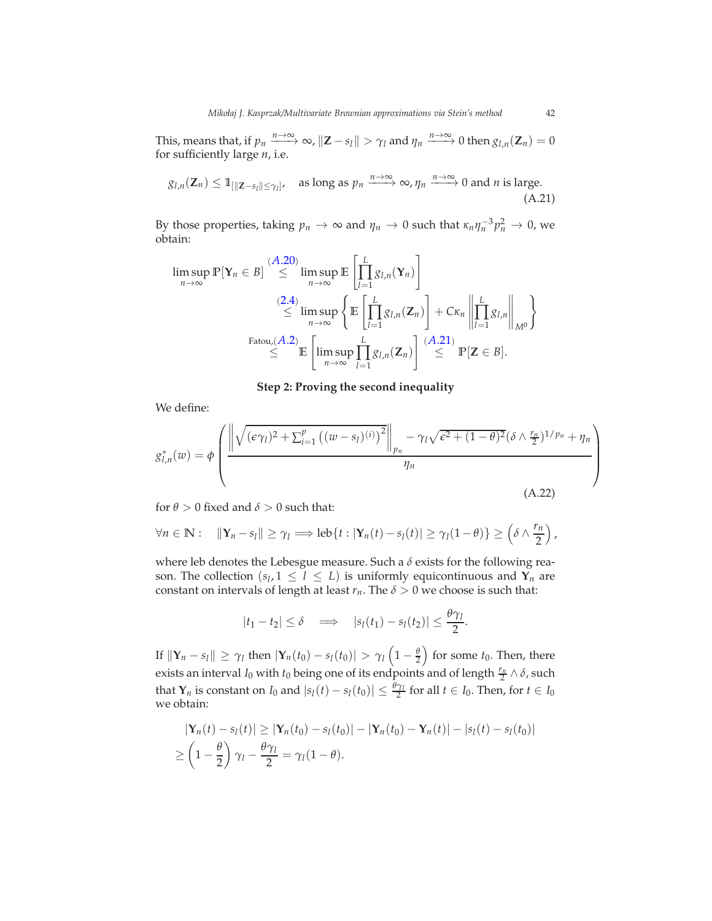This, means that, if $p_n \xrightarrow{n\to\infty} \infty$, $\|\mathbf{Z} - s_l\| > \gamma_l$ and $\eta_n \xrightarrow{n\to\infty} 0$ then $g_{l,n}(\mathbf{Z}_n) = 0$ for sufficiently large $n$, i.e.

$$g_{l,n}(\mathbf{Z}_n) \leq \mathbb{1}_{[\|\mathbf{Z}-s_l\|\leq \gamma_l]}, \quad \text{as long as } p_n \xrightarrow{n\to\infty} \infty, \eta_n \xrightarrow{n\to\infty} 0 \text{ and } n \text{ is large.} \tag{A.21}$$

By those properties, taking $p_n \to \infty$ and $\eta_n \to 0$ such that $\kappa_n \eta_n^{-3} p_n^2 \to 0$, we obtain:

$$\begin{aligned}
\limsup_{n\to\infty} \mathbb{P}[\mathbf{Y}_n \in B] &\overset{(A.20)}{\leq} \limsup_{n\to\infty} \mathbb{E}\left[\prod_{l=1}^{L} g_{l,n}(\mathbf{Y}_n)\right] \\
&\overset{(2.4)}{\leq} \limsup_{n\to\infty} \left\{ \mathbb{E}\left[\prod_{l=1}^{L} g_{l,n}(\mathbf{Z}_n)\right] + C\kappa_n \left\|\prod_{l=1}^{L} g_{l,n}\right\|_{M^0} \right\} \\
&\overset{\text{Fatou,}(A.2)}{\leq} \mathbb{E}\left[\limsup_{n\to\infty} \prod_{l=1}^{L} g_{l,n}(\mathbf{Z}_n)\right] \overset{(A.21)}{\leq} \mathbb{P}[\mathbf{Z} \in B].
\end{aligned}$$

**Step 2: Proving the second inequality**

We define:

$$g^*_{l,n}(w) = \phi\left( \frac{\left\| \sqrt{(\epsilon\gamma_l)^2 + \sum_{i=1}^{p}\left((w-s_l)^{(i)}\right)^2} \right\|_{p_n} - \gamma_l\sqrt{\epsilon^2 + (1-\theta)^2}(\delta \wedge \frac{r_n}{2})^{1/p_n} + \eta_n}{\eta_n} \right) \tag{A.22}$$

for $\theta > 0$ fixed and $\delta > 0$ such that:

$$\forall n \in \mathbb{N}: \quad \|\mathbf{Y}_n - s_l\| \geq \gamma_l \Longrightarrow \text{leb}\{t : |\mathbf{Y}_n(t) - s_l(t)| \geq \gamma_l(1-\theta)\} \geq \left(\delta \wedge \frac{r_n}{2}\right),$$

where leb denotes the Lebesgue measure. Such a $\delta$ exists for the following reason. The collection $(s_l, 1 \leq l \leq L)$ is uniformly equicontinuous and $\mathbf{Y}_n$ are constant on intervals of length at least $r_n$. The $\delta > 0$ we choose is such that:

$$|t_1 - t_2| \leq \delta \quad \Longrightarrow \quad |s_l(t_1) - s_l(t_2)| \leq \frac{\theta\gamma_l}{2}.$$

If $\|\mathbf{Y}_n - s_l\| \geq \gamma_l$ then $|\mathbf{Y}_n(t_0) - s_l(t_0)| > \gamma_l\left(1 - \frac{\theta}{2}\right)$ for some $t_0$. Then, there exists an interval $I_0$ with $t_0$ being one of its endpoints and of length $\frac{r_n}{2} \wedge \delta$, such that $\mathbf{Y}_n$ is constant on $I_0$ and $|s_l(t) - s_l(t_0)| \leq \frac{\theta\gamma_l}{2}$ for all $t \in I_0$. Then, for $t \in I_0$ we obtain:

$$\begin{aligned}
&|\mathbf{Y}_n(t) - s_l(t)| \geq |\mathbf{Y}_n(t_0) - s_l(t_0)| - |\mathbf{Y}_n(t_0) - \mathbf{Y}_n(t)| - |s_l(t) - s_l(t_0)| \\
&\geq \left(1 - \frac{\theta}{2}\right)\gamma_l - \frac{\theta\gamma_l}{2} = \gamma_l(1-\theta).
\end{aligned}$$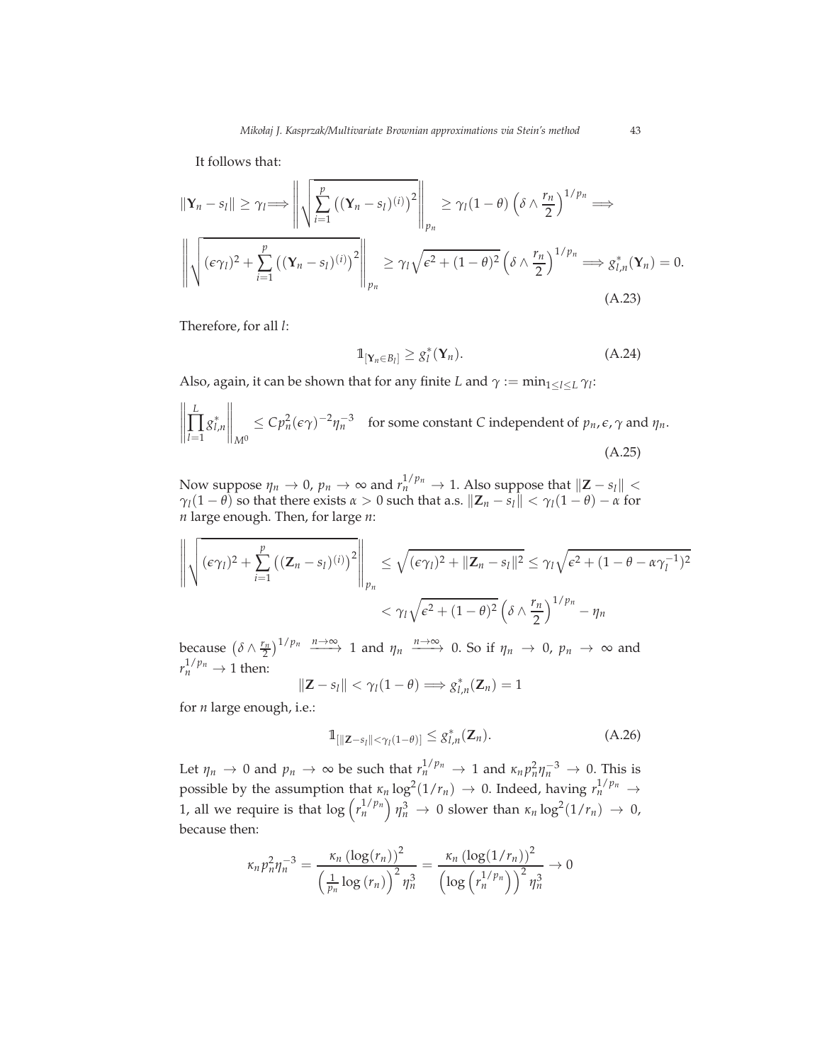It follows that:

$$
\|\mathbf{Y}_n - s_l\| \geq \gamma_l \Longrightarrow \left\| \sqrt{\sum_{i=1}^{p} \left( (\mathbf{Y}_n - s_l)^{(i)} \right)^2} \right\|_{p_n} \geq \gamma_l (1-\theta) \left( \delta \wedge \frac{r_n}{2} \right)^{1/p_n} \Longrightarrow
$$

$$
\left\| \sqrt{(\epsilon \gamma_l)^2 + \sum_{i=1}^{p} \left( (\mathbf{Y}_n - s_l)^{(i)} \right)^2} \right\|_{p_n} \geq \gamma_l \sqrt{\epsilon^2 + (1-\theta)^2} \left( \delta \wedge \frac{r_n}{2} \right)^{1/p_n} \Longrightarrow g^*_{l,n}(\mathbf{Y}_n) = 0. \tag{A.23}
$$

Therefore, for all $l$:

$$
\mathbb{1}_{[\mathbf{Y}_n \in B_l]} \geq g^*_l(\mathbf{Y}_n). \tag{A.24}
$$

Also, again, it can be shown that for any finite $L$ and $\gamma := \min_{1 \leq l \leq L} \gamma_l$:

$$
\left\| \prod_{l=1}^{L} g^*_{l,n} \right\|_{M^0} \leq C p_n^2 (\epsilon \gamma)^{-2} \eta_n^{-3} \quad \text{for some constant } C \text{ independent of } p_n, \epsilon, \gamma \text{ and } \eta_n. \tag{A.25}
$$

Now suppose $\eta_n \to 0$, $p_n \to \infty$ and $r_n^{1/p_n} \to 1$. Also suppose that $\|\mathbf{Z} - s_l\| < \gamma_l(1-\theta)$ so that there exists $\alpha > 0$ such that a.s. $\|\mathbf{Z}_n - s_l\| < \gamma_l(1-\theta) - \alpha$ for $n$ large enough. Then, for large $n$:

$$
\begin{aligned}
\left\| \sqrt{(\epsilon \gamma_l)^2 + \sum_{i=1}^{p} \left( (\mathbf{Z}_n - s_l)^{(i)} \right)^2} \right\|_{p_n} &\leq \sqrt{(\epsilon \gamma_l)^2 + \|\mathbf{Z}_n - s_l\|^2} \leq \gamma_l \sqrt{\epsilon^2 + (1 - \theta - \alpha \gamma_l^{-1})^2} \\
&< \gamma_l \sqrt{\epsilon^2 + (1-\theta)^2} \left( \delta \wedge \frac{r_n}{2} \right)^{1/p_n} - \eta_n
\end{aligned}
$$

because $\left( \delta \wedge \frac{r_n}{2} \right)^{1/p_n} \xrightarrow{n \to \infty} 1$ and $\eta_n \xrightarrow{n \to \infty} 0$. So if $\eta_n \to 0$, $p_n \to \infty$ and $r_n^{1/p_n} \to 1$ then:

$$
\|\mathbf{Z} - s_l\| < \gamma_l(1-\theta) \Longrightarrow g^*_{l,n}(\mathbf{Z}_n) = 1
$$

for $n$ large enough, i.e.:

$$
\mathbb{1}_{[\|\mathbf{Z} - s_l\| < \gamma_l(1-\theta)]} \leq g^*_{l,n}(\mathbf{Z}_n). \tag{A.26}
$$

Let $\eta_n \to 0$ and $p_n \to \infty$ be such that $r_n^{1/p_n} \to 1$ and $\kappa_n p_n^2 \eta_n^{-3} \to 0$. This is possible by the assumption that $\kappa_n \log^2(1/r_n) \to 0$. Indeed, having $r_n^{1/p_n} \to 1$, all we require is that $\log\left(r_n^{1/p_n}\right) \eta_n^3 \to 0$ slower than $\kappa_n \log^2(1/r_n) \to 0$, because then:

$$
\kappa_n p_n^2 \eta_n^{-3} = \frac{\kappa_n \left(\log(r_n)\right)^2}{\left(\frac{1}{p_n} \log(r_n)\right)^2 \eta_n^3} = \frac{\kappa_n \left(\log(1/r_n)\right)^2}{\left(\log\left(r_n^{1/p_n}\right)\right)^2 \eta_n^3} \to 0
$$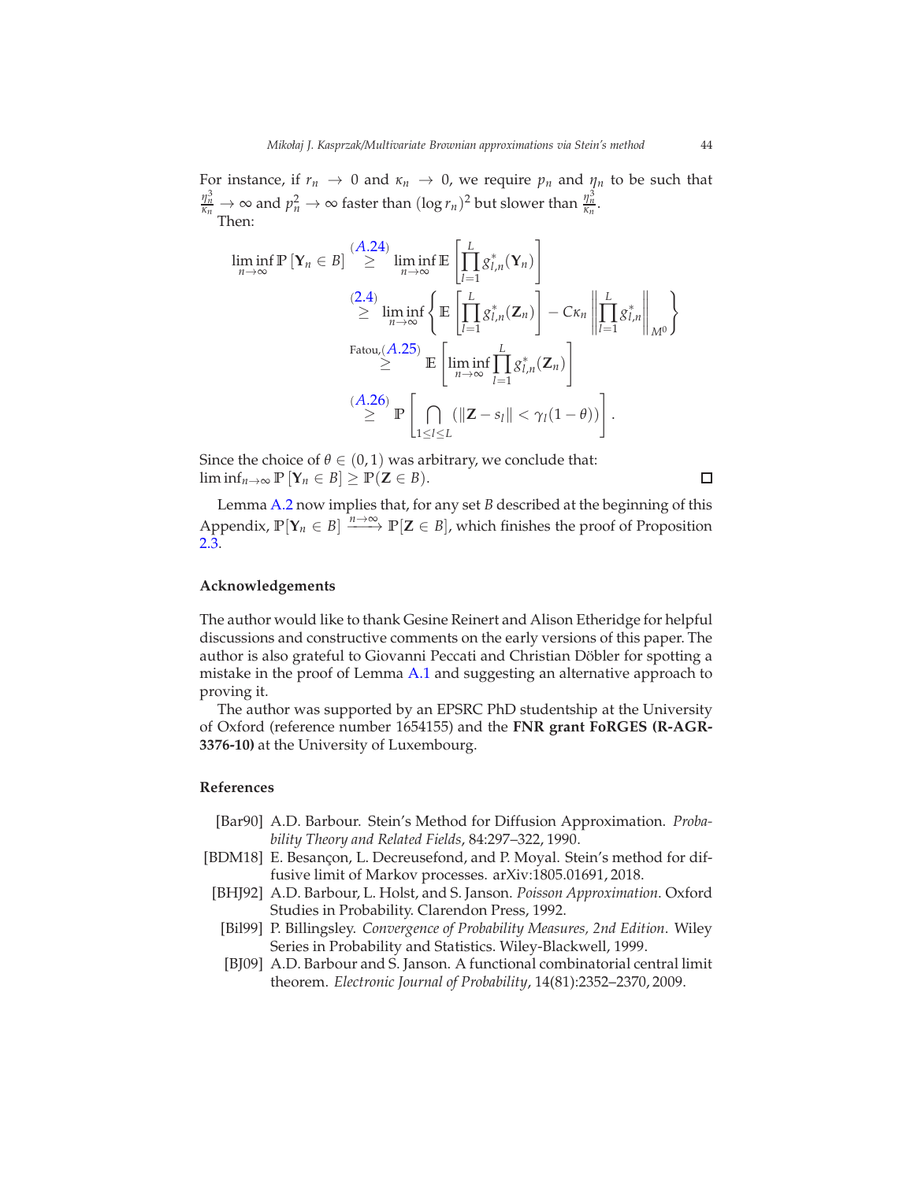For instance, if $r_n \to 0$ and $\kappa_n \to 0$, we require $p_n$ and $\eta_n$ to be such that $\frac{\eta_n^3}{\kappa_n} \to \infty$ and $p_n^2 \to \infty$ faster than $(\log r_n)^2$ but slower than $\frac{\eta_n^3}{\kappa_n}$.
Then:

$$
\begin{aligned}
\liminf_{n\to\infty} \mathbb{P}\left[\mathbf{Y}_n \in B\right] &\overset{(A.24)}{\geq} \liminf_{n\to\infty} \mathbb{E}\left[\prod_{l=1}^{L} g_{l,n}^{*}(\mathbf{Y}_n)\right] \\
&\overset{(2.4)}{\geq} \liminf_{n\to\infty} \left\{ \mathbb{E}\left[\prod_{l=1}^{L} g_{l,n}^{*}(\mathbf{Z}_n)\right] - C\kappa_n \left\|\prod_{l=1}^{L} g_{l,n}^{*}\right\|_{M^0} \right\} \\
&\overset{\text{Fatou},(A.25)}{\geq} \mathbb{E}\left[\liminf_{n\to\infty} \prod_{l=1}^{L} g_{l,n}^{*}(\mathbf{Z}_n)\right] \\
&\overset{(A.26)}{\geq} \mathbb{P}\left[\bigcap_{1\leq l\leq L} \left(\|\mathbf{Z} - s_l\| < \gamma_l(1-\theta)\right)\right].
\end{aligned}
$$

Since the choice of $\theta \in (0,1)$ was arbitrary, we conclude that:
$\liminf_{n\to\infty} \mathbb{P}\left[\mathbf{Y}_n \in B\right] \geq \mathbb{P}(\mathbf{Z} \in B)$. ◻

Lemma A.2 now implies that, for any set $B$ described at the beginning of this Appendix, $\mathbb{P}[\mathbf{Y}_n \in B] \xrightarrow{n\to\infty} \mathbb{P}[\mathbf{Z} \in B]$, which finishes the proof of Proposition 2.3.

### Acknowledgements

The author would like to thank Gesine Reinert and Alison Etheridge for helpful discussions and constructive comments on the early versions of this paper. The author is also grateful to Giovanni Peccati and Christian Döbler for spotting a mistake in the proof of Lemma A.1 and suggesting an alternative approach to proving it.

The author was supported by an EPSRC PhD studentship at the University of Oxford (reference number 1654155) and the **FNR grant FoRGES (R-AGR-3376-10)** at the University of Luxembourg.

### References

[Bar90] A.D. Barbour. Stein's Method for Diffusion Approximation. *Probability Theory and Related Fields*, 84:297–322, 1990.

[BDM18] E. Besançon, L. Decreusefond, and P. Moyal. Stein's method for diffusive limit of Markov processes. arXiv:1805.01691, 2018.

[BHJ92] A.D. Barbour, L. Holst, and S. Janson. *Poisson Approximation*. Oxford Studies in Probability. Clarendon Press, 1992.

[Bil99] P. Billingsley. *Convergence of Probability Measures, 2nd Edition*. Wiley Series in Probability and Statistics. Wiley-Blackwell, 1999.

[BJ09] A.D. Barbour and S. Janson. A functional combinatorial central limit theorem. *Electronic Journal of Probability*, 14(81):2352–2370, 2009.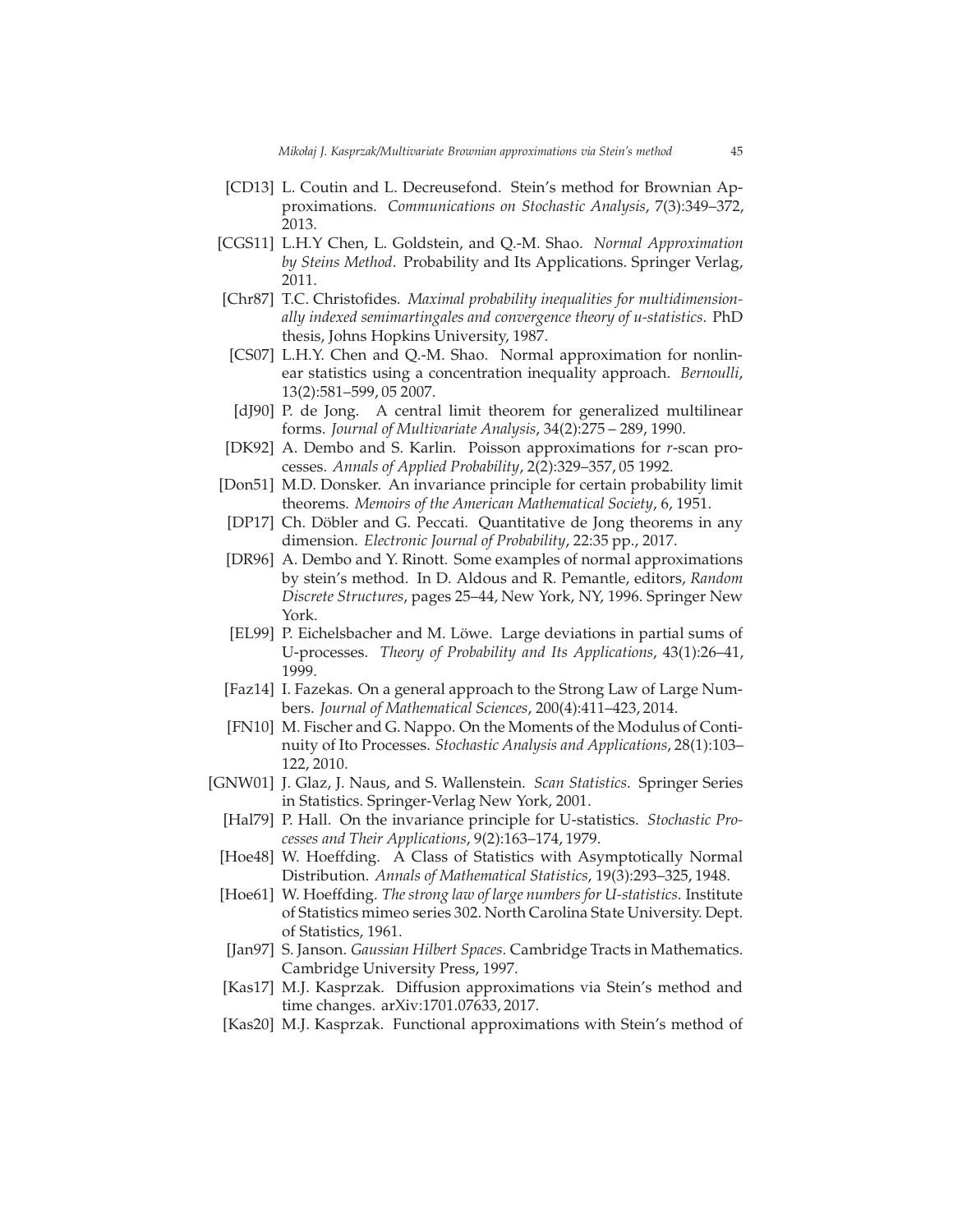[CD13] L. Coutin and L. Decreusefond. Stein's method for Brownian Approximations. *Communications on Stochastic Analysis*, 7(3):349–372, 2013.

[CGS11] L.H.Y Chen, L. Goldstein, and Q.-M. Shao. *Normal Approximation by Steins Method*. Probability and Its Applications. Springer Verlag, 2011.

[Chr87] T.C. Christofides. *Maximal probability inequalities for multidimensionally indexed semimartingales and convergence theory of u-statistics*. PhD thesis, Johns Hopkins University, 1987.

[CS07] L.H.Y. Chen and Q.-M. Shao. Normal approximation for nonlinear statistics using a concentration inequality approach. *Bernoulli*, 13(2):581–599, 05 2007.

[dJ90] P. de Jong. A central limit theorem for generalized multilinear forms. *Journal of Multivariate Analysis*, 34(2):275 – 289, 1990.

[DK92] A. Dembo and S. Karlin. Poisson approximations for $r$-scan processes. *Annals of Applied Probability*, 2(2):329–357, 05 1992.

[Don51] M.D. Donsker. An invariance principle for certain probability limit theorems. *Memoirs of the American Mathematical Society*, 6, 1951.

[DP17] Ch. Döbler and G. Peccati. Quantitative de Jong theorems in any dimension. *Electronic Journal of Probability*, 22:35 pp., 2017.

[DR96] A. Dembo and Y. Rinott. Some examples of normal approximations by stein's method. In D. Aldous and R. Pemantle, editors, *Random Discrete Structures*, pages 25–44, New York, NY, 1996. Springer New York.

[EL99] P. Eichelsbacher and M. Löwe. Large deviations in partial sums of U-processes. *Theory of Probability and Its Applications*, 43(1):26–41, 1999.

[Faz14] I. Fazekas. On a general approach to the Strong Law of Large Numbers. *Journal of Mathematical Sciences*, 200(4):411–423, 2014.

[FN10] M. Fischer and G. Nappo. On the Moments of the Modulus of Continuity of Ito Processes. *Stochastic Analysis and Applications*, 28(1):103–122, 2010.

[GNW01] J. Glaz, J. Naus, and S. Wallenstein. *Scan Statistics*. Springer Series in Statistics. Springer-Verlag New York, 2001.

[Hal79] P. Hall. On the invariance principle for U-statistics. *Stochastic Processes and Their Applications*, 9(2):163–174, 1979.

[Hoe48] W. Hoeffding. A Class of Statistics with Asymptotically Normal Distribution. *Annals of Mathematical Statistics*, 19(3):293–325, 1948.

[Hoe61] W. Hoeffding. *The strong law of large numbers for U-statistics*. Institute of Statistics mimeo series 302. North Carolina State University. Dept. of Statistics, 1961.

[Jan97] S. Janson. *Gaussian Hilbert Spaces*. Cambridge Tracts in Mathematics. Cambridge University Press, 1997.

[Kas17] M.J. Kasprzak. Diffusion approximations via Stein's method and time changes. arXiv:1701.07633, 2017.

[Kas20] M.J. Kasprzak. Functional approximations with Stein's method of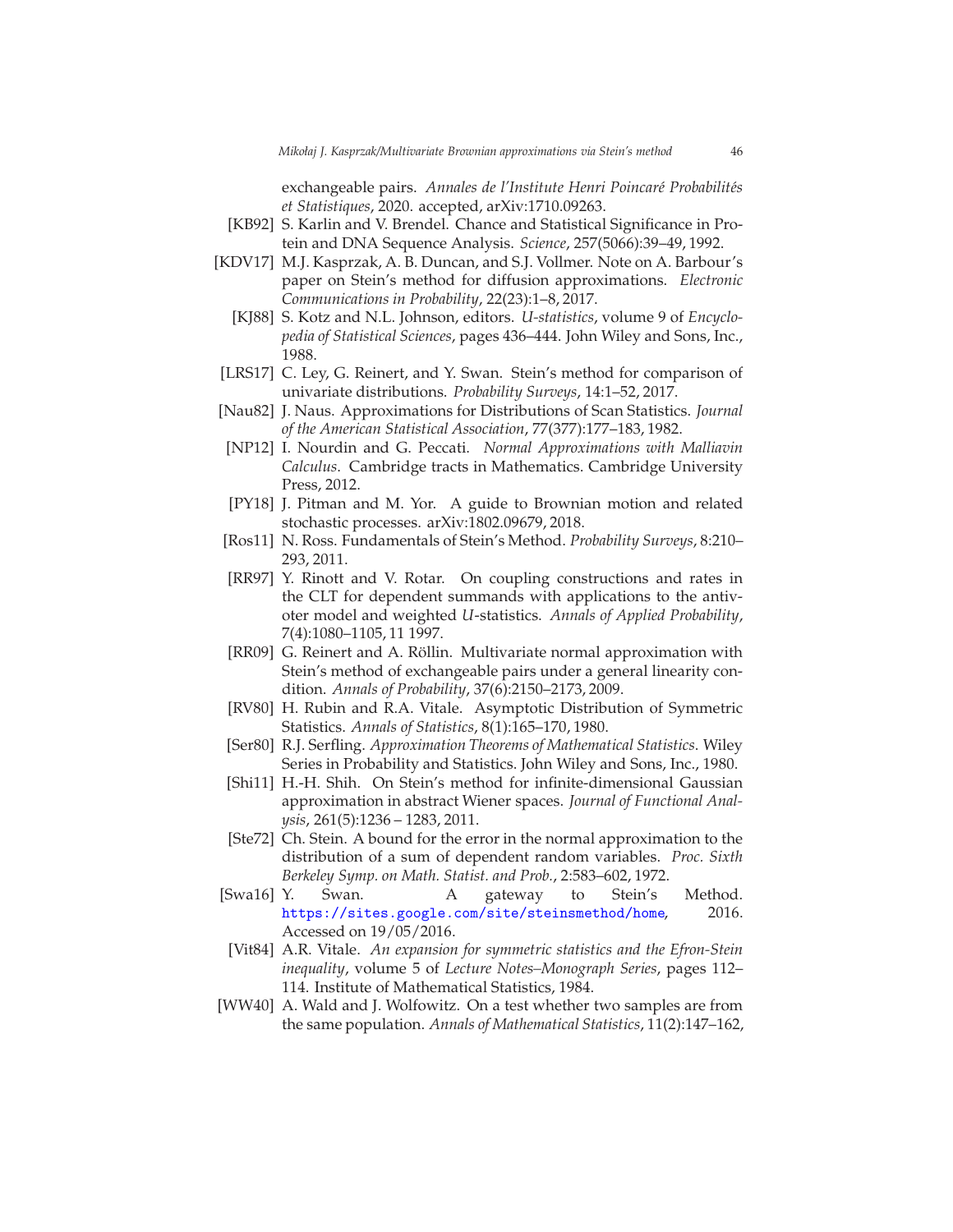exchangeable pairs. *Annales de l'Institute Henri Poincaré Probabilités et Statistiques*, 2020. accepted, arXiv:1710.09263.

[KB92] S. Karlin and V. Brendel. Chance and Statistical Significance in Protein and DNA Sequence Analysis. *Science*, 257(5066):39–49, 1992.

[KDV17] M.J. Kasprzak, A. B. Duncan, and S.J. Vollmer. Note on A. Barbour's paper on Stein's method for diffusion approximations. *Electronic Communications in Probability*, 22(23):1–8, 2017.

[KJ88] S. Kotz and N.L. Johnson, editors. *U-statistics*, volume 9 of *Encyclopedia of Statistical Sciences*, pages 436–444. John Wiley and Sons, Inc., 1988.

[LRS17] C. Ley, G. Reinert, and Y. Swan. Stein's method for comparison of univariate distributions. *Probability Surveys*, 14:1–52, 2017.

[Nau82] J. Naus. Approximations for Distributions of Scan Statistics. *Journal of the American Statistical Association*, 77(377):177–183, 1982.

[NP12] I. Nourdin and G. Peccati. *Normal Approximations with Malliavin Calculus*. Cambridge tracts in Mathematics. Cambridge University Press, 2012.

[PY18] J. Pitman and M. Yor. A guide to Brownian motion and related stochastic processes. arXiv:1802.09679, 2018.

[Ros11] N. Ross. Fundamentals of Stein's Method. *Probability Surveys*, 8:210–293, 2011.

[RR97] Y. Rinott and V. Rotar. On coupling constructions and rates in the CLT for dependent summands with applications to the antivoter model and weighted *U*-statistics. *Annals of Applied Probability*, 7(4):1080–1105, 11 1997.

[RR09] G. Reinert and A. Röllin. Multivariate normal approximation with Stein's method of exchangeable pairs under a general linearity condition. *Annals of Probability*, 37(6):2150–2173, 2009.

[RV80] H. Rubin and R.A. Vitale. Asymptotic Distribution of Symmetric Statistics. *Annals of Statistics*, 8(1):165–170, 1980.

[Ser80] R.J. Serfling. *Approximation Theorems of Mathematical Statistics*. Wiley Series in Probability and Statistics. John Wiley and Sons, Inc., 1980.

[Shi11] H.-H. Shih. On Stein's method for infinite-dimensional Gaussian approximation in abstract Wiener spaces. *Journal of Functional Analysis*, 261(5):1236 – 1283, 2011.

[Ste72] Ch. Stein. A bound for the error in the normal approximation to the distribution of a sum of dependent random variables. *Proc. Sixth Berkeley Symp. on Math. Statist. and Prob.*, 2:583–602, 1972.

[Swa16] Y. Swan. A gateway to Stein's Method. https://sites.google.com/site/steinsmethod/home, 2016. Accessed on 19/05/2016.

[Vit84] A.R. Vitale. *An expansion for symmetric statistics and the Efron-Stein inequality*, volume 5 of *Lecture Notes–Monograph Series*, pages 112–114. Institute of Mathematical Statistics, 1984.

[WW40] A. Wald and J. Wolfowitz. On a test whether two samples are from the same population. *Annals of Mathematical Statistics*, 11(2):147–162,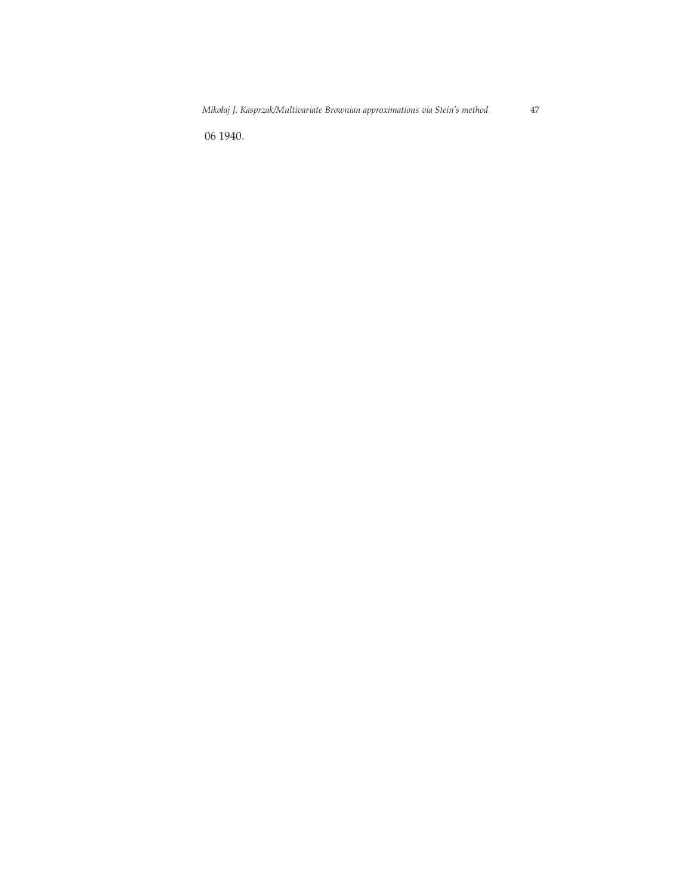06 1940.